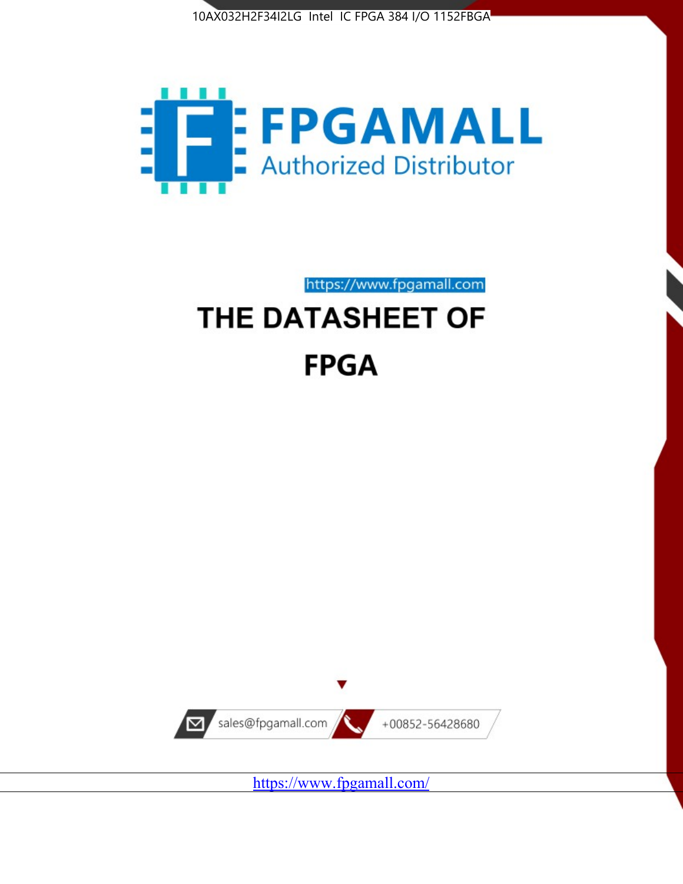10AX032H2F34I2LG Intel IC FPGA 384 I/O 1152FBGA

FPGAMALL

Authorized Distributor

https://www.fpgamall.com

# THE DATASHEET OF

# FPGA

sales@fpgamall.com

+00852-56428680

https://www.fpgamall.com/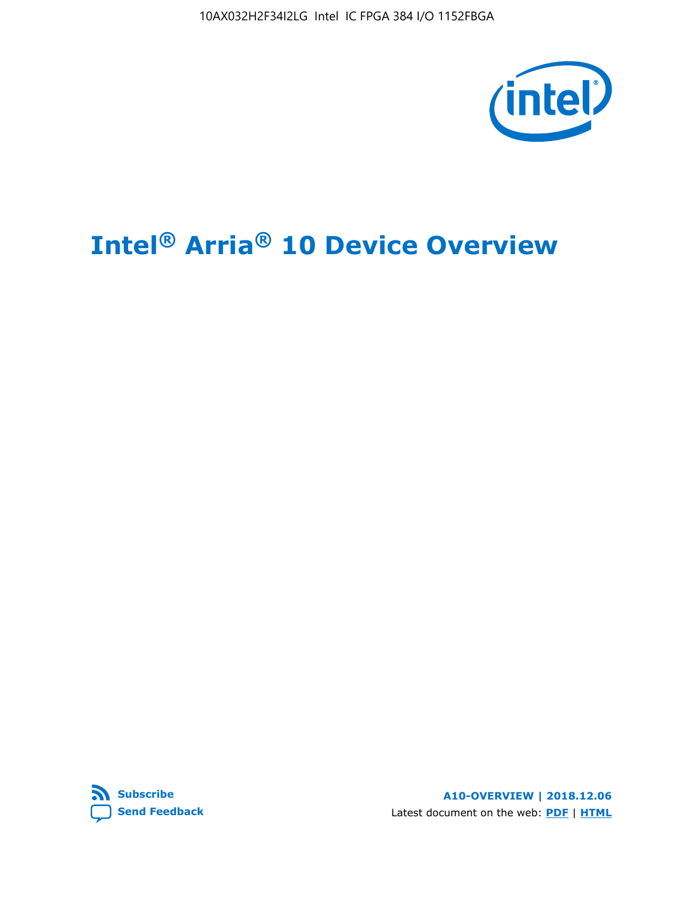# Intel® Arria® 10 Device Overview

**A10-OVERVIEW | 2018.12.06**

Latest document on the web: **PDF** | **HTML**

**Subscribe**

**Send Feedback**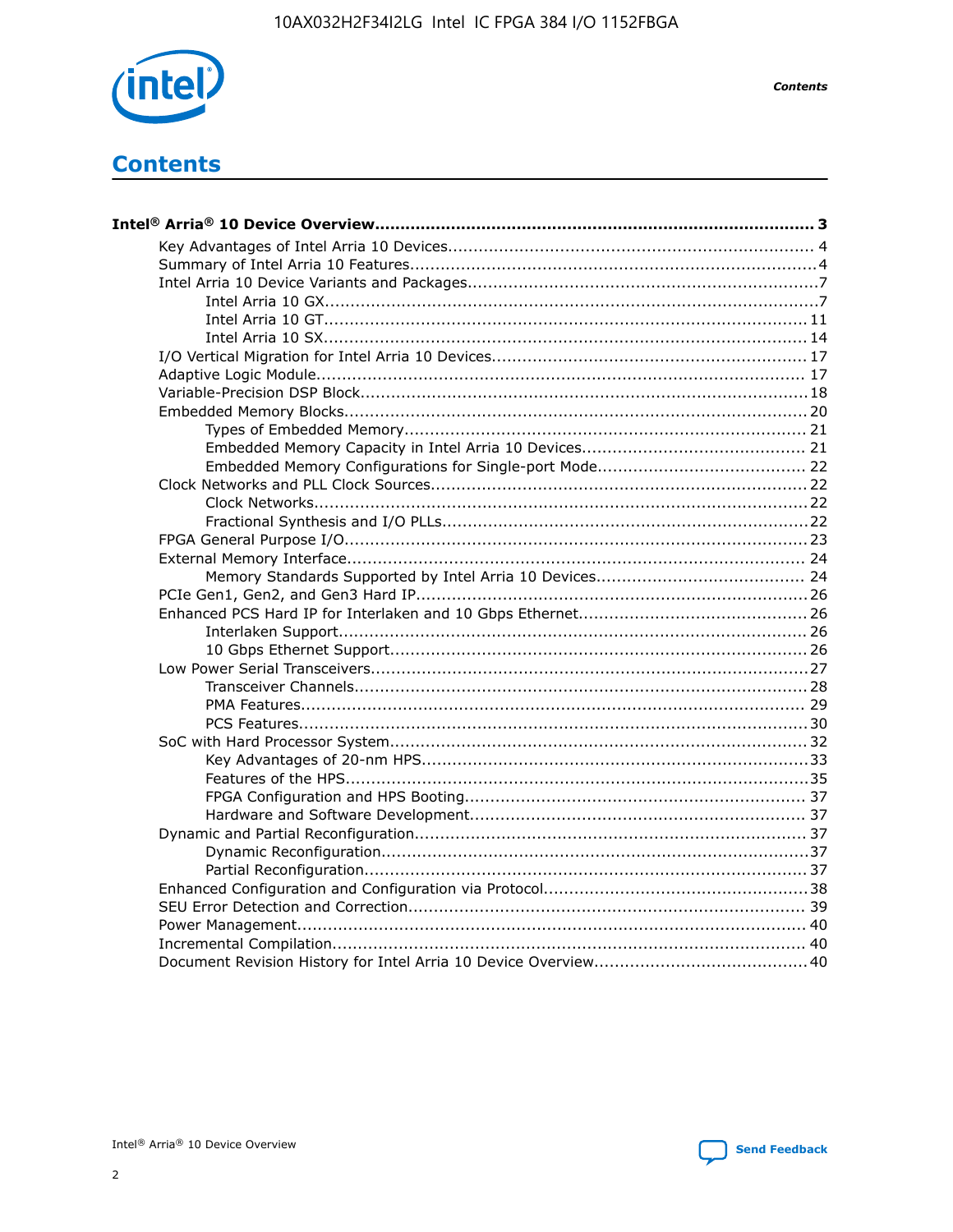# Contents

**Intel® Arria® 10 Device Overview...................................................................................... 3**

- Key Advantages of Intel Arria 10 Devices........................................................................ 4
- Summary of Intel Arria 10 Features................................................................................4
- Intel Arria 10 Device Variants and Packages.....................................................................7
    - Intel Arria 10 GX.................................................................................................7
    - Intel Arria 10 GT............................................................................................... 11
    - Intel Arria 10 SX............................................................................................... 14
- I/O Vertical Migration for Intel Arria 10 Devices.............................................................. 17
- Adaptive Logic Module................................................................................................ 17
- Variable-Precision DSP Block........................................................................................18
- Embedded Memory Blocks........................................................................................... 20
    - Types of Embedded Memory............................................................................... 21
    - Embedded Memory Capacity in Intel Arria 10 Devices............................................ 21
    - Embedded Memory Configurations for Single-port Mode......................................... 22
- Clock Networks and PLL Clock Sources.......................................................................... 22
    - Clock Networks.................................................................................................22
    - Fractional Synthesis and I/O PLLs........................................................................22
- FPGA General Purpose I/O.......................................................................................... 23
- External Memory Interface.......................................................................................... 24
    - Memory Standards Supported by Intel Arria 10 Devices......................................... 24
- PCIe Gen1, Gen2, and Gen3 Hard IP............................................................................. 26
- Enhanced PCS Hard IP for Interlaken and 10 Gbps Ethernet............................................. 26
    - Interlaken Support............................................................................................ 26
    - 10 Gbps Ethernet Support.................................................................................. 26
- Low Power Serial Transceivers..................................................................................... 27
    - Transceiver Channels......................................................................................... 28
    - PMA Features................................................................................................... 29
    - PCS Features.................................................................................................... 30
- SoC with Hard Processor System.................................................................................. 32
    - Key Advantages of 20-nm HPS............................................................................ 33
    - Features of the HPS...........................................................................................35
    - FPGA Configuration and HPS Booting................................................................... 37
    - Hardware and Software Development.................................................................. 37
- Dynamic and Partial Reconfiguration............................................................................. 37
    - Dynamic Reconfiguration....................................................................................37
    - Partial Reconfiguration.......................................................................................37
- Enhanced Configuration and Configuration via Protocol....................................................38
- SEU Error Detection and Correction.............................................................................. 39
- Power Management.................................................................................................... 40
- Incremental Compilation............................................................................................. 40
- Document Revision History for Intel Arria 10 Device Overview.......................................... 40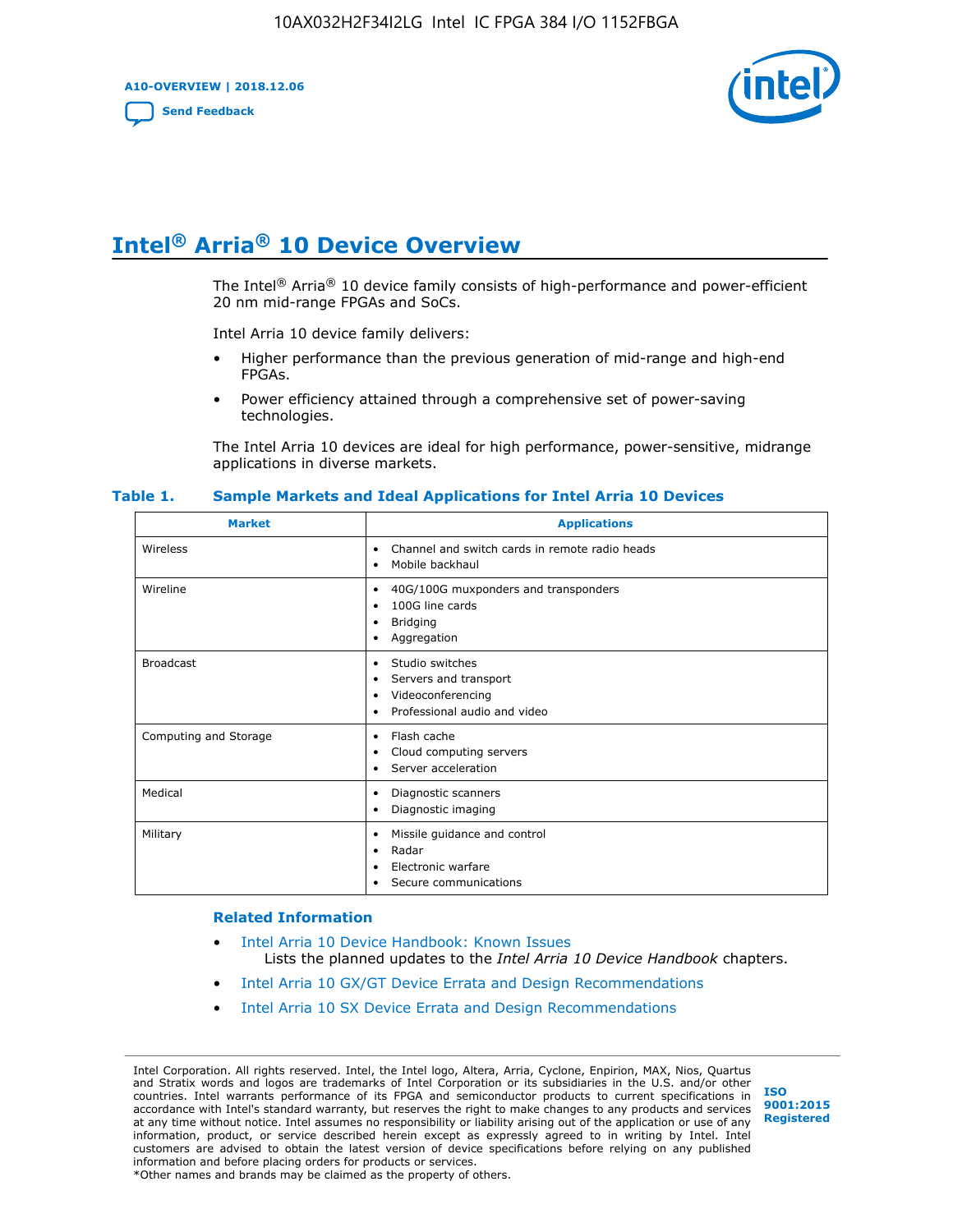# Intel® Arria® 10 Device Overview

The Intel® Arria® 10 device family consists of high-performance and power-efficient 20 nm mid-range FPGAs and SoCs.

Intel Arria 10 device family delivers:

- Higher performance than the previous generation of mid-range and high-end FPGAs.
- Power efficiency attained through a comprehensive set of power-saving technologies.

The Intel Arria 10 devices are ideal for high performance, power-sensitive, midrange applications in diverse markets.

**Table 1. Sample Markets and Ideal Applications for Intel Arria 10 Devices**

| Market | Applications |
|---|---|
| Wireless | • Channel and switch cards in remote radio heads<br>• Mobile backhaul |
| Wireline | • 40G/100G muxponders and transponders<br>• 100G line cards<br>• Bridging<br>• Aggregation |
| Broadcast | • Studio switches<br>• Servers and transport<br>• Videoconferencing<br>• Professional audio and video |
| Computing and Storage | • Flash cache<br>• Cloud computing servers<br>• Server acceleration |
| Medical | • Diagnostic scanners<br>• Diagnostic imaging |
| Military | • Missile guidance and control<br>• Radar<br>• Electronic warfare<br>• Secure communications |

**Related Information**

- Intel Arria 10 Device Handbook: Known Issues
  Lists the planned updates to the *Intel Arria 10 Device Handbook* chapters.
- Intel Arria 10 GX/GT Device Errata and Design Recommendations
- Intel Arria 10 SX Device Errata and Design Recommendations

Intel Corporation. All rights reserved. Intel, the Intel logo, Altera, Arria, Cyclone, Enpirion, MAX, Nios, Quartus and Stratix words and logos are trademarks of Intel Corporation or its subsidiaries in the U.S. and/or other countries. Intel warrants performance of its FPGA and semiconductor products to current specifications in accordance with Intel's standard warranty, but reserves the right to make changes to any products and services at any time without notice. Intel assumes no responsibility or liability arising out of the application or use of any information, product, or service described herein except as expressly agreed to in writing by Intel. Intel customers are advised to obtain the latest version of device specifications before relying on any published information and before placing orders for products or services.
*Other names and brands may be claimed as the property of others.

ISO 9001:2015 Registered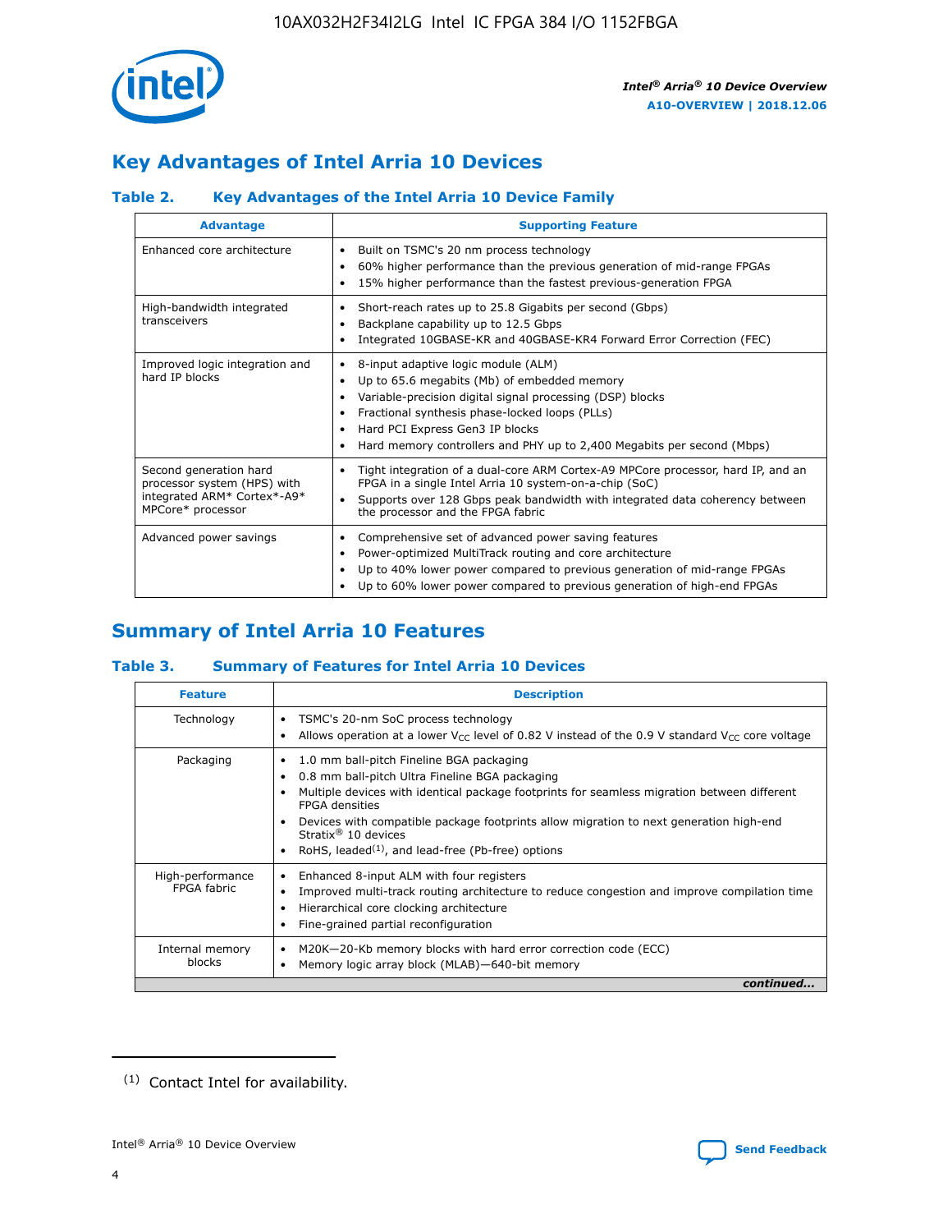## Key Advantages of Intel Arria 10 Devices

### Table 2. Key Advantages of the Intel Arria 10 Device Family

| Advantage | Supporting Feature |
|---|---|
| Enhanced core architecture | • Built on TSMC's 20 nm process technology<br>• 60% higher performance than the previous generation of mid-range FPGAs<br>• 15% higher performance than the fastest previous-generation FPGA |
| High-bandwidth integrated transceivers | • Short-reach rates up to 25.8 Gigabits per second (Gbps)<br>• Backplane capability up to 12.5 Gbps<br>• Integrated 10GBASE-KR and 40GBASE-KR4 Forward Error Correction (FEC) |
| Improved logic integration and hard IP blocks | • 8-input adaptive logic module (ALM)<br>• Up to 65.6 megabits (Mb) of embedded memory<br>• Variable-precision digital signal processing (DSP) blocks<br>• Fractional synthesis phase-locked loops (PLLs)<br>• Hard PCI Express Gen3 IP blocks<br>• Hard memory controllers and PHY up to 2,400 Megabits per second (Mbps) |
| Second generation hard processor system (HPS) with integrated ARM* Cortex*-A9* MPCore* processor | • Tight integration of a dual-core ARM Cortex-A9 MPCore processor, hard IP, and an FPGA in a single Intel Arria 10 system-on-a-chip (SoC)<br>• Supports over 128 Gbps peak bandwidth with integrated data coherency between the processor and the FPGA fabric |
| Advanced power savings | • Comprehensive set of advanced power saving features<br>• Power-optimized MultiTrack routing and core architecture<br>• Up to 40% lower power compared to previous generation of mid-range FPGAs<br>• Up to 60% lower power compared to previous generation of high-end FPGAs |

## Summary of Intel Arria 10 Features

### Table 3. Summary of Features for Intel Arria 10 Devices

| Feature | Description |
|---|---|
| Technology | • TSMC's 20-nm SoC process technology<br>• Allows operation at a lower $V_{CC}$ level of 0.82 V instead of the 0.9 V standard $V_{CC}$ core voltage |
| Packaging | • 1.0 mm ball-pitch Fineline BGA packaging<br>• 0.8 mm ball-pitch Ultra Fineline BGA packaging<br>• Multiple devices with identical package footprints for seamless migration between different FPGA densities<br>• Devices with compatible package footprints allow migration to next generation high-end Stratix® 10 devices<br>• RoHS, leaded[(1)], and lead-free (Pb-free) options |
| High-performance FPGA fabric | • Enhanced 8-input ALM with four registers<br>• Improved multi-track routing architecture to reduce congestion and improve compilation time<br>• Hierarchical core clocking architecture<br>• Fine-grained partial reconfiguration |
| Internal memory blocks | • M20K—20-Kb memory blocks with hard error correction code (ECC)<br>• Memory logic array block (MLAB)—640-bit memory |

*continued...*

(1) Contact Intel for availability.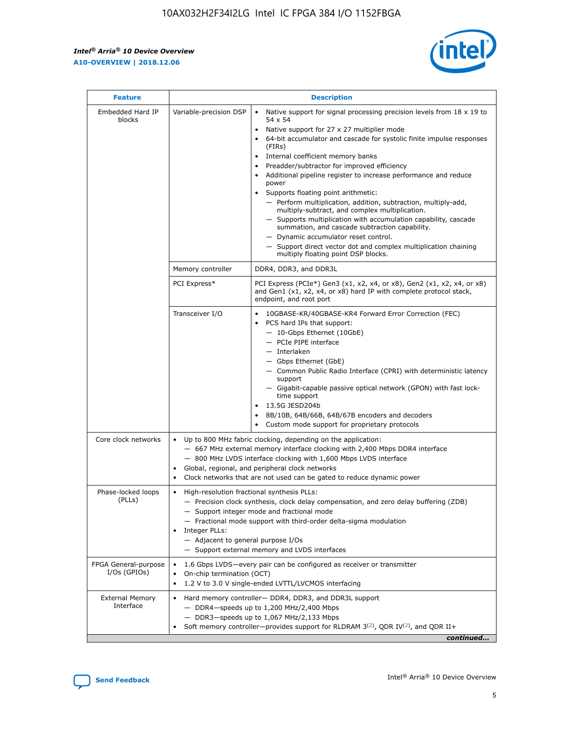| Feature | Description | |
|---|---|---|
| Embedded Hard IP blocks | Variable-precision DSP | • Native support for signal processing precision levels from 18 x 19 to 54 x 54<br>• Native support for 27 x 27 multiplier mode<br>• 64-bit accumulator and cascade for systolic finite impulse responses (FIRs)<br>• Internal coefficient memory banks<br>• Preadder/subtractor for improved efficiency<br>• Additional pipeline register to increase performance and reduce power<br>• Supports floating point arithmetic:<br>— Perform multiplication, addition, subtraction, multiply-add, multiply-subtract, and complex multiplication.<br>— Supports multiplication with accumulation capability, cascade summation, and cascade subtraction capability.<br>— Dynamic accumulator reset control.<br>— Support direct vector dot and complex multiplication chaining multiply floating point DSP blocks. |
| | Memory controller | DDR4, DDR3, and DDR3L |
| | PCI Express* | PCI Express (PCIe*) Gen3 (x1, x2, x4, or x8), Gen2 (x1, x2, x4, or x8) and Gen1 (x1, x2, x4, or x8) hard IP with complete protocol stack, endpoint, and root port |
| | Transceiver I/O | • 10GBASE-KR/40GBASE-KR4 Forward Error Correction (FEC)<br>• PCS hard IPs that support:<br>— 10-Gbps Ethernet (10GbE)<br>— PCIe PIPE interface<br>— Interlaken<br>— Gbps Ethernet (GbE)<br>— Common Public Radio Interface (CPRI) with deterministic latency support<br>— Gigabit-capable passive optical network (GPON) with fast lock-time support<br>• 13.5G JESD204b<br>• 8B/10B, 64B/66B, 64B/67B encoders and decoders<br>• Custom mode support for proprietary protocols |
| Core clock networks | • Up to 800 MHz fabric clocking, depending on the application:<br>— 667 MHz external memory interface clocking with 2,400 Mbps DDR4 interface<br>— 800 MHz LVDS interface clocking with 1,600 Mbps LVDS interface<br>• Global, regional, and peripheral clock networks<br>• Clock networks that are not used can be gated to reduce dynamic power | |
| Phase-locked loops (PLLs) | • High-resolution fractional synthesis PLLs:<br>— Precision clock synthesis, clock delay compensation, and zero delay buffering (ZDB)<br>— Support integer mode and fractional mode<br>— Fractional mode support with third-order delta-sigma modulation<br>• Integer PLLs:<br>— Adjacent to general purpose I/Os<br>— Support external memory and LVDS interfaces | |
| FPGA General-purpose I/Os (GPIOs) | • 1.6 Gbps LVDS—every pair can be configured as receiver or transmitter<br>• On-chip termination (OCT)<br>• 1.2 V to 3.0 V single-ended LVTTL/LVCMOS interfacing | |
| External Memory Interface | • Hard memory controller— DDR4, DDR3, and DDR3L support<br>— DDR4—speeds up to 1,200 MHz/2,400 Mbps<br>— DDR3—speeds up to 1,067 MHz/2,133 Mbps<br>• Soft memory controller—provides support for RLDRAM 3[(2)], QDR IV[(2)], and QDR II+ | |

*continued...*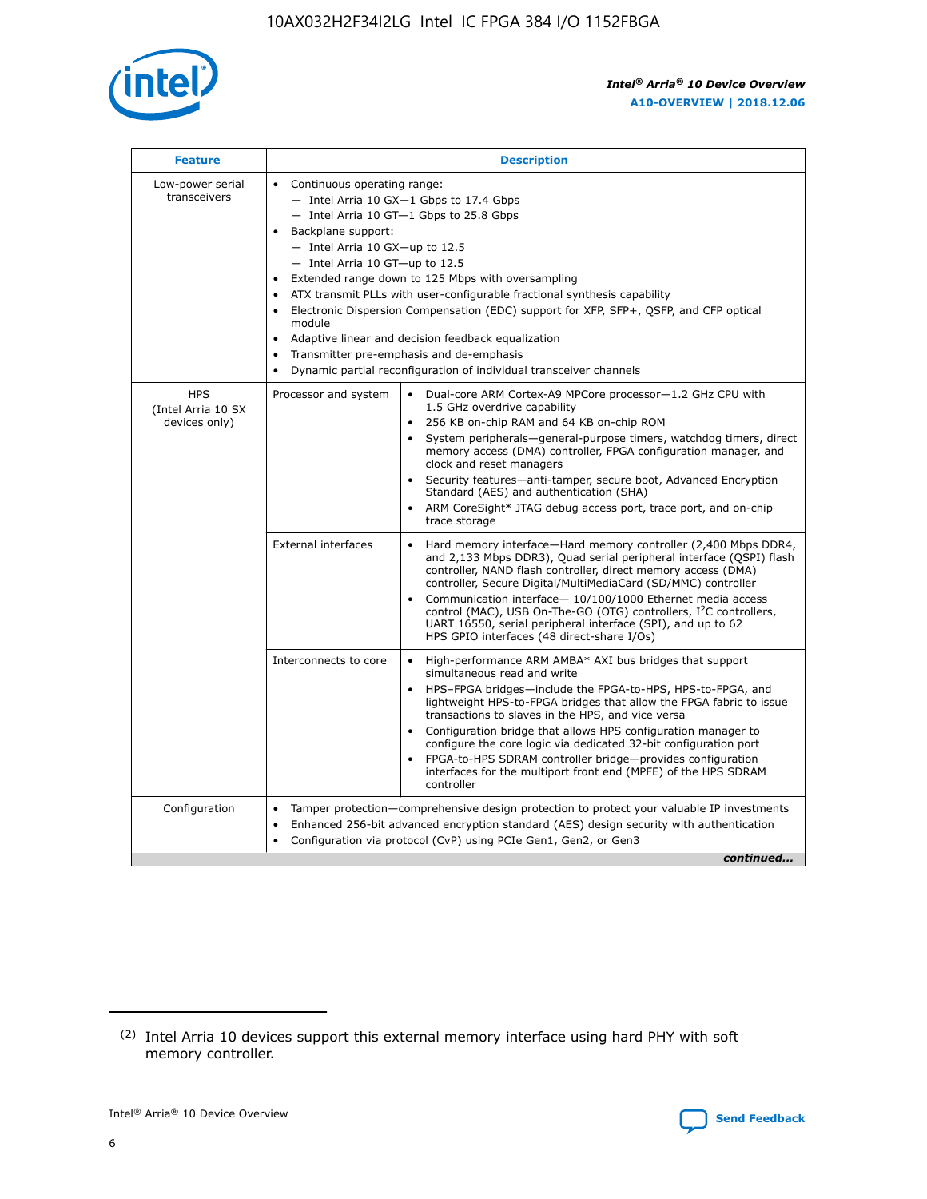| Feature | Description | |
|---|---|---|
| Low-power serial transceivers | • Continuous operating range:<br>— Intel Arria 10 GX—1 Gbps to 17.4 Gbps<br>— Intel Arria 10 GT—1 Gbps to 25.8 Gbps<br>• Backplane support:<br>— Intel Arria 10 GX—up to 12.5<br>— Intel Arria 10 GT—up to 12.5<br>• Extended range down to 125 Mbps with oversampling<br>• ATX transmit PLLs with user-configurable fractional synthesis capability<br>• Electronic Dispersion Compensation (EDC) support for XFP, SFP+, QSFP, and CFP optical module<br>• Adaptive linear and decision feedback equalization<br>• Transmitter pre-emphasis and de-emphasis<br>• Dynamic partial reconfiguration of individual transceiver channels | |
| HPS (Intel Arria 10 SX devices only) | Processor and system | • Dual-core ARM Cortex-A9 MPCore processor—1.2 GHz CPU with 1.5 GHz overdrive capability<br>• 256 KB on-chip RAM and 64 KB on-chip ROM<br>• System peripherals—general-purpose timers, watchdog timers, direct memory access (DMA) controller, FPGA configuration manager, and clock and reset managers<br>• Security features—anti-tamper, secure boot, Advanced Encryption Standard (AES) and authentication (SHA)<br>• ARM CoreSight* JTAG debug access port, trace port, and on-chip trace storage |
| | External interfaces | • Hard memory interface—Hard memory controller (2,400 Mbps DDR4, and 2,133 Mbps DDR3), Quad serial peripheral interface (QSPI) flash controller, NAND flash controller, direct memory access (DMA) controller, Secure Digital/MultiMediaCard (SD/MMC) controller<br>• Communication interface— 10/100/1000 Ethernet media access control (MAC), USB On-The-GO (OTG) controllers, I²C controllers, UART 16550, serial peripheral interface (SPI), and up to 62 HPS GPIO interfaces (48 direct-share I/Os) |
| | Interconnects to core | • High-performance ARM AMBA* AXI bus bridges that support simultaneous read and write<br>• HPS–FPGA bridges—include the FPGA-to-HPS, HPS-to-FPGA, and lightweight HPS-to-FPGA bridges that allow the FPGA fabric to issue transactions to slaves in the HPS, and vice versa<br>• Configuration bridge that allows HPS configuration manager to configure the core logic via dedicated 32-bit configuration port<br>• FPGA-to-HPS SDRAM controller bridge—provides configuration interfaces for the multiport front end (MPFE) of the HPS SDRAM controller |
| Configuration | • Tamper protection—comprehensive design protection to protect your valuable IP investments<br>• Enhanced 256-bit advanced encryption standard (AES) design security with authentication<br>• Configuration via protocol (CvP) using PCIe Gen1, Gen2, or Gen3 | |

*continued...*

(2) Intel Arria 10 devices support this external memory interface using hard PHY with soft memory controller.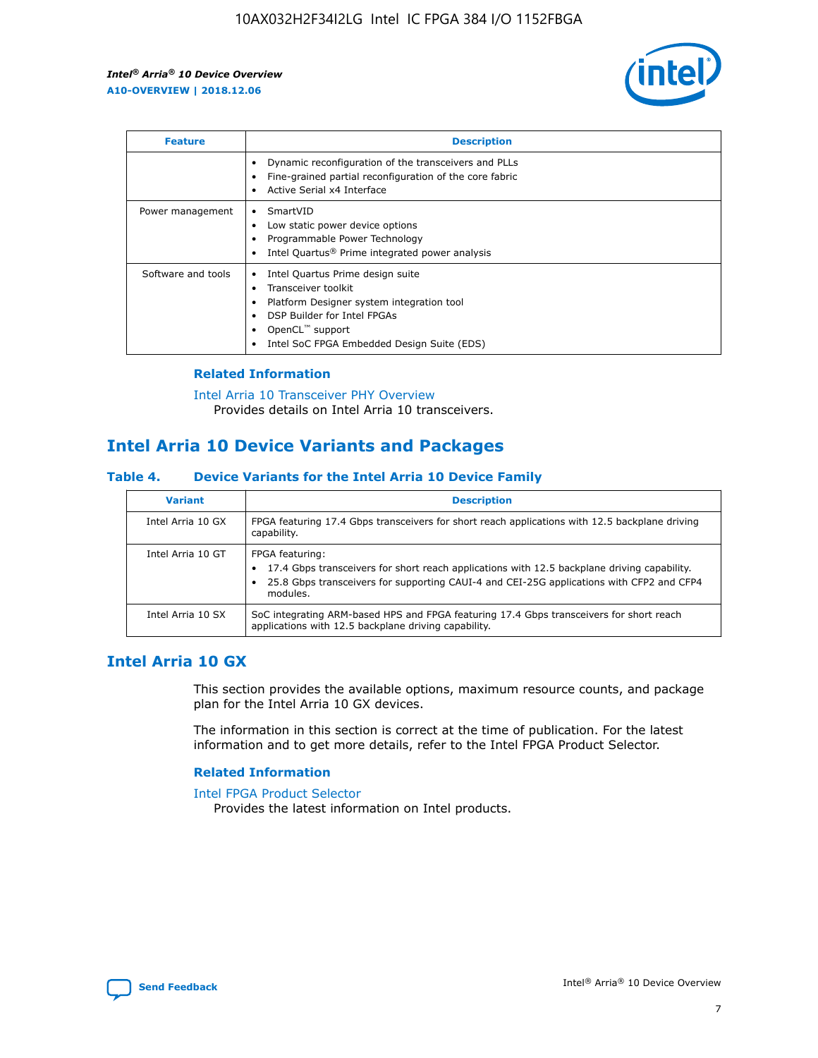| Feature | Description |
| --- | --- |
| | • Dynamic reconfiguration of the transceivers and PLLs<br>• Fine-grained partial reconfiguration of the core fabric<br>• Active Serial x4 Interface |
| Power management | • SmartVID<br>• Low static power device options<br>• Programmable Power Technology<br>• Intel Quartus® Prime integrated power analysis |
| Software and tools | • Intel Quartus Prime design suite<br>• Transceiver toolkit<br>• Platform Designer system integration tool<br>• DSP Builder for Intel FPGAs<br>• OpenCL™ support<br>• Intel SoC FPGA Embedded Design Suite (EDS) |

### Related Information

Intel Arria 10 Transceiver PHY Overview
Provides details on Intel Arria 10 transceivers.

## Intel Arria 10 Device Variants and Packages

### Table 4. Device Variants for the Intel Arria 10 Device Family

| Variant | Description |
| --- | --- |
| Intel Arria 10 GX | FPGA featuring 17.4 Gbps transceivers for short reach applications with 12.5 backplane driving capability. |
| Intel Arria 10 GT | FPGA featuring:<br>• 17.4 Gbps transceivers for short reach applications with 12.5 backplane driving capability.<br>• 25.8 Gbps transceivers for supporting CAUI-4 and CEI-25G applications with CFP2 and CFP4 modules. |
| Intel Arria 10 SX | SoC integrating ARM-based HPS and FPGA featuring 17.4 Gbps transceivers for short reach applications with 12.5 backplane driving capability. |

## Intel Arria 10 GX

This section provides the available options, maximum resource counts, and package plan for the Intel Arria 10 GX devices.

The information in this section is correct at the time of publication. For the latest information and to get more details, refer to the Intel FPGA Product Selector.

### Related Information

Intel FPGA Product Selector
Provides the latest information on Intel products.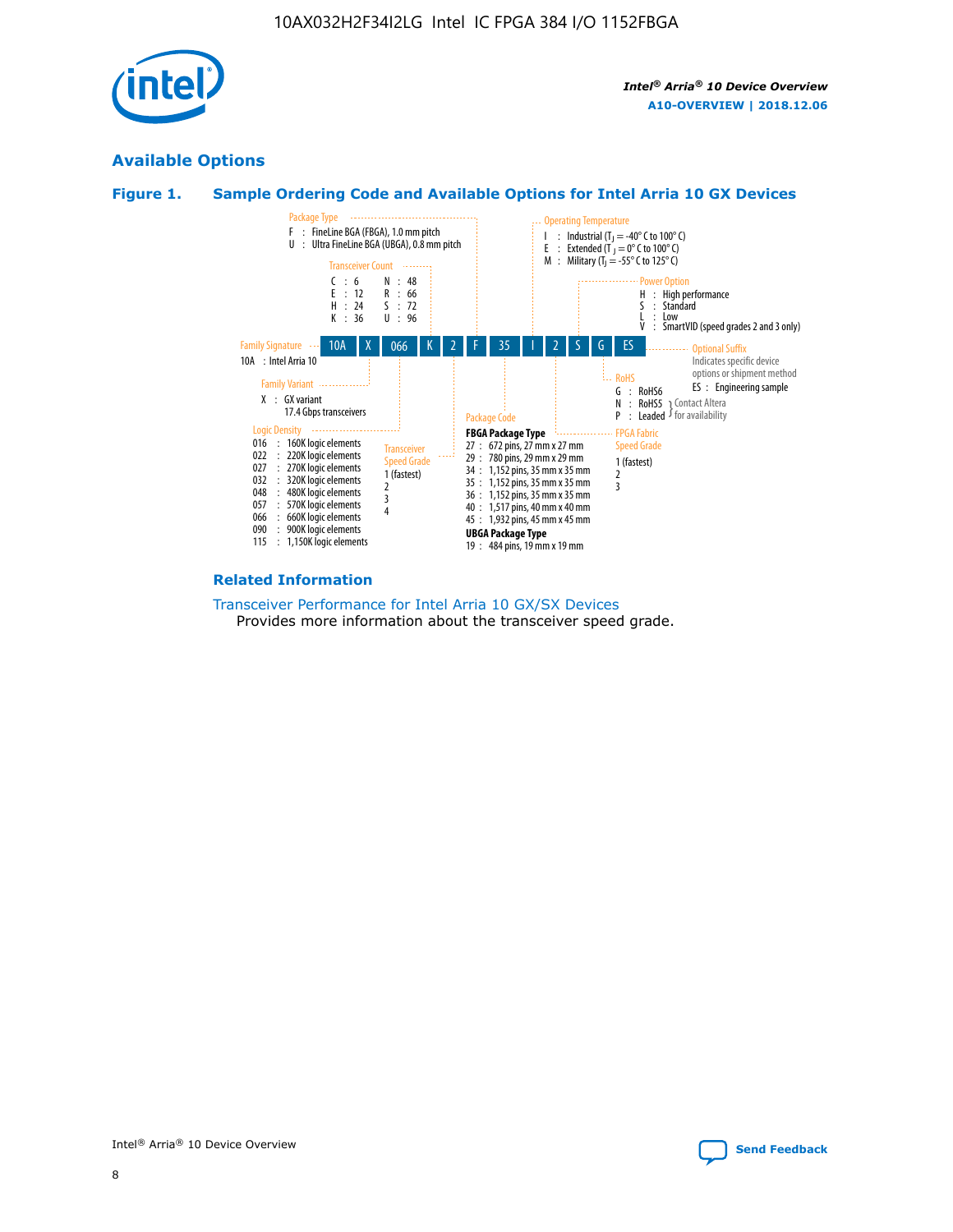## Available Options

### Figure 1. Sample Ordering Code and Available Options for Intel Arria 10 GX Devices

Sample ordering code: 10A X 066 K 2 F 35 I 2 S G ES

**Family Signature**
- 10A : Intel Arria 10

**Family Variant**
- X : GX variant
  17.4 Gbps transceivers

**Logic Density**
- 016 : 160K logic elements
- 022 : 220K logic elements
- 027 : 270K logic elements
- 032 : 320K logic elements
- 048 : 480K logic elements
- 057 : 570K logic elements
- 066 : 660K logic elements
- 090 : 900K logic elements
- 115 : 1,150K logic elements

**Transceiver Count**
- C : 6
- E : 12
- H : 24
- K : 36
- N : 48
- R : 66
- S : 72
- U : 96

**Transceiver Speed Grade**
- 1 (fastest)
- 2
- 3
- 4

**Package Type**
- F : FineLine BGA (FBGA), 1.0 mm pitch
- U : Ultra FineLine BGA (UBGA), 0.8 mm pitch

**Package Code**

FBGA Package Type
- 27 : 672 pins, 27 mm x 27 mm
- 29 : 780 pins, 29 mm x 29 mm
- 34 : 1,152 pins, 35 mm x 35 mm
- 35 : 1,152 pins, 35 mm x 35 mm
- 36 : 1,152 pins, 35 mm x 35 mm
- 40 : 1,517 pins, 40 mm x 40 mm
- 45 : 1,932 pins, 45 mm x 45 mm

UBGA Package Type
- 19 : 484 pins, 19 mm x 19 mm

**Operating Temperature**
- I : Industrial ($T_J$ = -40° C to 100° C)
- E : Extended ($T_J$ = 0° C to 100° C)
- M : Military ($T_J$ = -55° C to 125° C)

**FPGA Fabric Speed Grade**
- 1 (fastest)
- 2
- 3

**Power Option**
- H : High performance
- S : Standard
- L : Low
- V : SmartVID (speed grades 2 and 3 only)

**RoHS**
- G : RoHS6
- N : RoHS5 } Contact Altera for availability
- P : Leaded } Contact Altera for availability

**Optional Suffix**

Indicates specific device options or shipment method
- ES : Engineering sample

### Related Information

Transceiver Performance for Intel Arria 10 GX/SX Devices
Provides more information about the transceiver speed grade.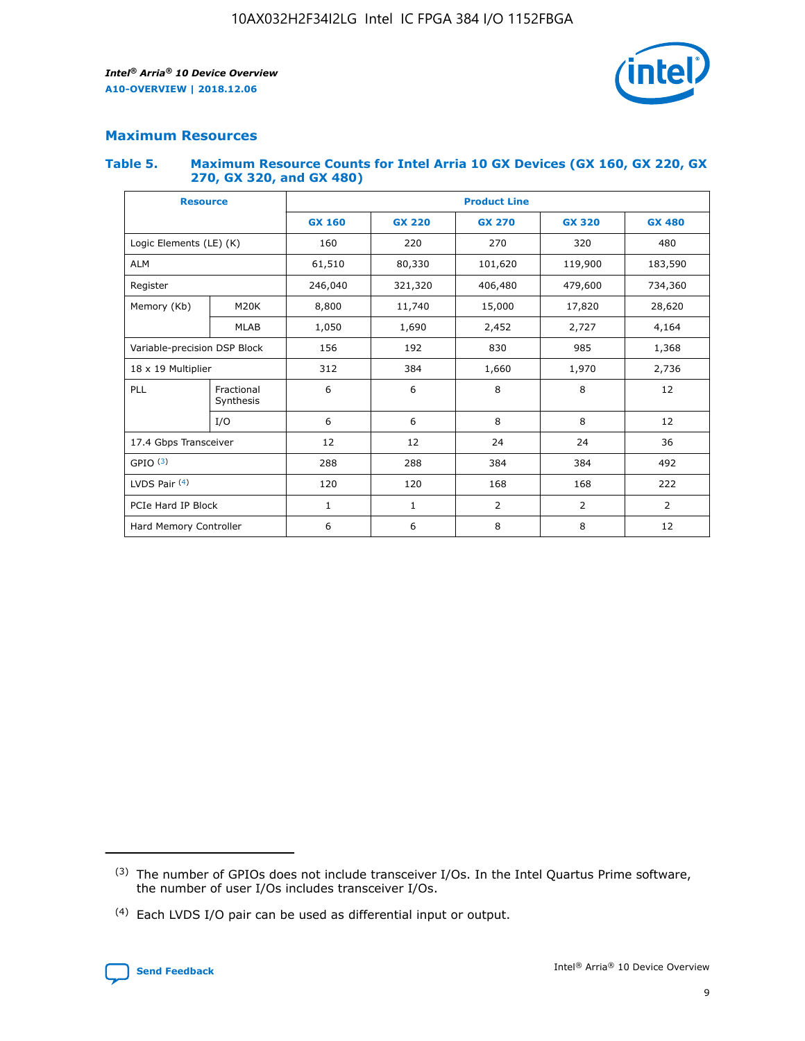## Maximum Resources

### Table 5. Maximum Resource Counts for Intel Arria 10 GX Devices (GX 160, GX 220, GX 270, GX 320, and GX 480)

| Resource | | Product Line | | | | |
|---|---|---|---|---|---|---|
| | | GX 160 | GX 220 | GX 270 | GX 320 | GX 480 |
| Logic Elements (LE) (K) | | 160 | 220 | 270 | 320 | 480 |
| ALM | | 61,510 | 80,330 | 101,620 | 119,900 | 183,590 |
| Register | | 246,040 | 321,320 | 406,480 | 479,600 | 734,360 |
| Memory (Kb) | M20K | 8,800 | 11,740 | 15,000 | 17,820 | 28,620 |
| | MLAB | 1,050 | 1,690 | 2,452 | 2,727 | 4,164 |
| Variable-precision DSP Block | | 156 | 192 | 830 | 985 | 1,368 |
| 18 x 19 Multiplier | | 312 | 384 | 1,660 | 1,970 | 2,736 |
| PLL | Fractional Synthesis | 6 | 6 | 8 | 8 | 12 |
| | I/O | 6 | 6 | 8 | 8 | 12 |
| 17.4 Gbps Transceiver | | 12 | 12 | 24 | 24 | 36 |
| GPIO [(3)] | | 288 | 288 | 384 | 384 | 492 |
| LVDS Pair [(4)] | | 120 | 120 | 168 | 168 | 222 |
| PCIe Hard IP Block | | 1 | 1 | 2 | 2 | 2 |
| Hard Memory Controller | | 6 | 6 | 8 | 8 | 12 |

(3) The number of GPIOs does not include transceiver I/Os. In the Intel Quartus Prime software, the number of user I/Os includes transceiver I/Os.

(4) Each LVDS I/O pair can be used as differential input or output.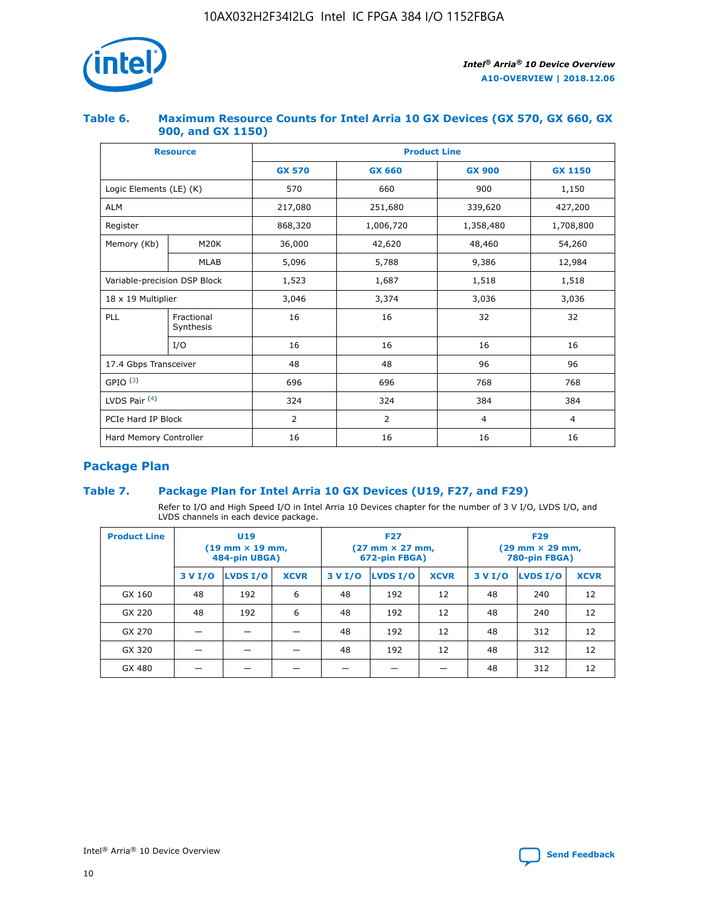## Table 6. Maximum Resource Counts for Intel Arria 10 GX Devices (GX 570, GX 660, GX 900, and GX 1150)

| Resource | | Product Line | | | |
|---|---|---|---|---|---|
| | | GX 570 | GX 660 | GX 900 | GX 1150 |
| Logic Elements (LE) (K) | | 570 | 660 | 900 | 1,150 |
| ALM | | 217,080 | 251,680 | 339,620 | 427,200 |
| Register | | 868,320 | 1,006,720 | 1,358,480 | 1,708,800 |
| Memory (Kb) | M20K | 36,000 | 42,620 | 48,460 | 54,260 |
| | MLAB | 5,096 | 5,788 | 9,386 | 12,984 |
| Variable-precision DSP Block | | 1,523 | 1,687 | 1,518 | 1,518 |
| 18 x 19 Multiplier | | 3,046 | 3,374 | 3,036 | 3,036 |
| PLL | Fractional Synthesis | 16 | 16 | 32 | 32 |
| | I/O | 16 | 16 | 16 | 16 |
| 17.4 Gbps Transceiver | | 48 | 48 | 96 | 96 |
| GPIO [(3)] | | 696 | 696 | 768 | 768 |
| LVDS Pair [(4)] | | 324 | 324 | 384 | 384 |
| PCIe Hard IP Block | | 2 | 2 | 4 | 4 |
| Hard Memory Controller | | 16 | 16 | 16 | 16 |

## Package Plan

## Table 7. Package Plan for Intel Arria 10 GX Devices (U19, F27, and F29)

Refer to I/O and High Speed I/O in Intel Arria 10 Devices chapter for the number of 3 V I/O, LVDS I/O, and LVDS channels in each device package.

| Product Line | U19 (19 mm × 19 mm, 484-pin UBGA) | | | F27 (27 mm × 27 mm, 672-pin FBGA) | | | F29 (29 mm × 29 mm, 780-pin FBGA) | | |
|---|---|---|---|---|---|---|---|---|---|
| | 3 V I/O | LVDS I/O | XCVR | 3 V I/O | LVDS I/O | XCVR | 3 V I/O | LVDS I/O | XCVR |
| GX 160 | 48 | 192 | 6 | 48 | 192 | 12 | 48 | 240 | 12 |
| GX 220 | 48 | 192 | 6 | 48 | 192 | 12 | 48 | 240 | 12 |
| GX 270 | — | — | — | 48 | 192 | 12 | 48 | 312 | 12 |
| GX 320 | — | — | — | 48 | 192 | 12 | 48 | 312 | 12 |
| GX 480 | — | — | — | — | — | — | 48 | 312 | 12 |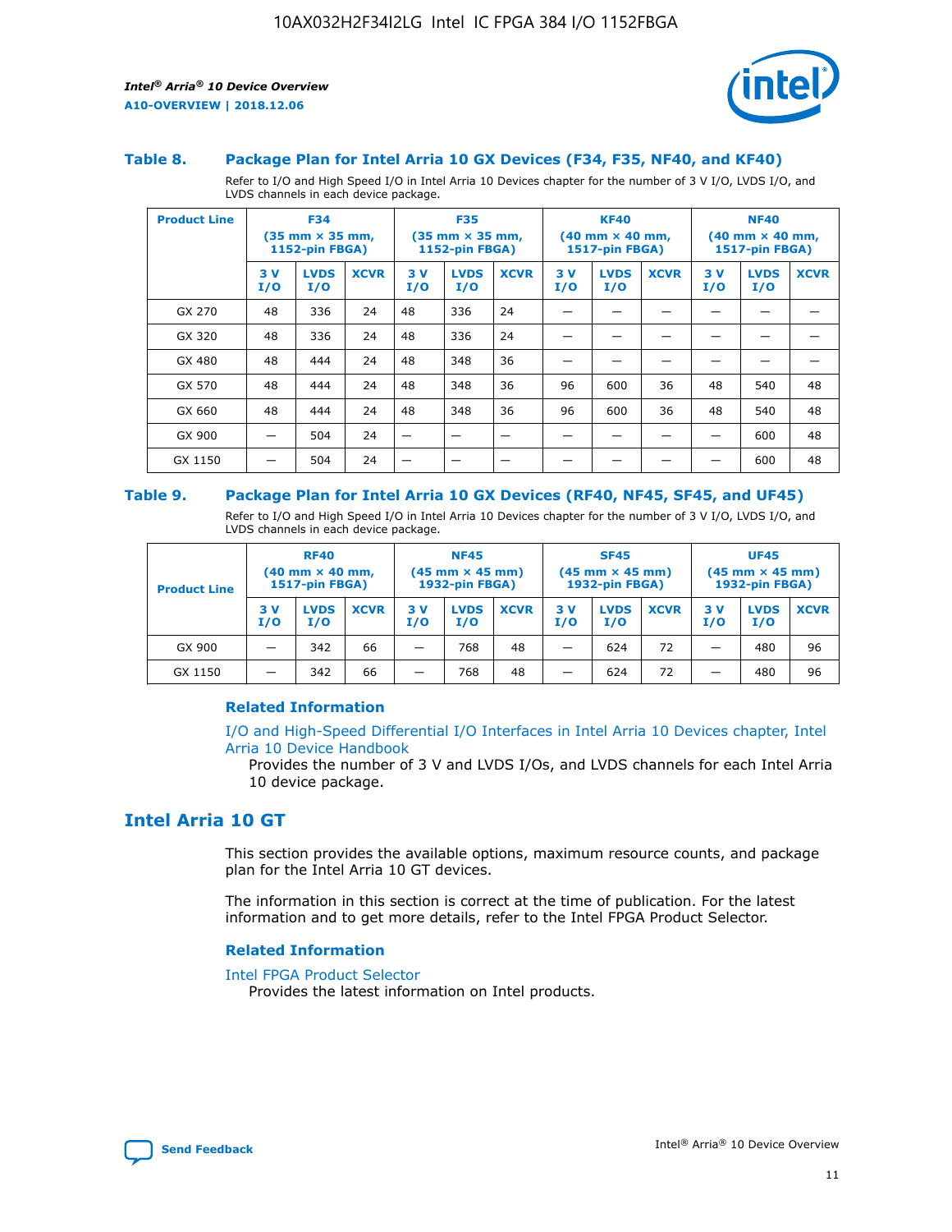### Table 8. Package Plan for Intel Arria 10 GX Devices (F34, F35, NF40, and KF40)

Refer to I/O and High Speed I/O in Intel Arria 10 Devices chapter for the number of 3 V I/O, LVDS I/O, and LVDS channels in each device package.

| Product Line | F34 (35 mm × 35 mm, 1152-pin FBGA) | | | F35 (35 mm × 35 mm, 1152-pin FBGA) | | | KF40 (40 mm × 40 mm, 1517-pin FBGA) | | | NF40 (40 mm × 40 mm, 1517-pin FBGA) | | |
|---|---|---|---|---|---|---|---|---|---|---|---|---|
| | 3 V I/O | LVDS I/O | XCVR | 3 V I/O | LVDS I/O | XCVR | 3 V I/O | LVDS I/O | XCVR | 3 V I/O | LVDS I/O | XCVR |
| GX 270 | 48 | 336 | 24 | 48 | 336 | 24 | — | — | — | — | — | — |
| GX 320 | 48 | 336 | 24 | 48 | 336 | 24 | — | — | — | — | — | — |
| GX 480 | 48 | 444 | 24 | 48 | 348 | 36 | — | — | — | — | — | — |
| GX 570 | 48 | 444 | 24 | 48 | 348 | 36 | 96 | 600 | 36 | 48 | 540 | 48 |
| GX 660 | 48 | 444 | 24 | 48 | 348 | 36 | 96 | 600 | 36 | 48 | 540 | 48 |
| GX 900 | — | 504 | 24 | — | — | — | — | — | — | — | 600 | 48 |
| GX 1150 | — | 504 | 24 | — | — | — | — | — | — | — | 600 | 48 |

### Table 9. Package Plan for Intel Arria 10 GX Devices (RF40, NF45, SF45, and UF45)

Refer to I/O and High Speed I/O in Intel Arria 10 Devices chapter for the number of 3 V I/O, LVDS I/O, and LVDS channels in each device package.

| Product Line | RF40 (40 mm × 40 mm, 1517-pin FBGA) | | | NF45 (45 mm × 45 mm) 1932-pin FBGA) | | | SF45 (45 mm × 45 mm) 1932-pin FBGA) | | | UF45 (45 mm × 45 mm) 1932-pin FBGA) | | |
|---|---|---|---|---|---|---|---|---|---|---|---|---|
| | 3 V I/O | LVDS I/O | XCVR | 3 V I/O | LVDS I/O | XCVR | 3 V I/O | LVDS I/O | XCVR | 3 V I/O | LVDS I/O | XCVR |
| GX 900 | — | 342 | 66 | — | 768 | 48 | — | 624 | 72 | — | 480 | 96 |
| GX 1150 | — | 342 | 66 | — | 768 | 48 | — | 624 | 72 | — | 480 | 96 |

#### Related Information

I/O and High-Speed Differential I/O Interfaces in Intel Arria 10 Devices chapter, Intel Arria 10 Device Handbook

Provides the number of 3 V and LVDS I/Os, and LVDS channels for each Intel Arria 10 device package.

## Intel Arria 10 GT

This section provides the available options, maximum resource counts, and package plan for the Intel Arria 10 GT devices.

The information in this section is correct at the time of publication. For the latest information and to get more details, refer to the Intel FPGA Product Selector.

#### Related Information

Intel FPGA Product Selector

Provides the latest information on Intel products.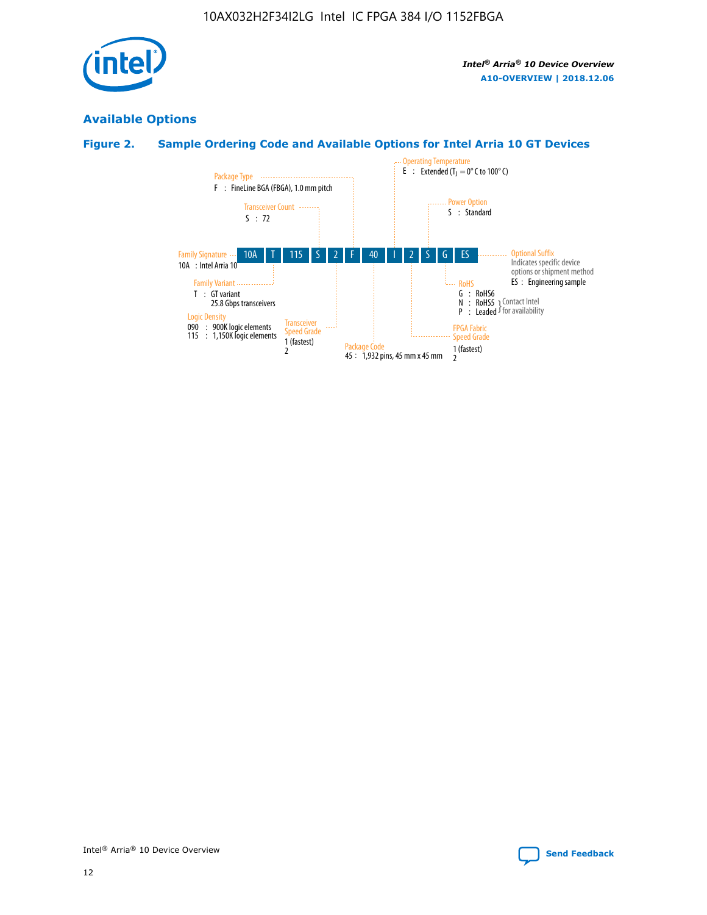## Available Options

### Figure 2. Sample Ordering Code and Available Options for Intel Arria 10 GT Devices

| 10A | T | 115 | S | 2 | F | 40 | I | 2 | S | G | ES |
|---|---|---|---|---|---|---|---|---|---|---|---|

**Family Signature**
10A : Intel Arria 10

**Family Variant**
T : GT variant
25.8 Gbps transceivers

**Logic Density**
090 : 900K logic elements
115 : 1,150K logic elements

**Transceiver Count**
S : 72

**Transceiver Speed Grade**
1 (fastest)
2

**Package Type**
F : FineLine BGA (FBGA), 1.0 mm pitch

**Package Code**
45 : 1,932 pins, 45 mm x 45 mm

**Operating Temperature**
E : Extended ($T_J$ = 0° C to 100° C)

**FPGA Fabric Speed Grade**
1 (fastest)
2

**Power Option**
S : Standard

**RoHS**
G : RoHS6
N : RoHS5 (Contact Intel for availability)
P : Leaded (Contact Intel for availability)

**Optional Suffix**
Indicates specific device options or shipment method
ES : Engineering sample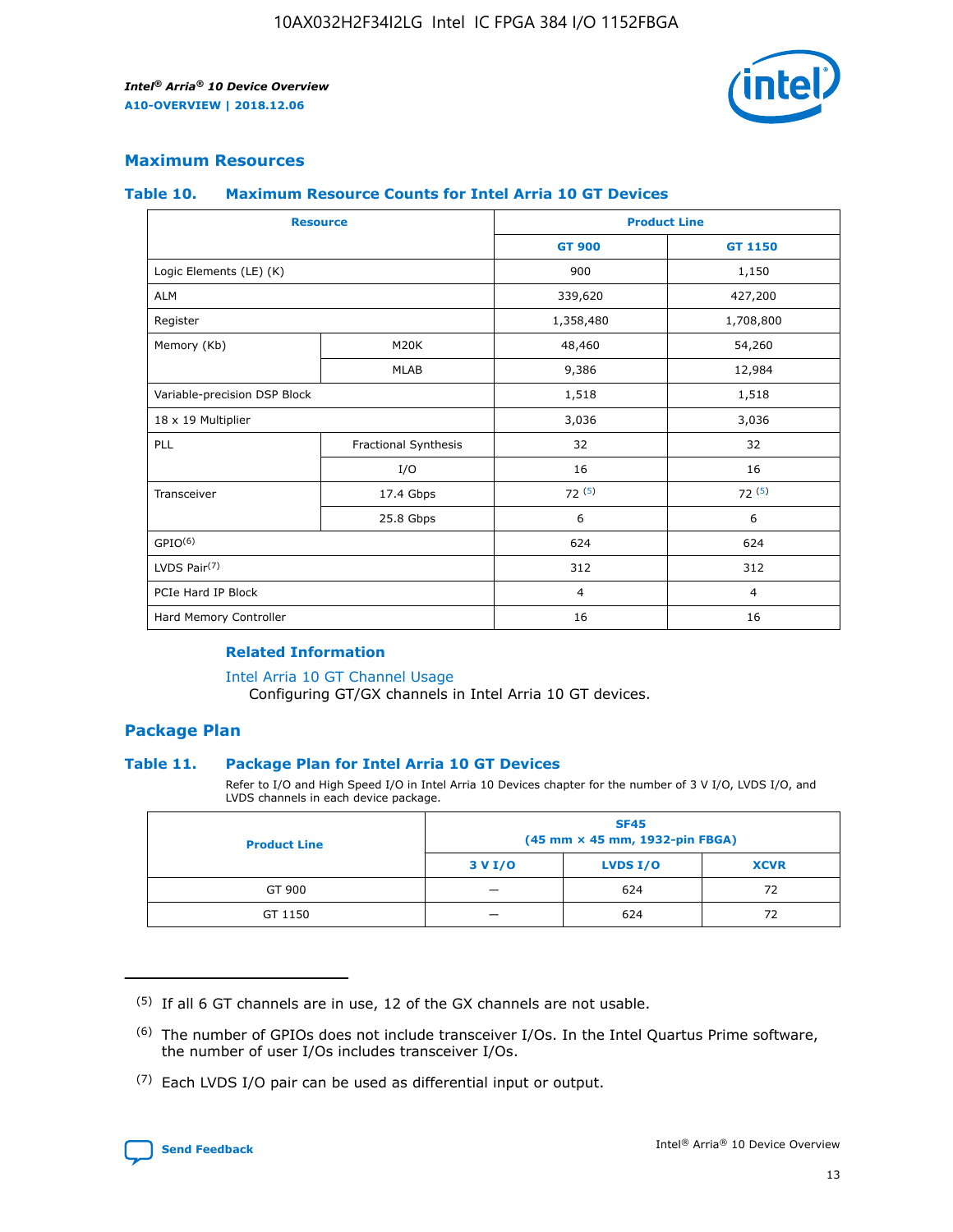## Maximum Resources

### Table 10. Maximum Resource Counts for Intel Arria 10 GT Devices

| Resource | | Product Line | |
|---|---|---|---|
| | | GT 900 | GT 1150 |
| Logic Elements (LE) (K) | | 900 | 1,150 |
| ALM | | 339,620 | 427,200 |
| Register | | 1,358,480 | 1,708,800 |
| Memory (Kb) | M20K | 48,460 | 54,260 |
| | MLAB | 9,386 | 12,984 |
| Variable-precision DSP Block | | 1,518 | 1,518 |
| 18 x 19 Multiplier | | 3,036 | 3,036 |
| PLL | Fractional Synthesis | 32 | 32 |
| | I/O | 16 | 16 |
| Transceiver | 17.4 Gbps | 72 [5] | 72 [5] |
| | 25.8 Gbps | 6 | 6 |
| GPIO[6] | | 624 | 624 |
| LVDS Pair[7] | | 312 | 312 |
| PCIe Hard IP Block | | 4 | 4 |
| Hard Memory Controller | | 16 | 16 |

#### Related Information

Intel Arria 10 GT Channel Usage
Configuring GT/GX channels in Intel Arria 10 GT devices.

## Package Plan

### Table 11. Package Plan for Intel Arria 10 GT Devices

Refer to I/O and High Speed I/O in Intel Arria 10 Devices chapter for the number of 3 V I/O, LVDS I/O, and LVDS channels in each device package.

| Product Line | SF45 (45 mm × 45 mm, 1932-pin FBGA) | | |
|---|---|---|---|
| | 3 V I/O | LVDS I/O | XCVR |
| GT 900 | — | 624 | 72 |
| GT 1150 | — | 624 | 72 |

(5) If all 6 GT channels are in use, 12 of the GX channels are not usable.

(6) The number of GPIOs does not include transceiver I/Os. In the Intel Quartus Prime software, the number of user I/Os includes transceiver I/Os.

(7) Each LVDS I/O pair can be used as differential input or output.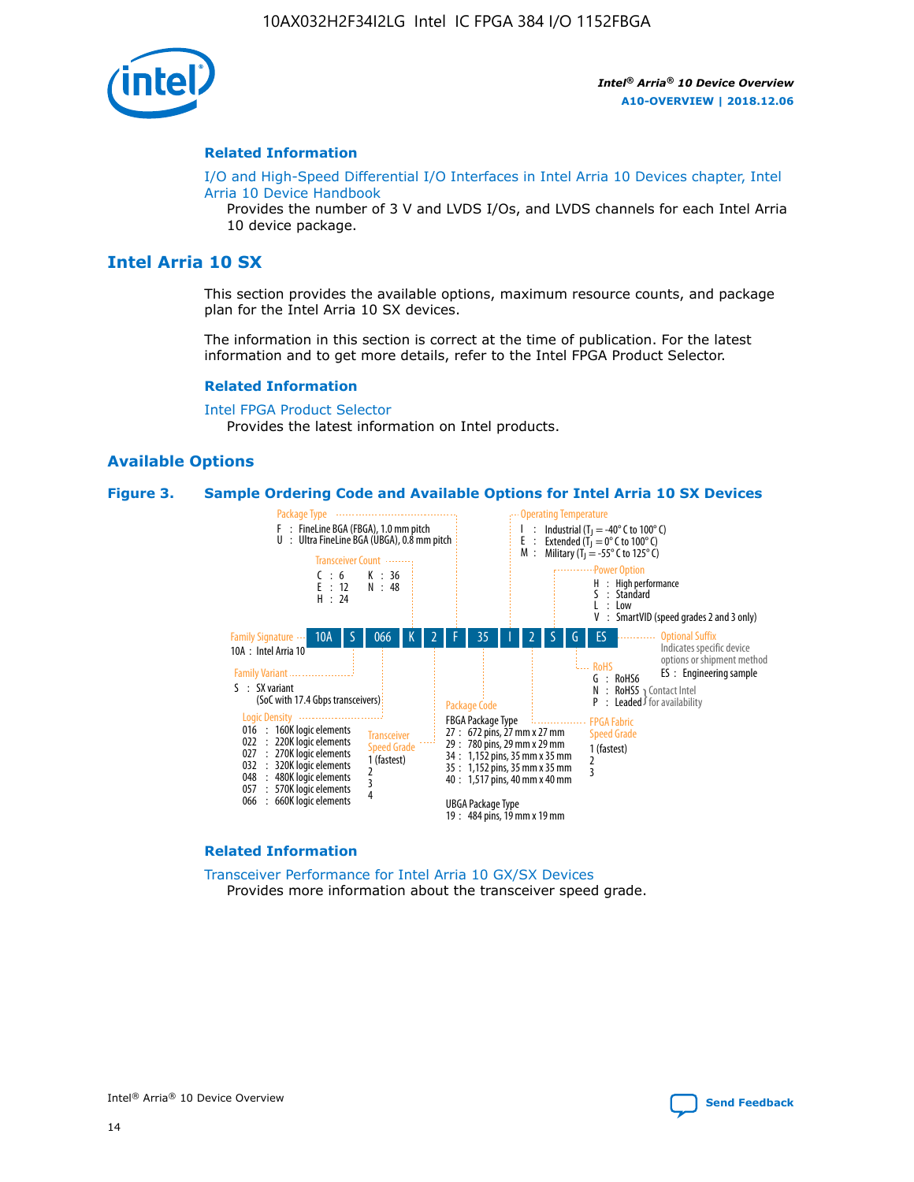### Related Information

I/O and High-Speed Differential I/O Interfaces in Intel Arria 10 Devices chapter, Intel Arria 10 Device Handbook
Provides the number of 3 V and LVDS I/Os, and LVDS channels for each Intel Arria 10 device package.

## Intel Arria 10 SX

This section provides the available options, maximum resource counts, and package plan for the Intel Arria 10 SX devices.

The information in this section is correct at the time of publication. For the latest information and to get more details, refer to the Intel FPGA Product Selector.

### Related Information

Intel FPGA Product Selector
Provides the latest information on Intel products.

### Available Options

**Figure 3. Sample Ordering Code and Available Options for Intel Arria 10 SX Devices**

Sample ordering code: 10A S 066 K 2 F 35 I 2 S G ES

- **Family Signature**
  - 10A : Intel Arria 10
- **Family Variant**
  - S : SX variant (SoC with 17.4 Gbps transceivers)
- **Logic Density**
  - 016 : 160K logic elements
  - 022 : 220K logic elements
  - 027 : 270K logic elements
  - 032 : 320K logic elements
  - 048 : 480K logic elements
  - 057 : 570K logic elements
  - 066 : 660K logic elements
- **Transceiver Count**
  - C : 6
  - E : 12
  - H : 24
  - K : 36
  - N : 48
- **Transceiver Speed Grade**
  - 1 (fastest)
  - 2
  - 3
  - 4
- **Package Type**
  - F : FineLine BGA (FBGA), 1.0 mm pitch
  - U : Ultra FineLine BGA (UBGA), 0.8 mm pitch
- **Package Code**
  - FBGA Package Type
    - 27 : 672 pins, 27 mm x 27 mm
    - 29 : 780 pins, 29 mm x 29 mm
    - 34 : 1,152 pins, 35 mm x 35 mm
    - 35 : 1,152 pins, 35 mm x 35 mm
    - 40 : 1,517 pins, 40 mm x 40 mm
  - UBGA Package Type
    - 19 : 484 pins, 19 mm x 19 mm
- **Operating Temperature**
  - I : Industrial ($T_J$ = -40° C to 100° C)
  - E : Extended ($T_J$ = 0° C to 100° C)
  - M : Military ($T_J$ = -55° C to 125° C)
- **FPGA Fabric Speed Grade**
  - 1 (fastest)
  - 2
  - 3
- **Power Option**
  - H : High performance
  - S : Standard
  - L : Low
  - V : SmartVID (speed grades 2 and 3 only)
- **RoHS**
  - G : RoHS6
  - N : RoHS5 (Contact Intel for availability)
  - P : Leaded (Contact Intel for availability)
- **Optional Suffix**
  - Indicates specific device options or shipment method
  - ES : Engineering sample

### Related Information

Transceiver Performance for Intel Arria 10 GX/SX Devices
Provides more information about the transceiver speed grade.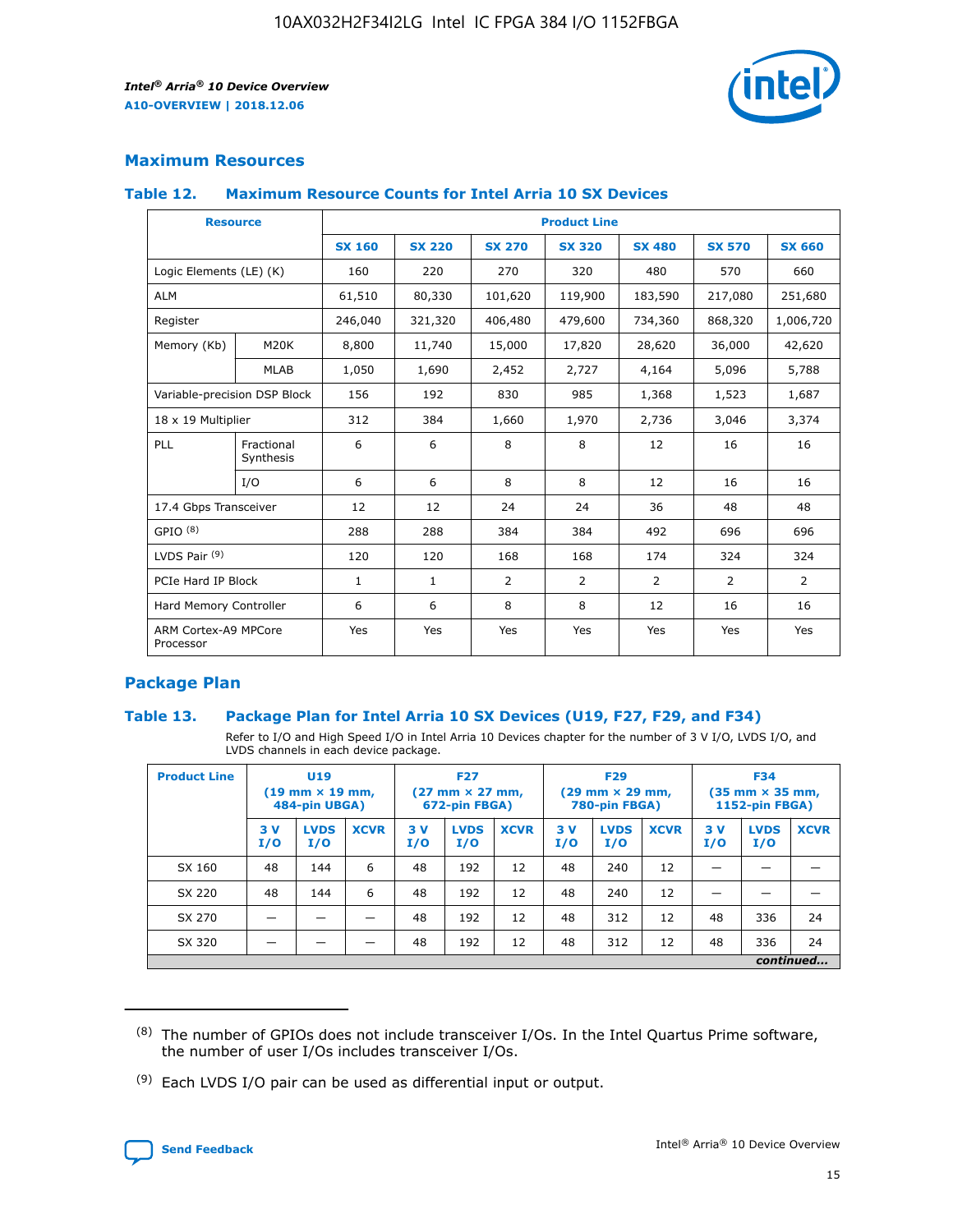## Maximum Resources

### Table 12. Maximum Resource Counts for Intel Arria 10 SX Devices

| Resource | | Product Line | | | | | | |
|---|---|---|---|---|---|---|---|---|
| | | SX 160 | SX 220 | SX 270 | SX 320 | SX 480 | SX 570 | SX 660 |
| Logic Elements (LE) (K) | | 160 | 220 | 270 | 320 | 480 | 570 | 660 |
| ALM | | 61,510 | 80,330 | 101,620 | 119,900 | 183,590 | 217,080 | 251,680 |
| Register | | 246,040 | 321,320 | 406,480 | 479,600 | 734,360 | 868,320 | 1,006,720 |
| Memory (Kb) | M20K | 8,800 | 11,740 | 15,000 | 17,820 | 28,620 | 36,000 | 42,620 |
| | MLAB | 1,050 | 1,690 | 2,452 | 2,727 | 4,164 | 5,096 | 5,788 |
| Variable-precision DSP Block | | 156 | 192 | 830 | 985 | 1,368 | 1,523 | 1,687 |
| 18 x 19 Multiplier | | 312 | 384 | 1,660 | 1,970 | 2,736 | 3,046 | 3,374 |
| PLL | Fractional Synthesis | 6 | 6 | 8 | 8 | 12 | 16 | 16 |
| | I/O | 6 | 6 | 8 | 8 | 12 | 16 | 16 |
| 17.4 Gbps Transceiver | | 12 | 12 | 24 | 24 | 36 | 48 | 48 |
| GPIO (8) | | 288 | 288 | 384 | 384 | 492 | 696 | 696 |
| LVDS Pair (9) | | 120 | 120 | 168 | 168 | 174 | 324 | 324 |
| PCIe Hard IP Block | | 1 | 1 | 2 | 2 | 2 | 2 | 2 |
| Hard Memory Controller | | 6 | 6 | 8 | 8 | 12 | 16 | 16 |
| ARM Cortex-A9 MPCore Processor | | Yes | Yes | Yes | Yes | Yes | Yes | Yes |

## Package Plan

### Table 13. Package Plan for Intel Arria 10 SX Devices (U19, F27, F29, and F34)

Refer to I/O and High Speed I/O in Intel Arria 10 Devices chapter for the number of 3 V I/O, LVDS I/O, and LVDS channels in each device package.

| Product Line | U19 (19 mm × 19 mm, 484-pin UBGA) | | | F27 (27 mm × 27 mm, 672-pin FBGA) | | | F29 (29 mm × 29 mm, 780-pin FBGA) | | | F34 (35 mm × 35 mm, 1152-pin FBGA) | | |
|---|---|---|---|---|---|---|---|---|---|---|---|---|
| | 3 V I/O | LVDS I/O | XCVR | 3 V I/O | LVDS I/O | XCVR | 3 V I/O | LVDS I/O | XCVR | 3 V I/O | LVDS I/O | XCVR |
| SX 160 | 48 | 144 | 6 | 48 | 192 | 12 | 48 | 240 | 12 | — | — | — |
| SX 220 | 48 | 144 | 6 | 48 | 192 | 12 | 48 | 240 | 12 | — | — | — |
| SX 270 | — | — | — | 48 | 192 | 12 | 48 | 312 | 12 | 48 | 336 | 24 |
| SX 320 | — | — | — | 48 | 192 | 12 | 48 | 312 | 12 | 48 | 336 | 24 |

*continued...*

(8) The number of GPIOs does not include transceiver I/Os. In the Intel Quartus Prime software, the number of user I/Os includes transceiver I/Os.

(9) Each LVDS I/O pair can be used as differential input or output.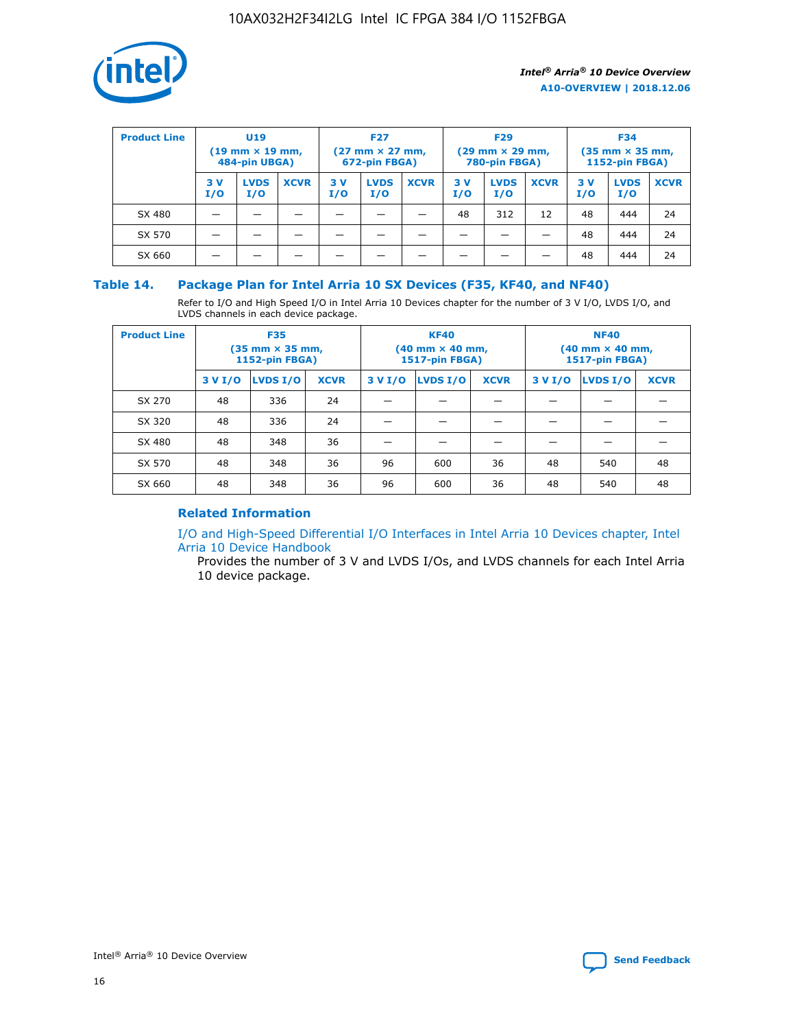| Product Line | U19 (19 mm × 19 mm, 484-pin UBGA) | | | F27 (27 mm × 27 mm, 672-pin FBGA) | | | F29 (29 mm × 29 mm, 780-pin FBGA) | | | F34 (35 mm × 35 mm, 1152-pin FBGA) | | |
|---|---|---|---|---|---|---|---|---|---|---|---|---|
| | 3 V I/O | LVDS I/O | XCVR | 3 V I/O | LVDS I/O | XCVR | 3 V I/O | LVDS I/O | XCVR | 3 V I/O | LVDS I/O | XCVR |
| SX 480 | — | — | — | — | — | — | 48 | 312 | 12 | 48 | 444 | 24 |
| SX 570 | — | — | — | — | — | — | — | — | — | 48 | 444 | 24 |
| SX 660 | — | — | — | — | — | — | — | — | — | 48 | 444 | 24 |

## Table 14. Package Plan for Intel Arria 10 SX Devices (F35, KF40, and NF40)

Refer to I/O and High Speed I/O in Intel Arria 10 Devices chapter for the number of 3 V I/O, LVDS I/O, and LVDS channels in each device package.

| Product Line | F35 (35 mm × 35 mm, 1152-pin FBGA) | | | KF40 (40 mm × 40 mm, 1517-pin FBGA) | | | NF40 (40 mm × 40 mm, 1517-pin FBGA) | | |
|---|---|---|---|---|---|---|---|---|---|
| | 3 V I/O | LVDS I/O | XCVR | 3 V I/O | LVDS I/O | XCVR | 3 V I/O | LVDS I/O | XCVR |
| SX 270 | 48 | 336 | 24 | — | — | — | — | — | — |
| SX 320 | 48 | 336 | 24 | — | — | — | — | — | — |
| SX 480 | 48 | 348 | 36 | — | — | — | — | — | — |
| SX 570 | 48 | 348 | 36 | 96 | 600 | 36 | 48 | 540 | 48 |
| SX 660 | 48 | 348 | 36 | 96 | 600 | 36 | 48 | 540 | 48 |

### Related Information

I/O and High-Speed Differential I/O Interfaces in Intel Arria 10 Devices chapter, Intel Arria 10 Device Handbook

Provides the number of 3 V and LVDS I/Os, and LVDS channels for each Intel Arria 10 device package.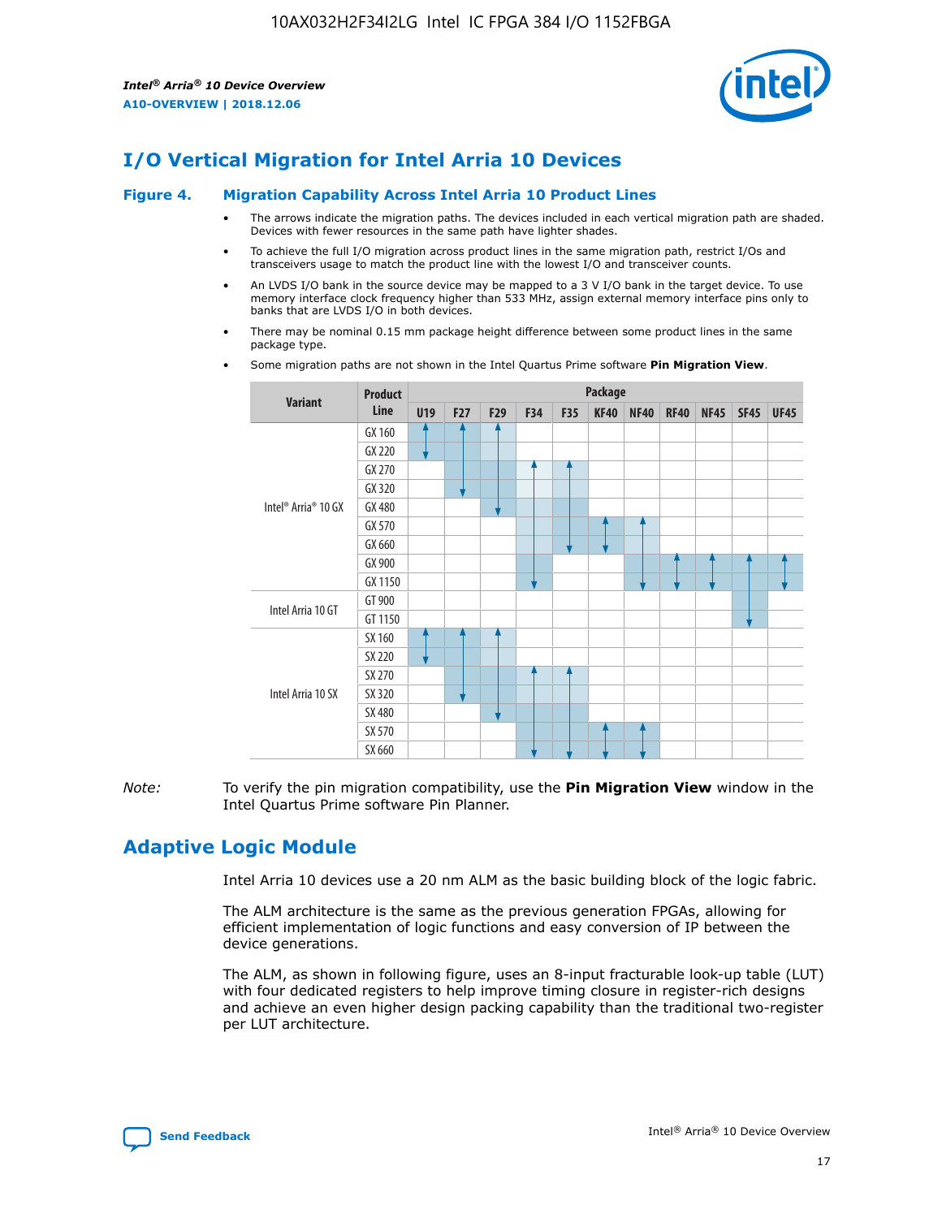# I/O Vertical Migration for Intel Arria 10 Devices

**Figure 4. Migration Capability Across Intel Arria 10 Product Lines**

- The arrows indicate the migration paths. The devices included in each vertical migration path are shaded. Devices with fewer resources in the same path have lighter shades.
- To achieve the full I/O migration across product lines in the same migration path, restrict I/Os and transceivers usage to match the product line with the lowest I/O and transceiver counts.
- An LVDS I/O bank in the source device may be mapped to a 3 V I/O bank in the target device. To use memory interface clock frequency higher than 533 MHz, assign external memory interface pins only to banks that are LVDS I/O in both devices.
- There may be nominal 0.15 mm package height difference between some product lines in the same package type.
- Some migration paths are not shown in the Intel Quartus Prime software **Pin Migration View**.

| Variant | Product Line | U19 | F27 | F29 | F34 | F35 | KF40 | NF40 | RF40 | NF45 | SF45 | UF45 |
|---|---|---|---|---|---|---|---|---|---|---|---|---|
| Intel® Arria® 10 GX | GX 160 | | | | | | | | | | | |
| | GX 220 | | | | | | | | | | | |
| | GX 270 | | | | | | | | | | | |
| | GX 320 | | | | | | | | | | | |
| | GX 480 | | | | | | | | | | | |
| | GX 570 | | | | | | | | | | | |
| | GX 660 | | | | | | | | | | | |
| | GX 900 | | | | | | | | | | | |
| | GX 1150 | | | | | | | | | | | |
| Intel Arria 10 GT | GT 900 | | | | | | | | | | | |
| | GT 1150 | | | | | | | | | | | |
| Intel Arria 10 SX | SX 160 | | | | | | | | | | | |
| | SX 220 | | | | | | | | | | | |
| | SX 270 | | | | | | | | | | | |
| | SX 320 | | | | | | | | | | | |
| | SX 480 | | | | | | | | | | | |
| | SX 570 | | | | | | | | | | | |
| | SX 660 | | | | | | | | | | | |

*Note:* To verify the pin migration compatibility, use the **Pin Migration View** window in the Intel Quartus Prime software Pin Planner.

# Adaptive Logic Module

Intel Arria 10 devices use a 20 nm ALM as the basic building block of the logic fabric.

The ALM architecture is the same as the previous generation FPGAs, allowing for efficient implementation of logic functions and easy conversion of IP between the device generations.

The ALM, as shown in following figure, uses an 8-input fracturable look-up table (LUT) with four dedicated registers to help improve timing closure in register-rich designs and achieve an even higher design packing capability than the traditional two-register per LUT architecture.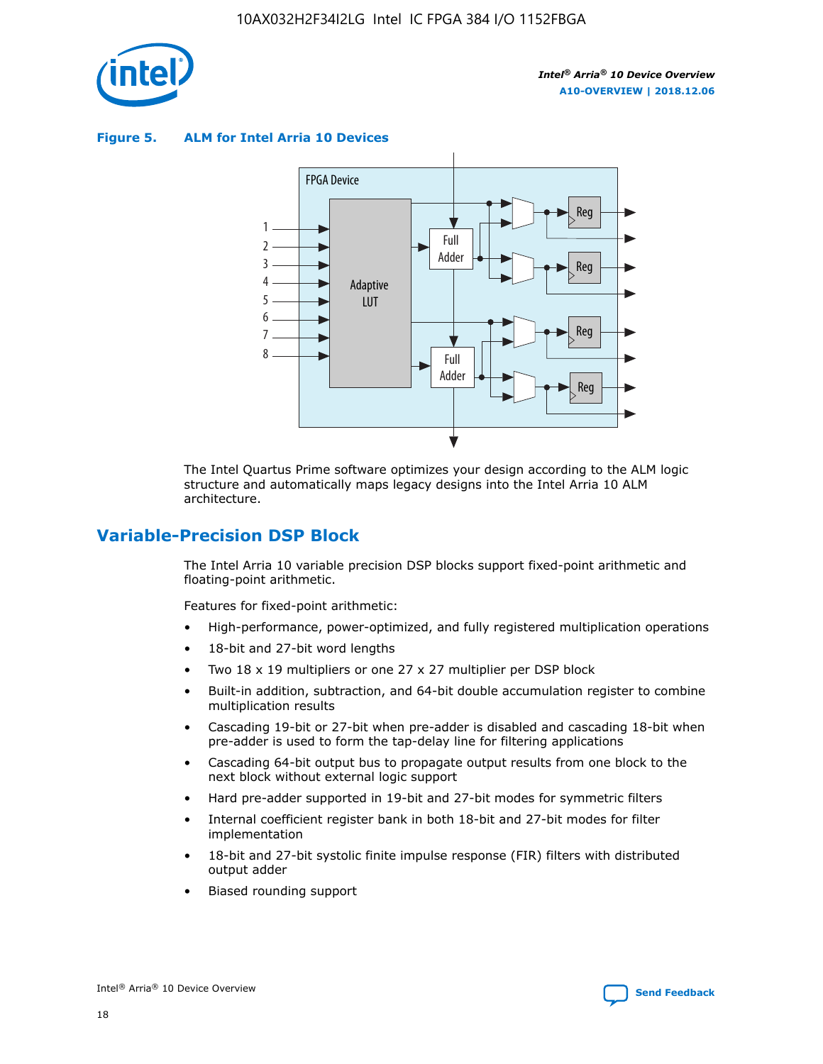**Figure 5. ALM for Intel Arria 10 Devices**

The Intel Quartus Prime software optimizes your design according to the ALM logic structure and automatically maps legacy designs into the Intel Arria 10 ALM architecture.

## Variable-Precision DSP Block

The Intel Arria 10 variable precision DSP blocks support fixed-point arithmetic and floating-point arithmetic.

Features for fixed-point arithmetic:

- High-performance, power-optimized, and fully registered multiplication operations
- 18-bit and 27-bit word lengths
- Two 18 x 19 multipliers or one 27 x 27 multiplier per DSP block
- Built-in addition, subtraction, and 64-bit double accumulation register to combine multiplication results
- Cascading 19-bit or 27-bit when pre-adder is disabled and cascading 18-bit when pre-adder is used to form the tap-delay line for filtering applications
- Cascading 64-bit output bus to propagate output results from one block to the next block without external logic support
- Hard pre-adder supported in 19-bit and 27-bit modes for symmetric filters
- Internal coefficient register bank in both 18-bit and 27-bit modes for filter implementation
- 18-bit and 27-bit systolic finite impulse response (FIR) filters with distributed output adder
- Biased rounding support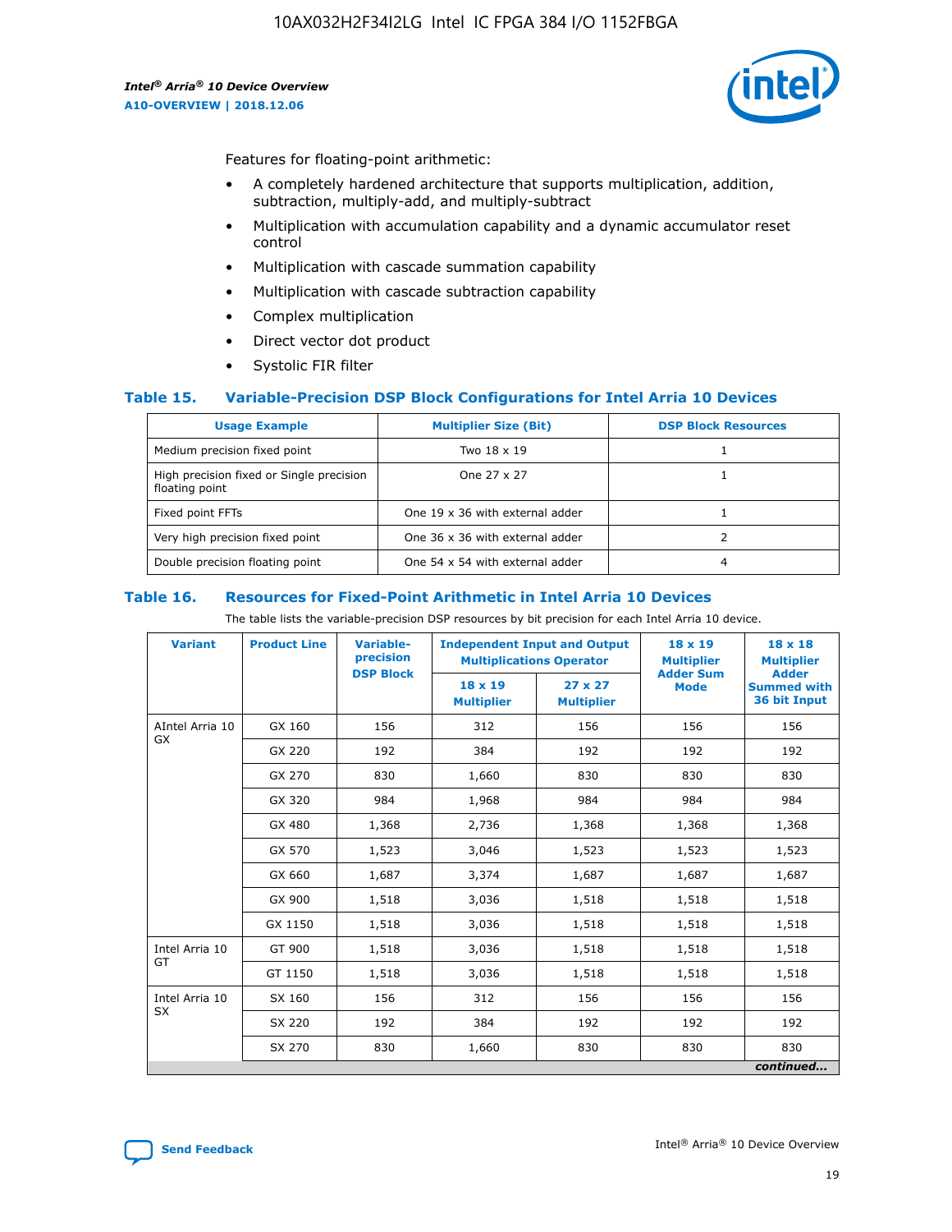Features for floating-point arithmetic:

- A completely hardened architecture that supports multiplication, addition, subtraction, multiply-add, and multiply-subtract
- Multiplication with accumulation capability and a dynamic accumulator reset control
- Multiplication with cascade summation capability
- Multiplication with cascade subtraction capability
- Complex multiplication
- Direct vector dot product
- Systolic FIR filter

### Table 15. Variable-Precision DSP Block Configurations for Intel Arria 10 Devices

| Usage Example | Multiplier Size (Bit) | DSP Block Resources |
|---|---|---|
| Medium precision fixed point | Two 18 x 19 | 1 |
| High precision fixed or Single precision floating point | One 27 x 27 | 1 |
| Fixed point FFTs | One 19 x 36 with external adder | 1 |
| Very high precision fixed point | One 36 x 36 with external adder | 2 |
| Double precision floating point | One 54 x 54 with external adder | 4 |

### Table 16. Resources for Fixed-Point Arithmetic in Intel Arria 10 Devices

The table lists the variable-precision DSP resources by bit precision for each Intel Arria 10 device.

| Variant | Product Line | Variable-precision DSP Block | Independent Input and Output Multiplications Operator | | 18 x 19 Multiplier Adder Sum Mode | 18 x 18 Multiplier Adder Summed with 36 bit Input |
|---|---|---|---|---|---|---|
| | | | 18 x 19 Multiplier | 27 x 27 Multiplier | | |
| AIntel Arria 10 GX | GX 160 | 156 | 312 | 156 | 156 | 156 |
| | GX 220 | 192 | 384 | 192 | 192 | 192 |
| | GX 270 | 830 | 1,660 | 830 | 830 | 830 |
| | GX 320 | 984 | 1,968 | 984 | 984 | 984 |
| | GX 480 | 1,368 | 2,736 | 1,368 | 1,368 | 1,368 |
| | GX 570 | 1,523 | 3,046 | 1,523 | 1,523 | 1,523 |
| | GX 660 | 1,687 | 3,374 | 1,687 | 1,687 | 1,687 |
| | GX 900 | 1,518 | 3,036 | 1,518 | 1,518 | 1,518 |
| | GX 1150 | 1,518 | 3,036 | 1,518 | 1,518 | 1,518 |
| Intel Arria 10 GT | GT 900 | 1,518 | 3,036 | 1,518 | 1,518 | 1,518 |
| | GT 1150 | 1,518 | 3,036 | 1,518 | 1,518 | 1,518 |
| Intel Arria 10 SX | SX 160 | 156 | 312 | 156 | 156 | 156 |
| | SX 220 | 192 | 384 | 192 | 192 | 192 |
| | SX 270 | 830 | 1,660 | 830 | 830 | 830 |

*continued...*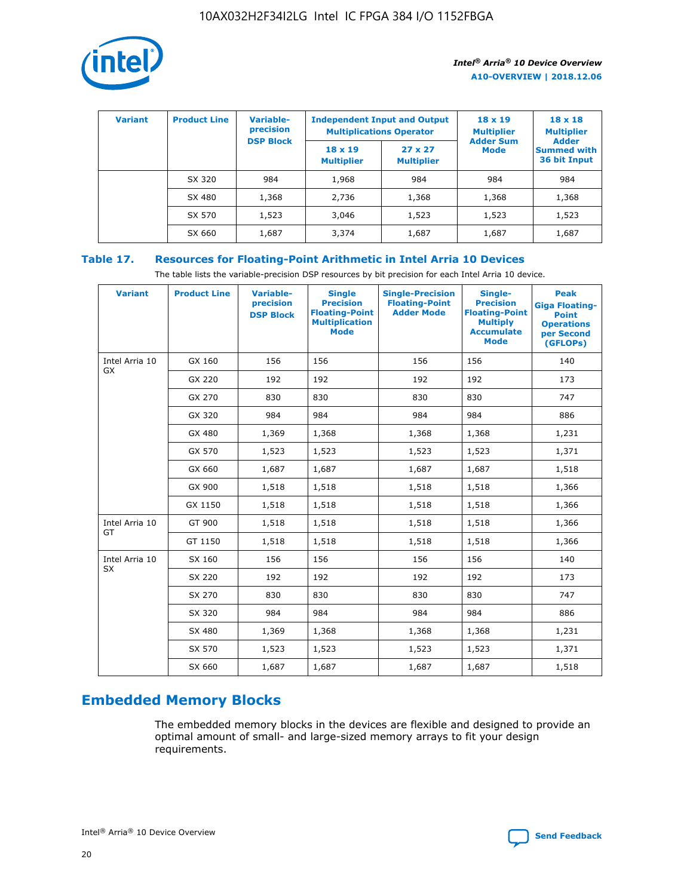| Variant | Product Line | Variable-precision DSP Block | Independent Input and Output Multiplications Operator | | 18 x 19 Multiplier Adder Sum Mode | 18 x 18 Multiplier Adder Summed with 36 bit Input |
|---|---|---|---|---|---|---|
| | | | 18 x 19 Multiplier | 27 x 27 Multiplier | | |
| | SX 320 | 984 | 1,968 | 984 | 984 | 984 |
| | SX 480 | 1,368 | 2,736 | 1,368 | 1,368 | 1,368 |
| | SX 570 | 1,523 | 3,046 | 1,523 | 1,523 | 1,523 |
| | SX 660 | 1,687 | 3,374 | 1,687 | 1,687 | 1,687 |

**Table 17. Resources for Floating-Point Arithmetic in Intel Arria 10 Devices**

The table lists the variable-precision DSP resources by bit precision for each Intel Arria 10 device.

| Variant | Product Line | Variable-precision DSP Block | Single Precision Floating-Point Multiplication Mode | Single-Precision Floating-Point Adder Mode | Single-Precision Floating-Point Multiply Accumulate Mode | Peak Giga Floating-Point Operations per Second (GFLOPs) |
|---|---|---|---|---|---|---|
| Intel Arria 10 GX | GX 160 | 156 | 156 | 156 | 156 | 140 |
| | GX 220 | 192 | 192 | 192 | 192 | 173 |
| | GX 270 | 830 | 830 | 830 | 830 | 747 |
| | GX 320 | 984 | 984 | 984 | 984 | 886 |
| | GX 480 | 1,369 | 1,368 | 1,368 | 1,368 | 1,231 |
| | GX 570 | 1,523 | 1,523 | 1,523 | 1,523 | 1,371 |
| | GX 660 | 1,687 | 1,687 | 1,687 | 1,687 | 1,518 |
| | GX 900 | 1,518 | 1,518 | 1,518 | 1,518 | 1,366 |
| | GX 1150 | 1,518 | 1,518 | 1,518 | 1,518 | 1,366 |
| Intel Arria 10 GT | GT 900 | 1,518 | 1,518 | 1,518 | 1,518 | 1,366 |
| | GT 1150 | 1,518 | 1,518 | 1,518 | 1,518 | 1,366 |
| Intel Arria 10 SX | SX 160 | 156 | 156 | 156 | 156 | 140 |
| | SX 220 | 192 | 192 | 192 | 192 | 173 |
| | SX 270 | 830 | 830 | 830 | 830 | 747 |
| | SX 320 | 984 | 984 | 984 | 984 | 886 |
| | SX 480 | 1,369 | 1,368 | 1,368 | 1,368 | 1,231 |
| | SX 570 | 1,523 | 1,523 | 1,523 | 1,523 | 1,371 |
| | SX 660 | 1,687 | 1,687 | 1,687 | 1,687 | 1,518 |

## Embedded Memory Blocks

The embedded memory blocks in the devices are flexible and designed to provide an optimal amount of small- and large-sized memory arrays to fit your design requirements.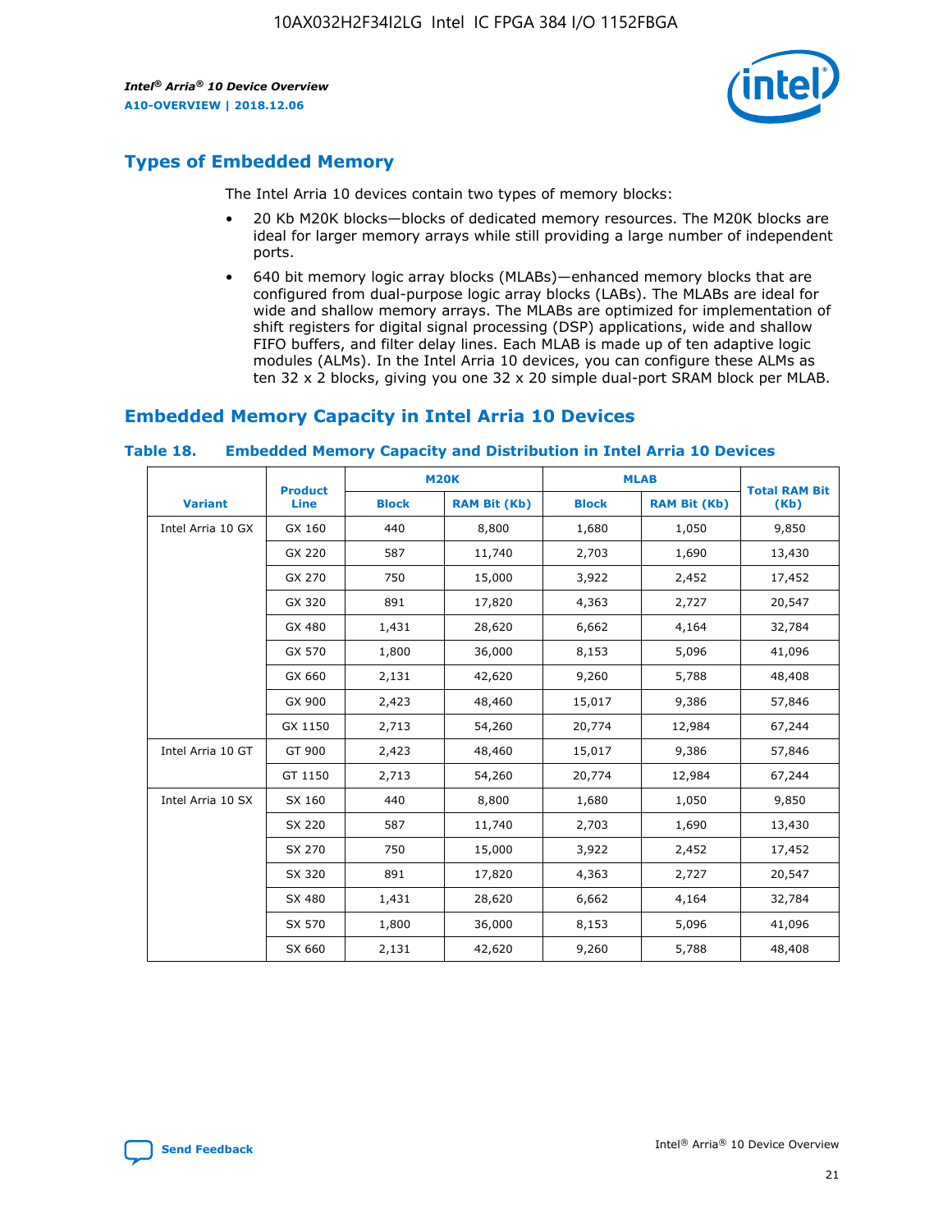## Types of Embedded Memory

The Intel Arria 10 devices contain two types of memory blocks:

- 20 Kb M20K blocks—blocks of dedicated memory resources. The M20K blocks are ideal for larger memory arrays while still providing a large number of independent ports.
- 640 bit memory logic array blocks (MLABs)—enhanced memory blocks that are configured from dual-purpose logic array blocks (LABs). The MLABs are ideal for wide and shallow memory arrays. The MLABs are optimized for implementation of shift registers for digital signal processing (DSP) applications, wide and shallow FIFO buffers, and filter delay lines. Each MLAB is made up of ten adaptive logic modules (ALMs). In the Intel Arria 10 devices, you can configure these ALMs as ten 32 x 2 blocks, giving you one 32 x 20 simple dual-port SRAM block per MLAB.

## Embedded Memory Capacity in Intel Arria 10 Devices

**Table 18. Embedded Memory Capacity and Distribution in Intel Arria 10 Devices**

| Variant | Product Line | M20K | | MLAB | | Total RAM Bit (Kb) |
|---|---|---|---|---|---|---|
| | | Block | RAM Bit (Kb) | Block | RAM Bit (Kb) | |
| Intel Arria 10 GX | GX 160 | 440 | 8,800 | 1,680 | 1,050 | 9,850 |
| | GX 220 | 587 | 11,740 | 2,703 | 1,690 | 13,430 |
| | GX 270 | 750 | 15,000 | 3,922 | 2,452 | 17,452 |
| | GX 320 | 891 | 17,820 | 4,363 | 2,727 | 20,547 |
| | GX 480 | 1,431 | 28,620 | 6,662 | 4,164 | 32,784 |
| | GX 570 | 1,800 | 36,000 | 8,153 | 5,096 | 41,096 |
| | GX 660 | 2,131 | 42,620 | 9,260 | 5,788 | 48,408 |
| | GX 900 | 2,423 | 48,460 | 15,017 | 9,386 | 57,846 |
| | GX 1150 | 2,713 | 54,260 | 20,774 | 12,984 | 67,244 |
| Intel Arria 10 GT | GT 900 | 2,423 | 48,460 | 15,017 | 9,386 | 57,846 |
| | GT 1150 | 2,713 | 54,260 | 20,774 | 12,984 | 67,244 |
| Intel Arria 10 SX | SX 160 | 440 | 8,800 | 1,680 | 1,050 | 9,850 |
| | SX 220 | 587 | 11,740 | 2,703 | 1,690 | 13,430 |
| | SX 270 | 750 | 15,000 | 3,922 | 2,452 | 17,452 |
| | SX 320 | 891 | 17,820 | 4,363 | 2,727 | 20,547 |
| | SX 480 | 1,431 | 28,620 | 6,662 | 4,164 | 32,784 |
| | SX 570 | 1,800 | 36,000 | 8,153 | 5,096 | 41,096 |
| | SX 660 | 2,131 | 42,620 | 9,260 | 5,788 | 48,408 |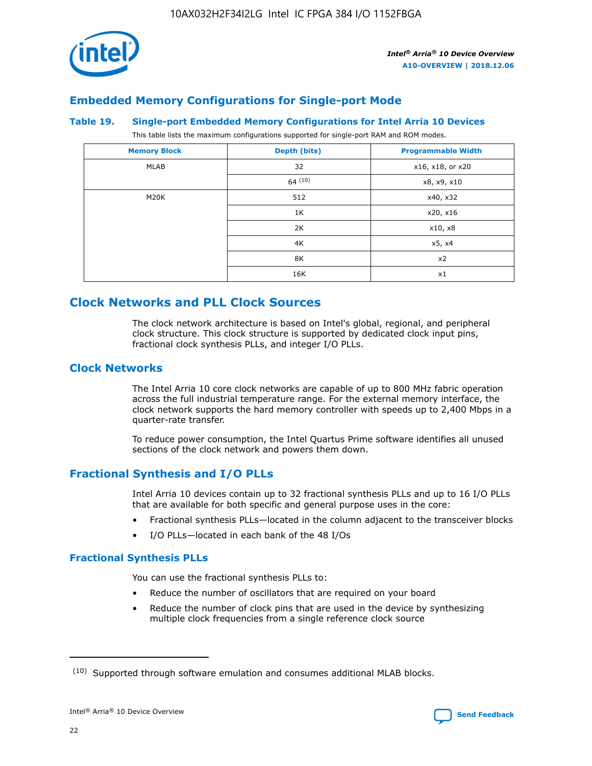## Embedded Memory Configurations for Single-port Mode

### Table 19. Single-port Embedded Memory Configurations for Intel Arria 10 Devices

This table lists the maximum configurations supported for single-port RAM and ROM modes.

| Memory Block | Depth (bits) | Programmable Width |
|---|---|---|
| MLAB | 32 | x16, x18, or x20 |
| | 64 [10] | x8, x9, x10 |
| M20K | 512 | x40, x32 |
| | 1K | x20, x16 |
| | 2K | x10, x8 |
| | 4K | x5, x4 |
| | 8K | x2 |
| | 16K | x1 |

# Clock Networks and PLL Clock Sources

The clock network architecture is based on Intel's global, regional, and peripheral clock structure. This clock structure is supported by dedicated clock input pins, fractional clock synthesis PLLs, and integer I/O PLLs.

## Clock Networks

The Intel Arria 10 core clock networks are capable of up to 800 MHz fabric operation across the full industrial temperature range. For the external memory interface, the clock network supports the hard memory controller with speeds up to 2,400 Mbps in a quarter-rate transfer.

To reduce power consumption, the Intel Quartus Prime software identifies all unused sections of the clock network and powers them down.

## Fractional Synthesis and I/O PLLs

Intel Arria 10 devices contain up to 32 fractional synthesis PLLs and up to 16 I/O PLLs that are available for both specific and general purpose uses in the core:

- Fractional synthesis PLLs—located in the column adjacent to the transceiver blocks
- I/O PLLs—located in each bank of the 48 I/Os

### Fractional Synthesis PLLs

You can use the fractional synthesis PLLs to:

- Reduce the number of oscillators that are required on your board
- Reduce the number of clock pins that are used in the device by synthesizing multiple clock frequencies from a single reference clock source

[10] Supported through software emulation and consumes additional MLAB blocks.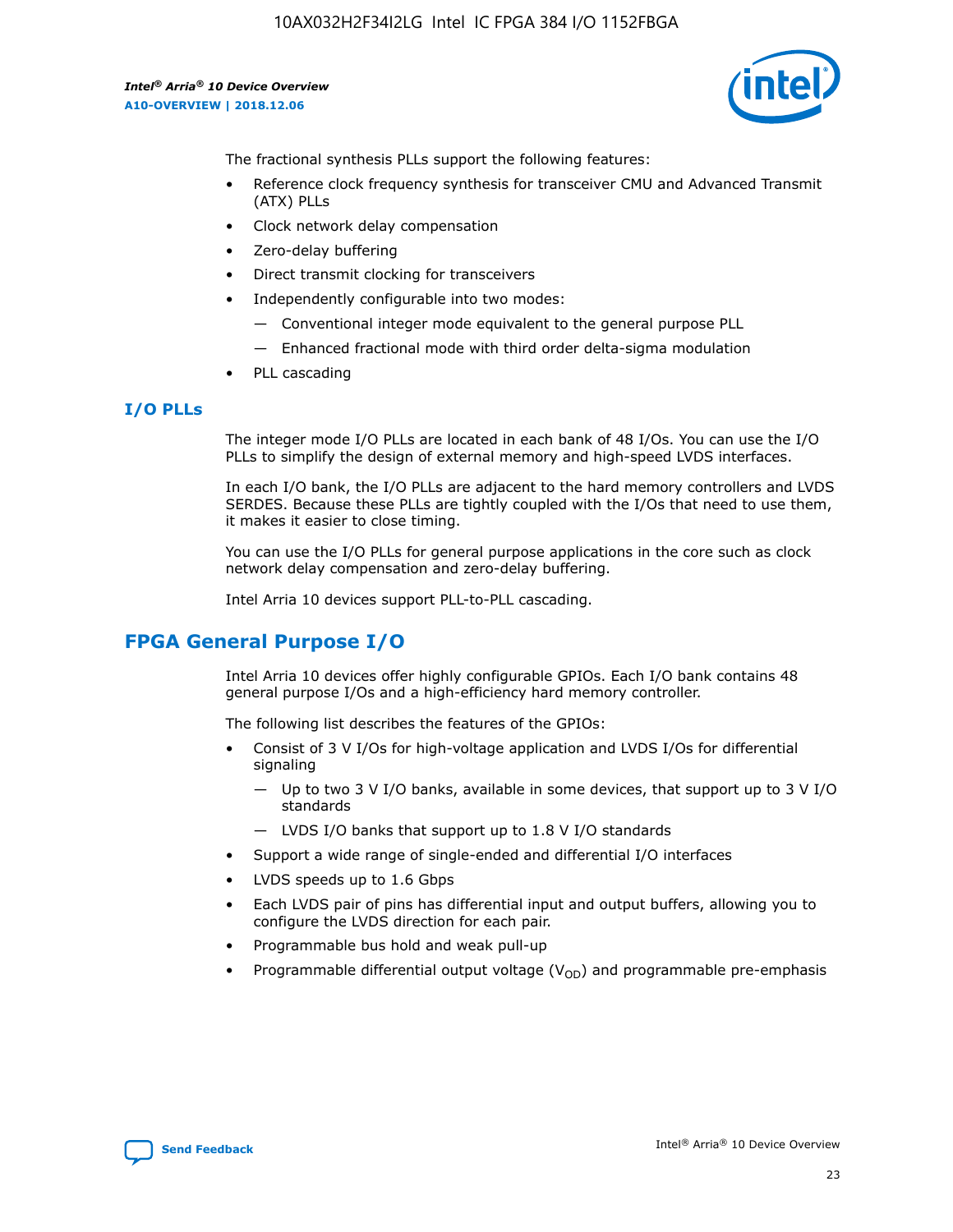The fractional synthesis PLLs support the following features:

- Reference clock frequency synthesis for transceiver CMU and Advanced Transmit (ATX) PLLs
- Clock network delay compensation
- Zero-delay buffering
- Direct transmit clocking for transceivers
- Independently configurable into two modes:
  - — Conventional integer mode equivalent to the general purpose PLL
  - — Enhanced fractional mode with third order delta-sigma modulation
- PLL cascading

### I/O PLLs

The integer mode I/O PLLs are located in each bank of 48 I/Os. You can use the I/O PLLs to simplify the design of external memory and high-speed LVDS interfaces.

In each I/O bank, the I/O PLLs are adjacent to the hard memory controllers and LVDS SERDES. Because these PLLs are tightly coupled with the I/Os that need to use them, it makes it easier to close timing.

You can use the I/O PLLs for general purpose applications in the core such as clock network delay compensation and zero-delay buffering.

Intel Arria 10 devices support PLL-to-PLL cascading.

## FPGA General Purpose I/O

Intel Arria 10 devices offer highly configurable GPIOs. Each I/O bank contains 48 general purpose I/Os and a high-efficiency hard memory controller.

The following list describes the features of the GPIOs:

- Consist of 3 V I/Os for high-voltage application and LVDS I/Os for differential signaling
  - — Up to two 3 V I/O banks, available in some devices, that support up to 3 V I/O standards
  - — LVDS I/O banks that support up to 1.8 V I/O standards
- Support a wide range of single-ended and differential I/O interfaces
- LVDS speeds up to 1.6 Gbps
- Each LVDS pair of pins has differential input and output buffers, allowing you to configure the LVDS direction for each pair.
- Programmable bus hold and weak pull-up
- Programmable differential output voltage ($V_{OD}$) and programmable pre-emphasis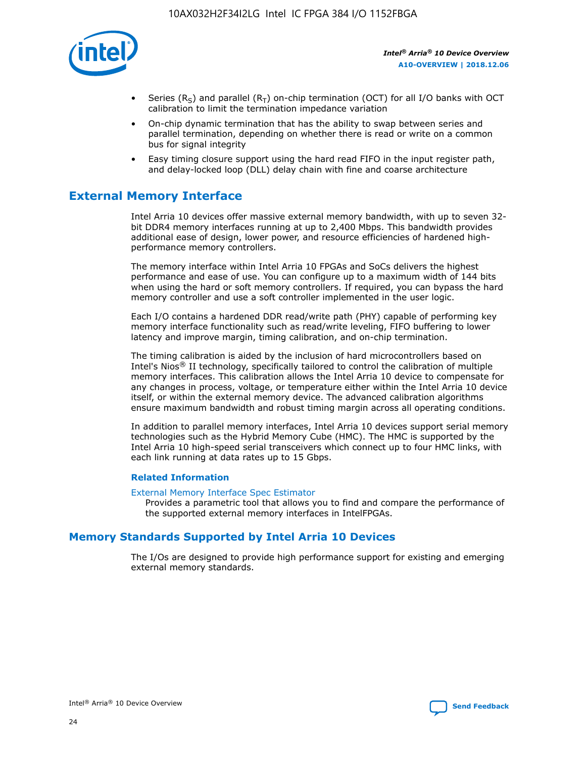- Series ($R_S$) and parallel ($R_T$) on-chip termination (OCT) for all I/O banks with OCT calibration to limit the termination impedance variation
- On-chip dynamic termination that has the ability to swap between series and parallel termination, depending on whether there is read or write on a common bus for signal integrity
- Easy timing closure support using the hard read FIFO in the input register path, and delay-locked loop (DLL) delay chain with fine and coarse architecture

## External Memory Interface

Intel Arria 10 devices offer massive external memory bandwidth, with up to seven 32-bit DDR4 memory interfaces running at up to 2,400 Mbps. This bandwidth provides additional ease of design, lower power, and resource efficiencies of hardened high-performance memory controllers.

The memory interface within Intel Arria 10 FPGAs and SoCs delivers the highest performance and ease of use. You can configure up to a maximum width of 144 bits when using the hard or soft memory controllers. If required, you can bypass the hard memory controller and use a soft controller implemented in the user logic.

Each I/O contains a hardened DDR read/write path (PHY) capable of performing key memory interface functionality such as read/write leveling, FIFO buffering to lower latency and improve margin, timing calibration, and on-chip termination.

The timing calibration is aided by the inclusion of hard microcontrollers based on Intel's Nios® II technology, specifically tailored to control the calibration of multiple memory interfaces. This calibration allows the Intel Arria 10 device to compensate for any changes in process, voltage, or temperature either within the Intel Arria 10 device itself, or within the external memory device. The advanced calibration algorithms ensure maximum bandwidth and robust timing margin across all operating conditions.

In addition to parallel memory interfaces, Intel Arria 10 devices support serial memory technologies such as the Hybrid Memory Cube (HMC). The HMC is supported by the Intel Arria 10 high-speed serial transceivers which connect up to four HMC links, with each link running at data rates up to 15 Gbps.

### Related Information

External Memory Interface Spec Estimator
Provides a parametric tool that allows you to find and compare the performance of the supported external memory interfaces in IntelFPGAs.

## Memory Standards Supported by Intel Arria 10 Devices

The I/Os are designed to provide high performance support for existing and emerging external memory standards.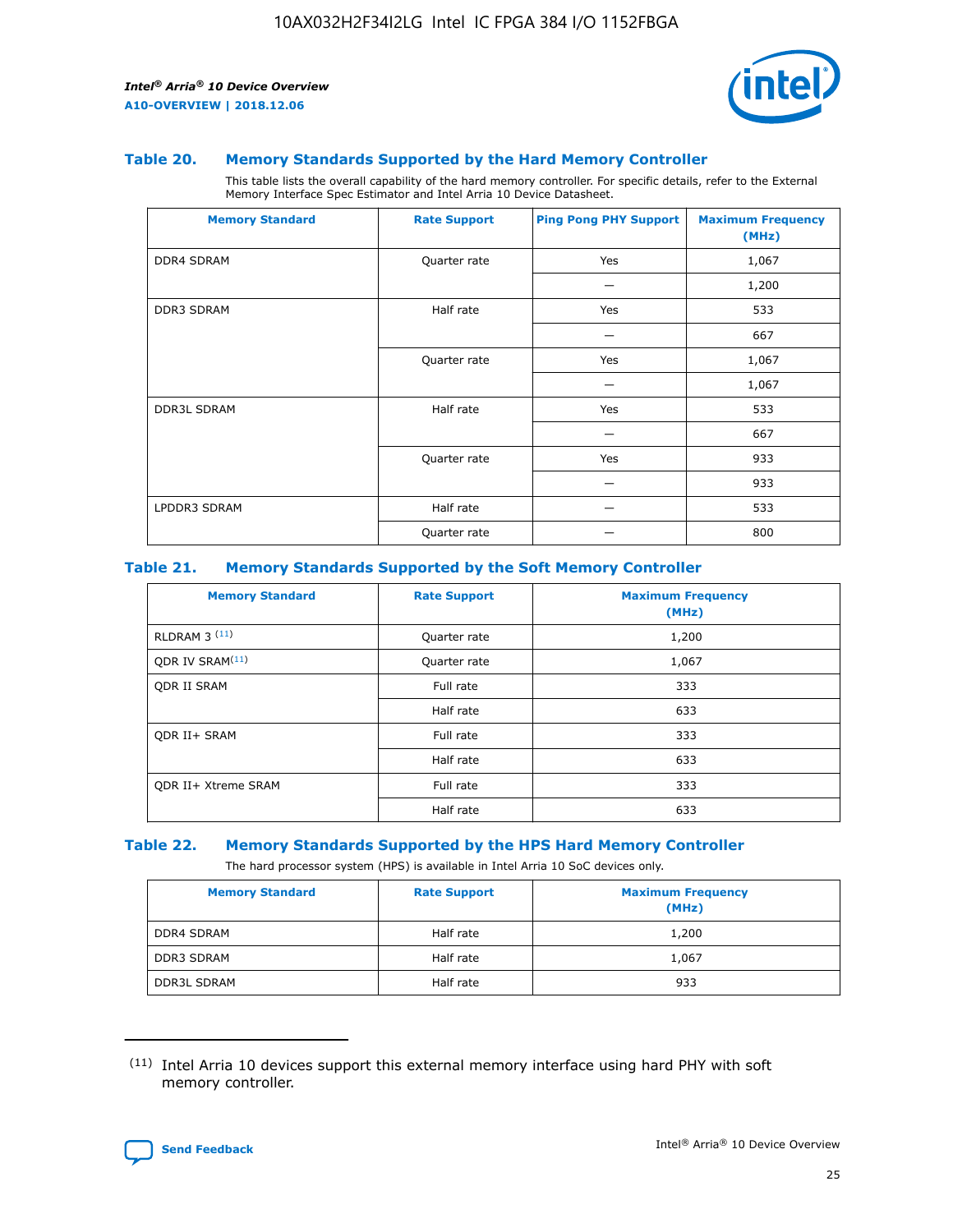#### Table 20. Memory Standards Supported by the Hard Memory Controller

This table lists the overall capability of the hard memory controller. For specific details, refer to the External Memory Interface Spec Estimator and Intel Arria 10 Device Datasheet.

| Memory Standard | Rate Support | Ping Pong PHY Support | Maximum Frequency (MHz) |
|---|---|---|---|
| DDR4 SDRAM | Quarter rate | Yes | 1,067 |
| | | — | 1,200 |
| DDR3 SDRAM | Half rate | Yes | 533 |
| | | — | 667 |
| | Quarter rate | Yes | 1,067 |
| | | — | 1,067 |
| DDR3L SDRAM | Half rate | Yes | 533 |
| | | — | 667 |
| | Quarter rate | Yes | 933 |
| | | — | 933 |
| LPDDR3 SDRAM | Half rate | — | 533 |
| | Quarter rate | — | 800 |

#### Table 21. Memory Standards Supported by the Soft Memory Controller

| Memory Standard | Rate Support | Maximum Frequency (MHz) |
|---|---|---|
| RLDRAM 3 (11) | Quarter rate | 1,200 |
| QDR IV SRAM(11) | Quarter rate | 1,067 |
| QDR II SRAM | Full rate | 333 |
| | Half rate | 633 |
| QDR II+ SRAM | Full rate | 333 |
| | Half rate | 633 |
| QDR II+ Xtreme SRAM | Full rate | 333 |
| | Half rate | 633 |

#### Table 22. Memory Standards Supported by the HPS Hard Memory Controller

The hard processor system (HPS) is available in Intel Arria 10 SoC devices only.

| Memory Standard | Rate Support | Maximum Frequency (MHz) |
|---|---|---|
| DDR4 SDRAM | Half rate | 1,200 |
| DDR3 SDRAM | Half rate | 1,067 |
| DDR3L SDRAM | Half rate | 933 |

(11) Intel Arria 10 devices support this external memory interface using hard PHY with soft memory controller.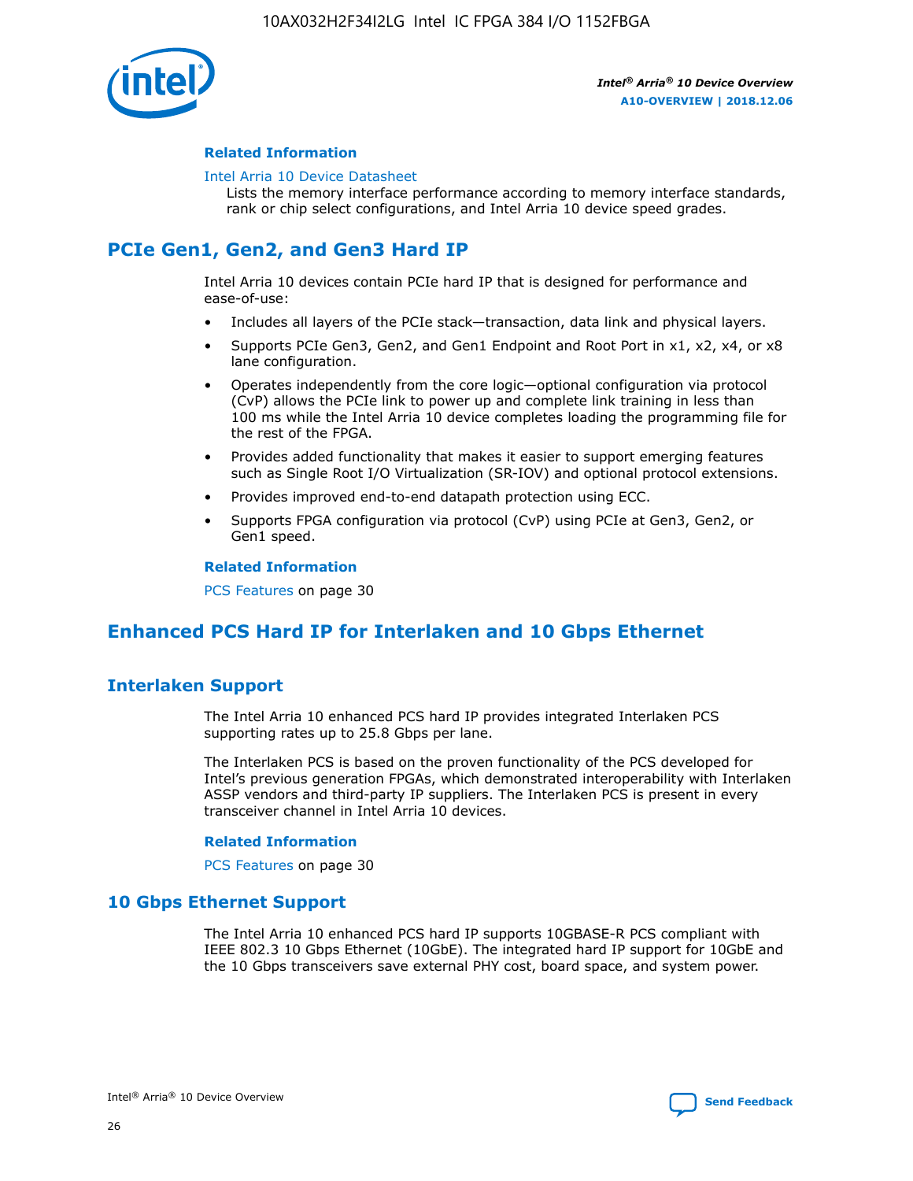#### Related Information

Intel Arria 10 Device Datasheet
Lists the memory interface performance according to memory interface standards, rank or chip select configurations, and Intel Arria 10 device speed grades.

## PCIe Gen1, Gen2, and Gen3 Hard IP

Intel Arria 10 devices contain PCIe hard IP that is designed for performance and ease-of-use:

- Includes all layers of the PCIe stack—transaction, data link and physical layers.
- Supports PCIe Gen3, Gen2, and Gen1 Endpoint and Root Port in x1, x2, x4, or x8 lane configuration.
- Operates independently from the core logic—optional configuration via protocol (CvP) allows the PCIe link to power up and complete link training in less than 100 ms while the Intel Arria 10 device completes loading the programming file for the rest of the FPGA.
- Provides added functionality that makes it easier to support emerging features such as Single Root I/O Virtualization (SR-IOV) and optional protocol extensions.
- Provides improved end-to-end datapath protection using ECC.
- Supports FPGA configuration via protocol (CvP) using PCIe at Gen3, Gen2, or Gen1 speed.

#### Related Information

PCS Features on page 30

## Enhanced PCS Hard IP for Interlaken and 10 Gbps Ethernet

### Interlaken Support

The Intel Arria 10 enhanced PCS hard IP provides integrated Interlaken PCS supporting rates up to 25.8 Gbps per lane.

The Interlaken PCS is based on the proven functionality of the PCS developed for Intel's previous generation FPGAs, which demonstrated interoperability with Interlaken ASSP vendors and third-party IP suppliers. The Interlaken PCS is present in every transceiver channel in Intel Arria 10 devices.

#### Related Information

PCS Features on page 30

### 10 Gbps Ethernet Support

The Intel Arria 10 enhanced PCS hard IP supports 10GBASE-R PCS compliant with IEEE 802.3 10 Gbps Ethernet (10GbE). The integrated hard IP support for 10GbE and the 10 Gbps transceivers save external PHY cost, board space, and system power.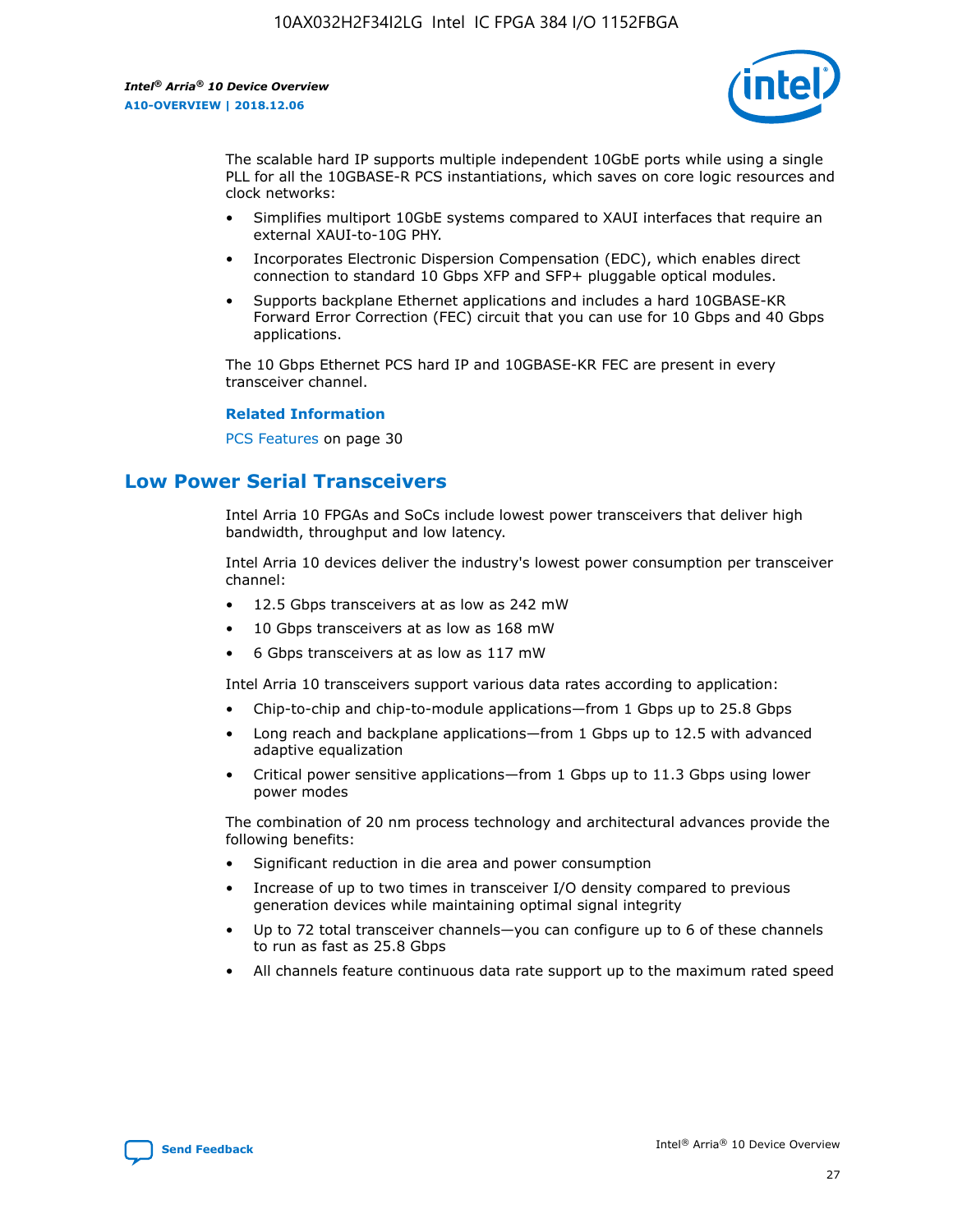The scalable hard IP supports multiple independent 10GbE ports while using a single PLL for all the 10GBASE-R PCS instantiations, which saves on core logic resources and clock networks:

- Simplifies multiport 10GbE systems compared to XAUI interfaces that require an external XAUI-to-10G PHY.
- Incorporates Electronic Dispersion Compensation (EDC), which enables direct connection to standard 10 Gbps XFP and SFP+ pluggable optical modules.
- Supports backplane Ethernet applications and includes a hard 10GBASE-KR Forward Error Correction (FEC) circuit that you can use for 10 Gbps and 40 Gbps applications.

The 10 Gbps Ethernet PCS hard IP and 10GBASE-KR FEC are present in every transceiver channel.

**Related Information**

PCS Features on page 30

## Low Power Serial Transceivers

Intel Arria 10 FPGAs and SoCs include lowest power transceivers that deliver high bandwidth, throughput and low latency.

Intel Arria 10 devices deliver the industry's lowest power consumption per transceiver channel:

- 12.5 Gbps transceivers at as low as 242 mW
- 10 Gbps transceivers at as low as 168 mW
- 6 Gbps transceivers at as low as 117 mW

Intel Arria 10 transceivers support various data rates according to application:

- Chip-to-chip and chip-to-module applications—from 1 Gbps up to 25.8 Gbps
- Long reach and backplane applications—from 1 Gbps up to 12.5 with advanced adaptive equalization
- Critical power sensitive applications—from 1 Gbps up to 11.3 Gbps using lower power modes

The combination of 20 nm process technology and architectural advances provide the following benefits:

- Significant reduction in die area and power consumption
- Increase of up to two times in transceiver I/O density compared to previous generation devices while maintaining optimal signal integrity
- Up to 72 total transceiver channels—you can configure up to 6 of these channels to run as fast as 25.8 Gbps
- All channels feature continuous data rate support up to the maximum rated speed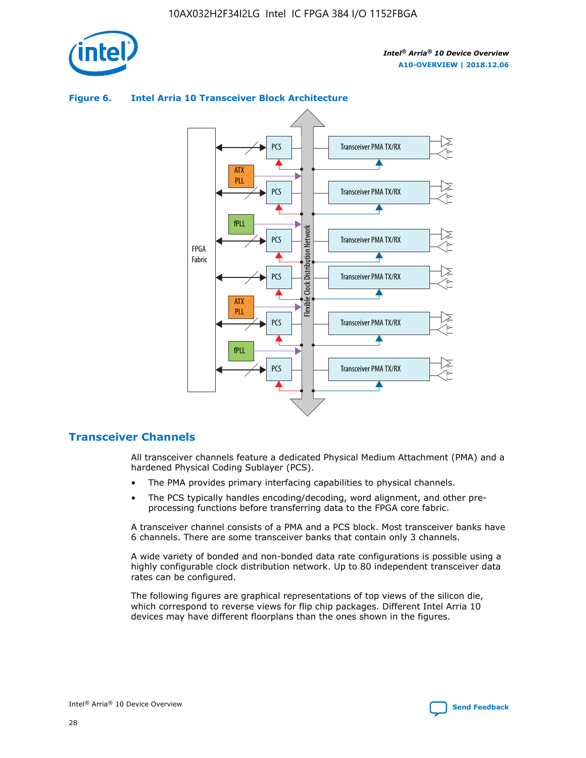**Figure 6. Intel Arria 10 Transceiver Block Architecture**

## Transceiver Channels

All transceiver channels feature a dedicated Physical Medium Attachment (PMA) and a hardened Physical Coding Sublayer (PCS).

- The PMA provides primary interfacing capabilities to physical channels.
- The PCS typically handles encoding/decoding, word alignment, and other pre-processing functions before transferring data to the FPGA core fabric.

A transceiver channel consists of a PMA and a PCS block. Most transceiver banks have 6 channels. There are some transceiver banks that contain only 3 channels.

A wide variety of bonded and non-bonded data rate configurations is possible using a highly configurable clock distribution network. Up to 80 independent transceiver data rates can be configured.

The following figures are graphical representations of top views of the silicon die, which correspond to reverse views for flip chip packages. Different Intel Arria 10 devices may have different floorplans than the ones shown in the figures.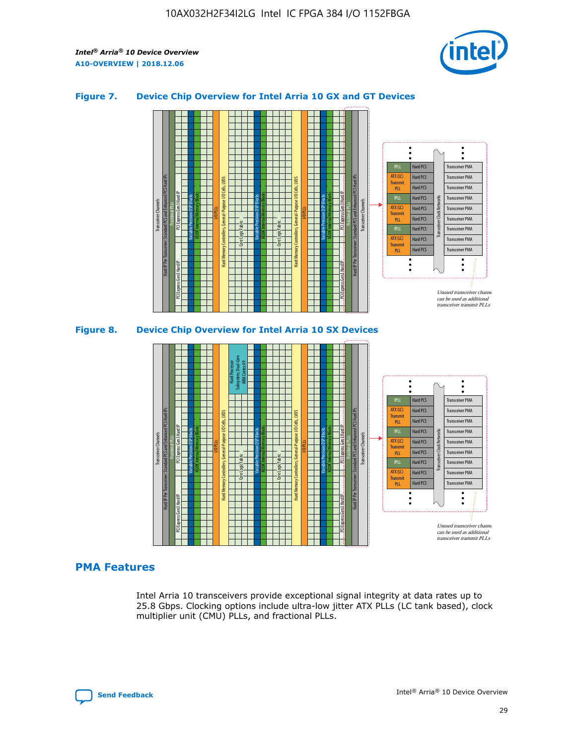### Figure 7. Device Chip Overview for Intel Arria 10 GX and GT Devices

Unused transceiver channels can be used as additional transceiver transmit PLLs

### Figure 8. Device Chip Overview for Intel Arria 10 SX Devices

Unused transceiver channels can be used as additional transceiver transmit PLLs

## PMA Features

Intel Arria 10 transceivers provide exceptional signal integrity at data rates up to 25.8 Gbps. Clocking options include ultra-low jitter ATX PLLs (LC tank based), clock multiplier unit (CMU) PLLs, and fractional PLLs.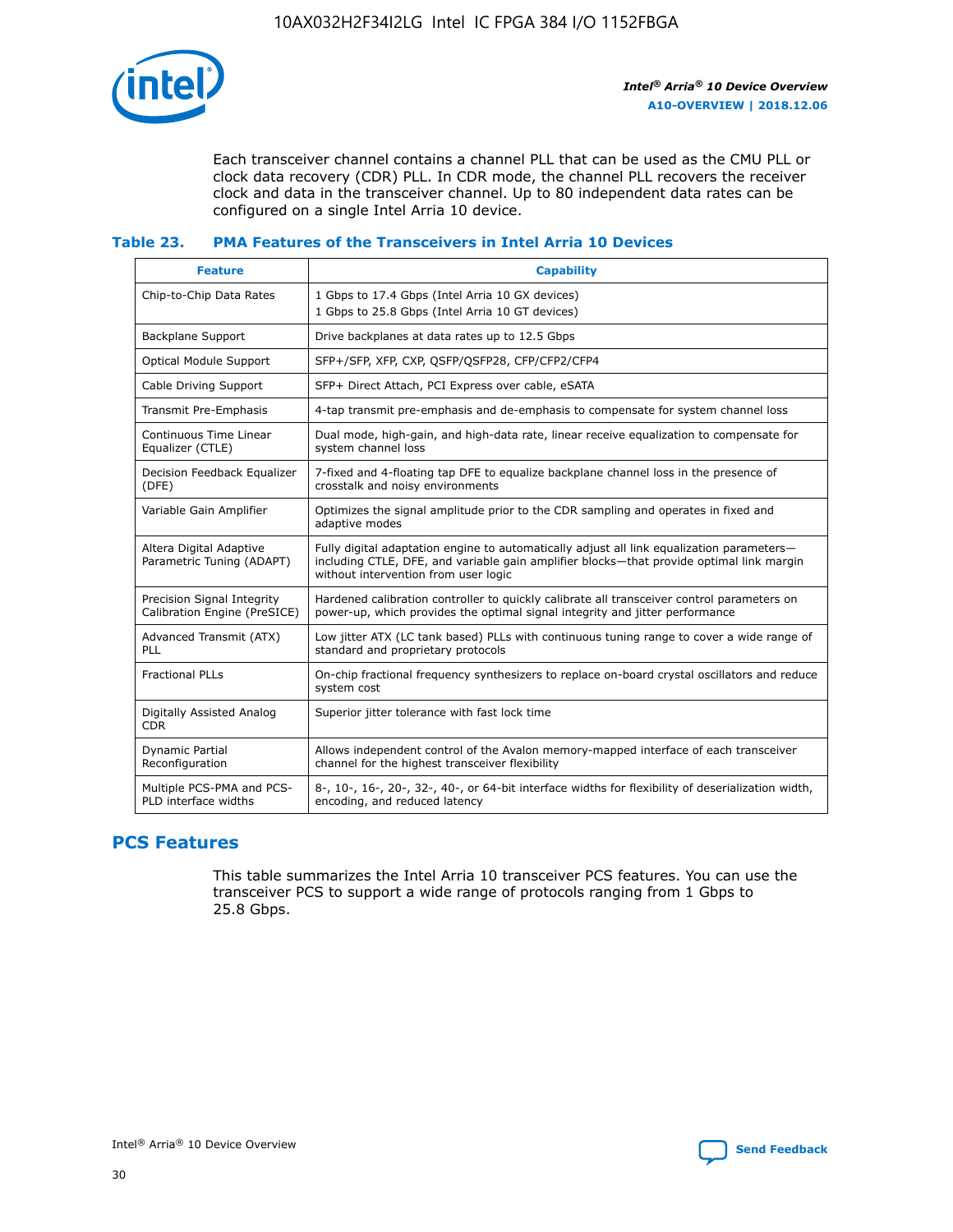Each transceiver channel contains a channel PLL that can be used as the CMU PLL or clock data recovery (CDR) PLL. In CDR mode, the channel PLL recovers the receiver clock and data in the transceiver channel. Up to 80 independent data rates can be configured on a single Intel Arria 10 device.

### Table 23. PMA Features of the Transceivers in Intel Arria 10 Devices

| Feature | Capability |
|---|---|
| Chip-to-Chip Data Rates | 1 Gbps to 17.4 Gbps (Intel Arria 10 GX devices)<br>1 Gbps to 25.8 Gbps (Intel Arria 10 GT devices) |
| Backplane Support | Drive backplanes at data rates up to 12.5 Gbps |
| Optical Module Support | SFP+/SFP, XFP, CXP, QSFP/QSFP28, CFP/CFP2/CFP4 |
| Cable Driving Support | SFP+ Direct Attach, PCI Express over cable, eSATA |
| Transmit Pre-Emphasis | 4-tap transmit pre-emphasis and de-emphasis to compensate for system channel loss |
| Continuous Time Linear Equalizer (CTLE) | Dual mode, high-gain, and high-data rate, linear receive equalization to compensate for system channel loss |
| Decision Feedback Equalizer (DFE) | 7-fixed and 4-floating tap DFE to equalize backplane channel loss in the presence of crosstalk and noisy environments |
| Variable Gain Amplifier | Optimizes the signal amplitude prior to the CDR sampling and operates in fixed and adaptive modes |
| Altera Digital Adaptive Parametric Tuning (ADAPT) | Fully digital adaptation engine to automatically adjust all link equalization parameters—including CTLE, DFE, and variable gain amplifier blocks—that provide optimal link margin without intervention from user logic |
| Precision Signal Integrity Calibration Engine (PreSICE) | Hardened calibration controller to quickly calibrate all transceiver control parameters on power-up, which provides the optimal signal integrity and jitter performance |
| Advanced Transmit (ATX) PLL | Low jitter ATX (LC tank based) PLLs with continuous tuning range to cover a wide range of standard and proprietary protocols |
| Fractional PLLs | On-chip fractional frequency synthesizers to replace on-board crystal oscillators and reduce system cost |
| Digitally Assisted Analog CDR | Superior jitter tolerance with fast lock time |
| Dynamic Partial Reconfiguration | Allows independent control of the Avalon memory-mapped interface of each transceiver channel for the highest transceiver flexibility |
| Multiple PCS-PMA and PCS-PLD interface widths | 8-, 10-, 16-, 20-, 32-, 40-, or 64-bit interface widths for flexibility of deserialization width, encoding, and reduced latency |

## PCS Features

This table summarizes the Intel Arria 10 transceiver PCS features. You can use the transceiver PCS to support a wide range of protocols ranging from 1 Gbps to 25.8 Gbps.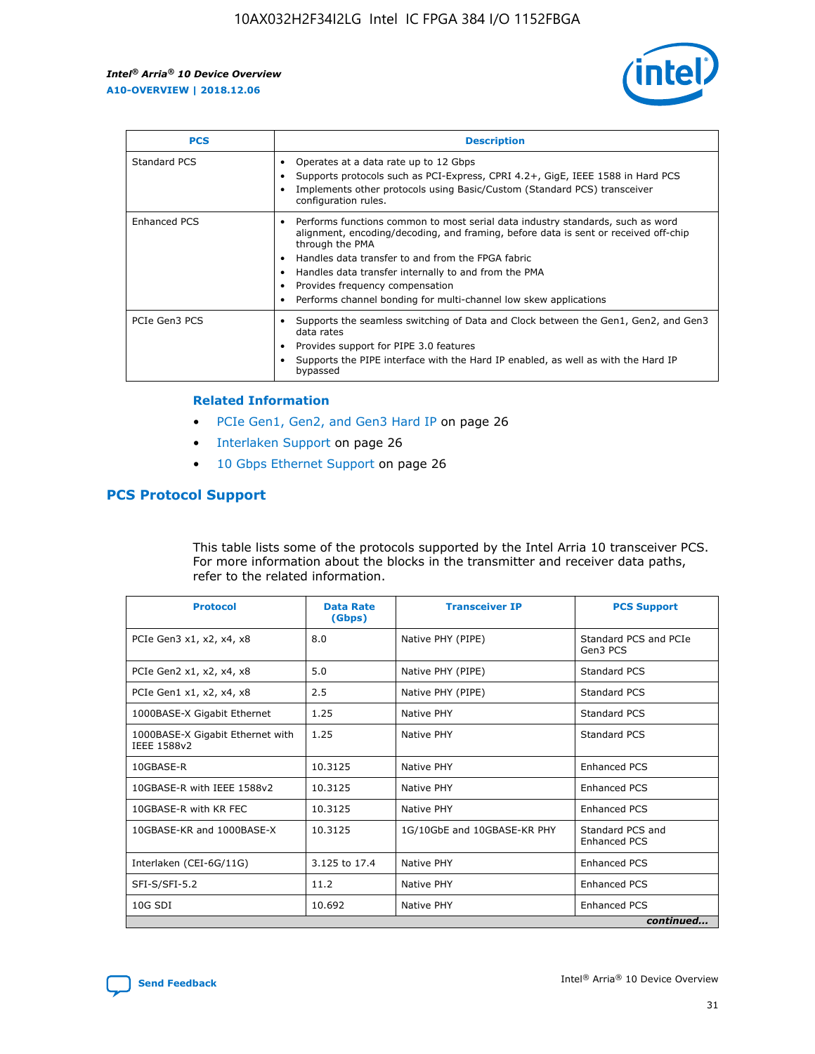| PCS | Description |
| --- | --- |
| Standard PCS | • Operates at a data rate up to 12 Gbps<br>• Supports protocols such as PCI-Express, CPRI 4.2+, GigE, IEEE 1588 in Hard PCS<br>• Implements other protocols using Basic/Custom (Standard PCS) transceiver configuration rules. |
| Enhanced PCS | • Performs functions common to most serial data industry standards, such as word alignment, encoding/decoding, and framing, before data is sent or received off-chip through the PMA<br>• Handles data transfer to and from the FPGA fabric<br>• Handles data transfer internally to and from the PMA<br>• Provides frequency compensation<br>• Performs channel bonding for multi-channel low skew applications |
| PCIe Gen3 PCS | • Supports the seamless switching of Data and Clock between the Gen1, Gen2, and Gen3 data rates<br>• Provides support for PIPE 3.0 features<br>• Supports the PIPE interface with the Hard IP enabled, as well as with the Hard IP bypassed |

### Related Information

- PCIe Gen1, Gen2, and Gen3 Hard IP on page 26
- Interlaken Support on page 26
- 10 Gbps Ethernet Support on page 26

## PCS Protocol Support

This table lists some of the protocols supported by the Intel Arria 10 transceiver PCS. For more information about the blocks in the transmitter and receiver data paths, refer to the related information.

| Protocol | Data Rate (Gbps) | Transceiver IP | PCS Support |
| --- | --- | --- | --- |
| PCIe Gen3 x1, x2, x4, x8 | 8.0 | Native PHY (PIPE) | Standard PCS and PCIe Gen3 PCS |
| PCIe Gen2 x1, x2, x4, x8 | 5.0 | Native PHY (PIPE) | Standard PCS |
| PCIe Gen1 x1, x2, x4, x8 | 2.5 | Native PHY (PIPE) | Standard PCS |
| 1000BASE-X Gigabit Ethernet | 1.25 | Native PHY | Standard PCS |
| 1000BASE-X Gigabit Ethernet with IEEE 1588v2 | 1.25 | Native PHY | Standard PCS |
| 10GBASE-R | 10.3125 | Native PHY | Enhanced PCS |
| 10GBASE-R with IEEE 1588v2 | 10.3125 | Native PHY | Enhanced PCS |
| 10GBASE-R with KR FEC | 10.3125 | Native PHY | Enhanced PCS |
| 10GBASE-KR and 1000BASE-X | 10.3125 | 1G/10GbE and 10GBASE-KR PHY | Standard PCS and Enhanced PCS |
| Interlaken (CEI-6G/11G) | 3.125 to 17.4 | Native PHY | Enhanced PCS |
| SFI-S/SFI-5.2 | 11.2 | Native PHY | Enhanced PCS |
| 10G SDI | 10.692 | Native PHY | Enhanced PCS |

*continued...*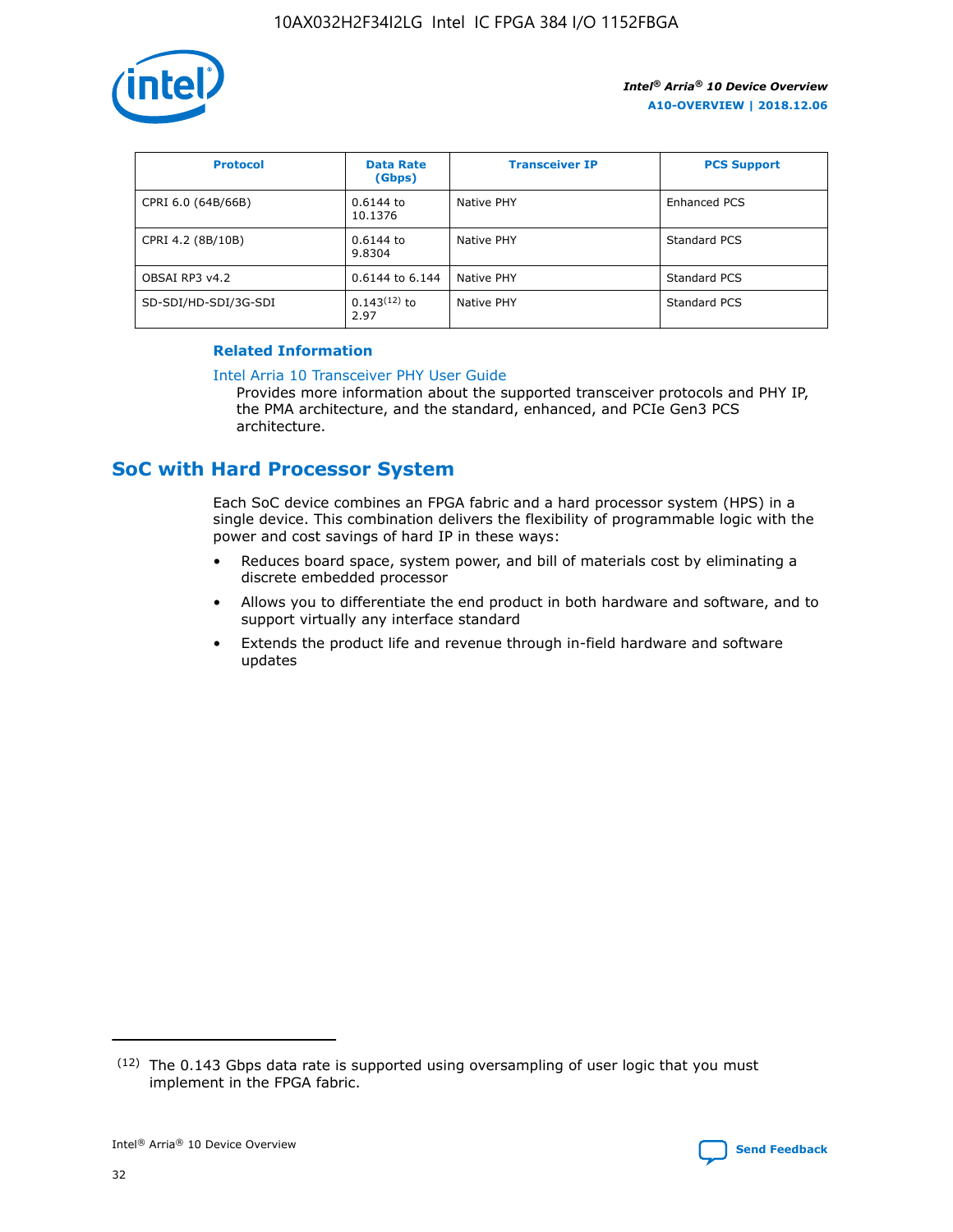| Protocol | Data Rate (Gbps) | Transceiver IP | PCS Support |
|---|---|---|---|
| CPRI 6.0 (64B/66B) | 0.6144 to 10.1376 | Native PHY | Enhanced PCS |
| CPRI 4.2 (8B/10B) | 0.6144 to 9.8304 | Native PHY | Standard PCS |
| OBSAI RP3 v4.2 | 0.6144 to 6.144 | Native PHY | Standard PCS |
| SD-SDI/HD-SDI/3G-SDI | 0.143[12] to 2.97 | Native PHY | Standard PCS |

**Related Information**

Intel Arria 10 Transceiver PHY User Guide
Provides more information about the supported transceiver protocols and PHY IP, the PMA architecture, and the standard, enhanced, and PCIe Gen3 PCS architecture.

## SoC with Hard Processor System

Each SoC device combines an FPGA fabric and a hard processor system (HPS) in a single device. This combination delivers the flexibility of programmable logic with the power and cost savings of hard IP in these ways:

- Reduces board space, system power, and bill of materials cost by eliminating a discrete embedded processor
- Allows you to differentiate the end product in both hardware and software, and to support virtually any interface standard
- Extends the product life and revenue through in-field hardware and software updates

(12) The 0.143 Gbps data rate is supported using oversampling of user logic that you must implement in the FPGA fabric.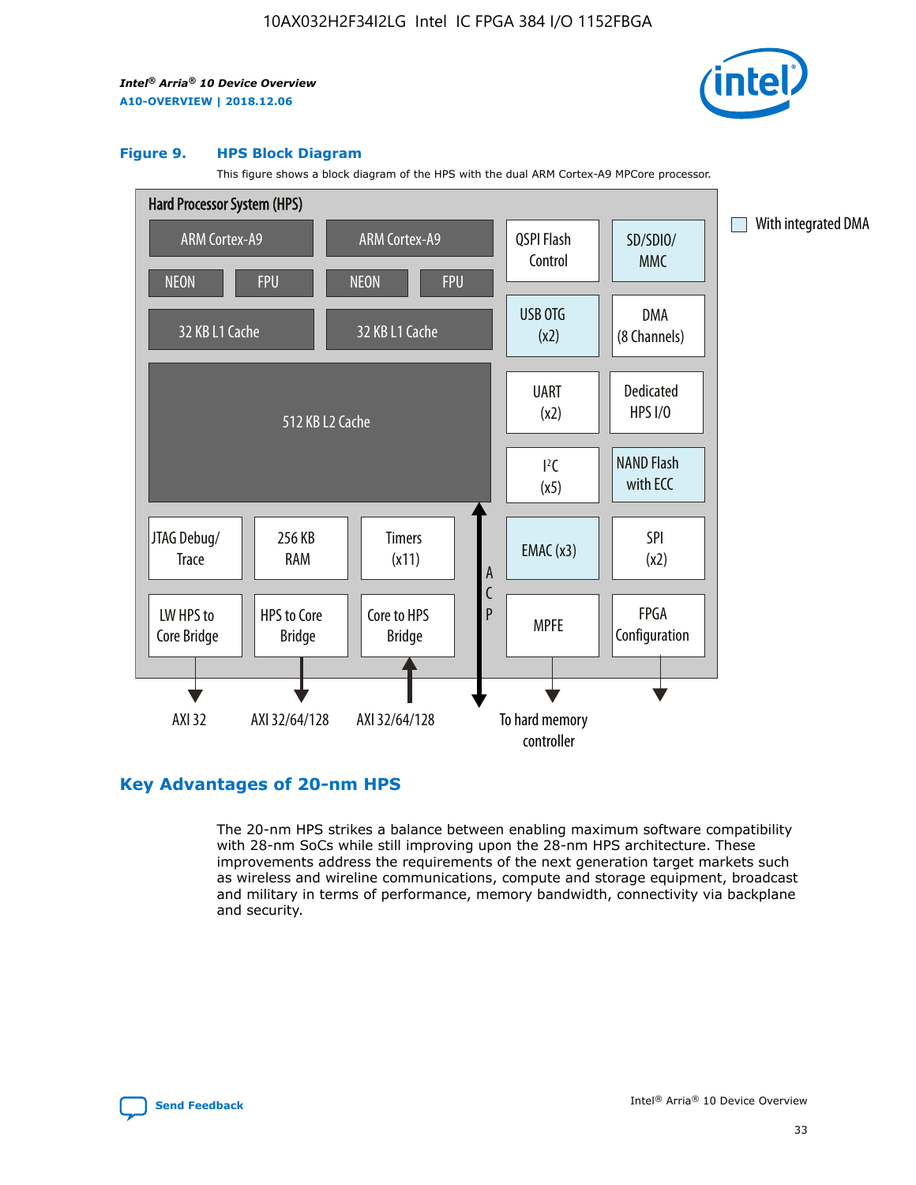**Figure 9. HPS Block Diagram**

This figure shows a block diagram of the HPS with the dual ARM Cortex-A9 MPCore processor.

Hard Processor System (HPS)

ARM Cortex-A9 | ARM Cortex-A9 | QSPI Flash Control | SD/SDIO/MMC

NEON | FPU | NEON | FPU

32 KB L1 Cache | 32 KB L1 Cache | USB OTG (x2) | DMA (8 Channels)

512 KB L2 Cache | UART (x2) | Dedicated HPS I/O | I²C (x5) | NAND Flash with ECC

JTAG Debug/Trace | 256 KB RAM | Timers (x11) | ACP | EMAC (x3) | SPI (x2)

LW HPS to Core Bridge | HPS to Core Bridge | Core to HPS Bridge | MPFE | FPGA Configuration

AXI 32 | AXI 32/64/128 | AXI 32/64/128 | To hard memory controller

With integrated DMA

## Key Advantages of 20-nm HPS

The 20-nm HPS strikes a balance between enabling maximum software compatibility with 28-nm SoCs while still improving upon the 28-nm HPS architecture. These improvements address the requirements of the next generation target markets such as wireless and wireline communications, compute and storage equipment, broadcast and military in terms of performance, memory bandwidth, connectivity via backplane and security.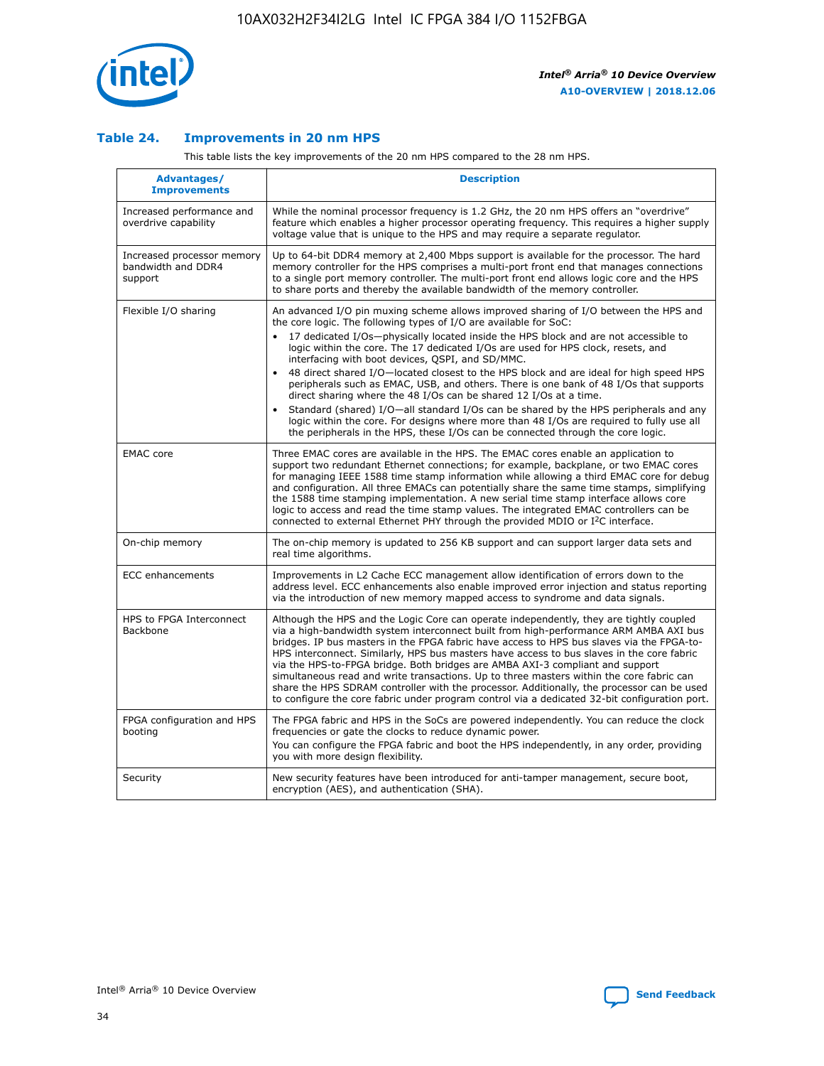### Table 24. Improvements in 20 nm HPS

This table lists the key improvements of the 20 nm HPS compared to the 28 nm HPS.

| Advantages/ Improvements | Description |
|---|---|
| Increased performance and overdrive capability | While the nominal processor frequency is 1.2 GHz, the 20 nm HPS offers an "overdrive" feature which enables a higher processor operating frequency. This requires a higher supply voltage value that is unique to the HPS and may require a separate regulator. |
| Increased processor memory bandwidth and DDR4 support | Up to 64-bit DDR4 memory at 2,400 Mbps support is available for the processor. The hard memory controller for the HPS comprises a multi-port front end that manages connections to a single port memory controller. The multi-port front end allows logic core and the HPS to share ports and thereby the available bandwidth of the memory controller. |
| Flexible I/O sharing | An advanced I/O pin muxing scheme allows improved sharing of I/O between the HPS and the core logic. The following types of I/O are available for SoC:<br>• 17 dedicated I/Os—physically located inside the HPS block and are not accessible to logic within the core. The 17 dedicated I/Os are used for HPS clock, resets, and interfacing with boot devices, QSPI, and SD/MMC.<br>• 48 direct shared I/O—located closest to the HPS block and are ideal for high speed HPS peripherals such as EMAC, USB, and others. There is one bank of 48 I/Os that supports direct sharing where the 48 I/Os can be shared 12 I/Os at a time.<br>• Standard (shared) I/O—all standard I/Os can be shared by the HPS peripherals and any logic within the core. For designs where more than 48 I/Os are required to fully use all the peripherals in the HPS, these I/Os can be connected through the core logic. |
| EMAC core | Three EMAC cores are available in the HPS. The EMAC cores enable an application to support two redundant Ethernet connections; for example, backplane, or two EMAC cores for managing IEEE 1588 time stamp information while allowing a third EMAC core for debug and configuration. All three EMACs can potentially share the same time stamps, simplifying the 1588 time stamping implementation. A new serial time stamp interface allows core logic to access and read the time stamp values. The integrated EMAC controllers can be connected to external Ethernet PHY through the provided MDIO or I²C interface. |
| On-chip memory | The on-chip memory is updated to 256 KB support and can support larger data sets and real time algorithms. |
| ECC enhancements | Improvements in L2 Cache ECC management allow identification of errors down to the address level. ECC enhancements also enable improved error injection and status reporting via the introduction of new memory mapped access to syndrome and data signals. |
| HPS to FPGA Interconnect Backbone | Although the HPS and the Logic Core can operate independently, they are tightly coupled via a high-bandwidth system interconnect built from high-performance ARM AMBA AXI bus bridges. IP bus masters in the FPGA fabric have access to HPS bus slaves via the FPGA-to-HPS interconnect. Similarly, HPS bus masters have access to bus slaves in the core fabric via the HPS-to-FPGA bridge. Both bridges are AMBA AXI-3 compliant and support simultaneous read and write transactions. Up to three masters within the core fabric can share the HPS SDRAM controller with the processor. Additionally, the processor can be used to configure the core fabric under program control via a dedicated 32-bit configuration port. |
| FPGA configuration and HPS booting | The FPGA fabric and HPS in the SoCs are powered independently. You can reduce the clock frequencies or gate the clocks to reduce dynamic power.<br>You can configure the FPGA fabric and boot the HPS independently, in any order, providing you with more design flexibility. |
| Security | New security features have been introduced for anti-tamper management, secure boot, encryption (AES), and authentication (SHA). |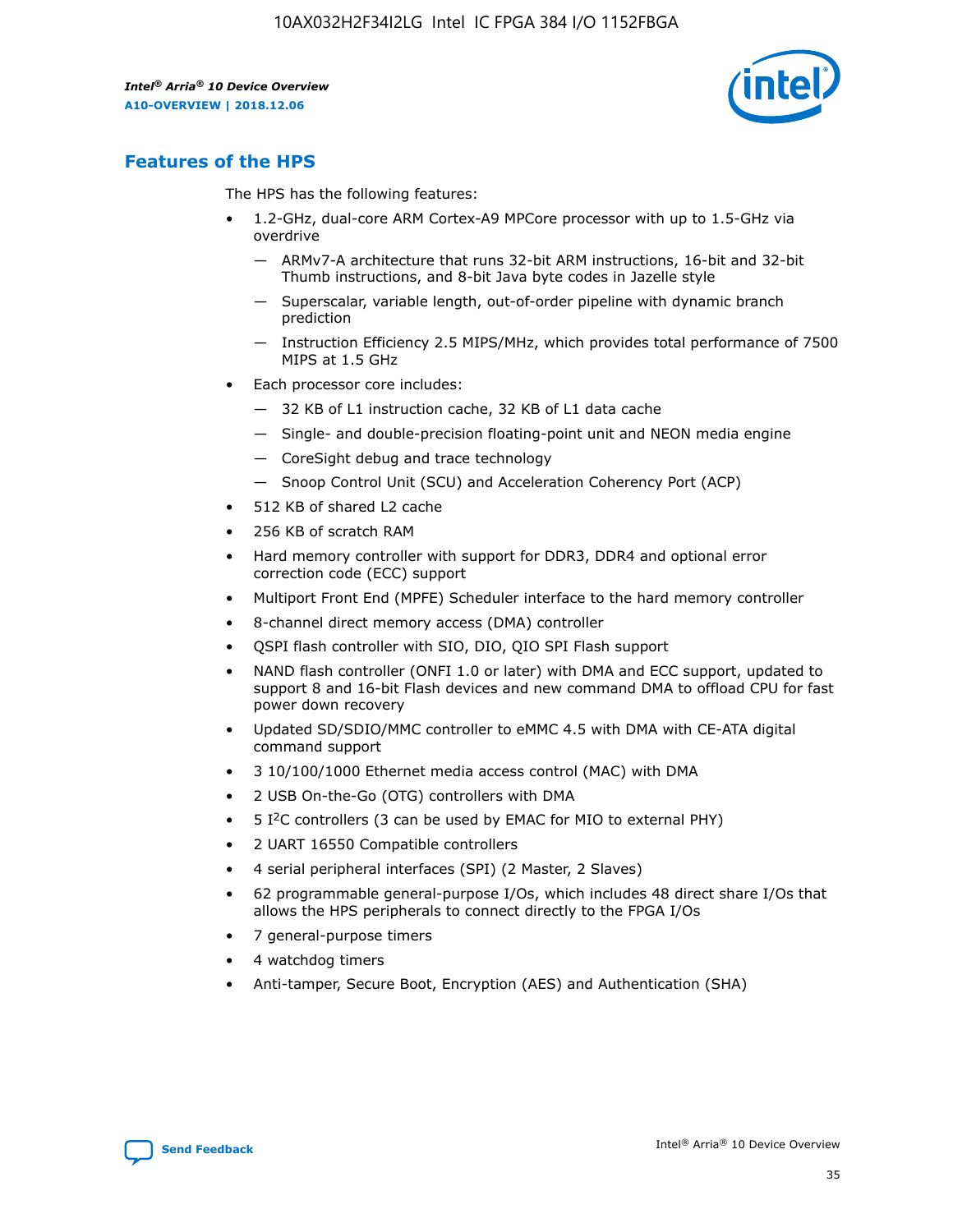## Features of the HPS

The HPS has the following features:

- 1.2-GHz, dual-core ARM Cortex-A9 MPCore processor with up to 1.5-GHz via overdrive
  - — ARMv7-A architecture that runs 32-bit ARM instructions, 16-bit and 32-bit Thumb instructions, and 8-bit Java byte codes in Jazelle style
  - — Superscalar, variable length, out-of-order pipeline with dynamic branch prediction
  - — Instruction Efficiency 2.5 MIPS/MHz, which provides total performance of 7500 MIPS at 1.5 GHz
- Each processor core includes:
  - — 32 KB of L1 instruction cache, 32 KB of L1 data cache
  - — Single- and double-precision floating-point unit and NEON media engine
  - — CoreSight debug and trace technology
  - — Snoop Control Unit (SCU) and Acceleration Coherency Port (ACP)
- 512 KB of shared L2 cache
- 256 KB of scratch RAM
- Hard memory controller with support for DDR3, DDR4 and optional error correction code (ECC) support
- Multiport Front End (MPFE) Scheduler interface to the hard memory controller
- 8-channel direct memory access (DMA) controller
- QSPI flash controller with SIO, DIO, QIO SPI Flash support
- NAND flash controller (ONFI 1.0 or later) with DMA and ECC support, updated to support 8 and 16-bit Flash devices and new command DMA to offload CPU for fast power down recovery
- Updated SD/SDIO/MMC controller to eMMC 4.5 with DMA with CE-ATA digital command support
- 3 10/100/1000 Ethernet media access control (MAC) with DMA
- 2 USB On-the-Go (OTG) controllers with DMA
- 5 I²C controllers (3 can be used by EMAC for MIO to external PHY)
- 2 UART 16550 Compatible controllers
- 4 serial peripheral interfaces (SPI) (2 Master, 2 Slaves)
- 62 programmable general-purpose I/Os, which includes 48 direct share I/Os that allows the HPS peripherals to connect directly to the FPGA I/Os
- 7 general-purpose timers
- 4 watchdog timers
- Anti-tamper, Secure Boot, Encryption (AES) and Authentication (SHA)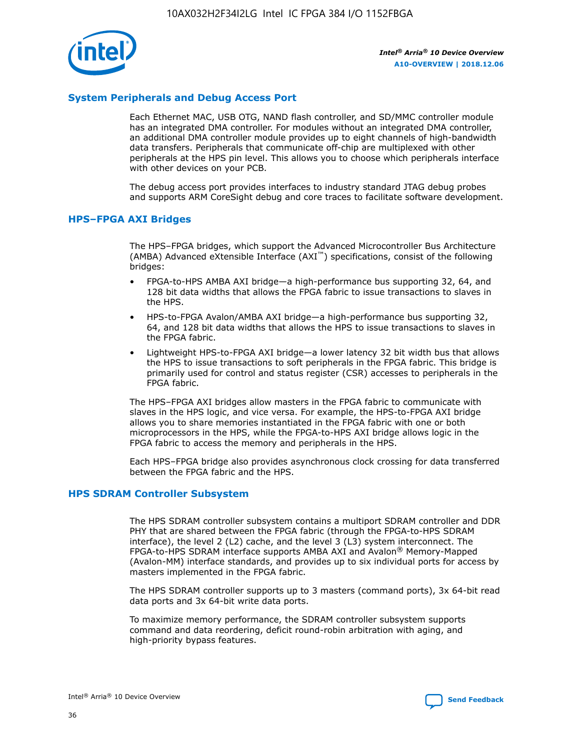## System Peripherals and Debug Access Port

Each Ethernet MAC, USB OTG, NAND flash controller, and SD/MMC controller module has an integrated DMA controller. For modules without an integrated DMA controller, an additional DMA controller module provides up to eight channels of high-bandwidth data transfers. Peripherals that communicate off-chip are multiplexed with other peripherals at the HPS pin level. This allows you to choose which peripherals interface with other devices on your PCB.

The debug access port provides interfaces to industry standard JTAG debug probes and supports ARM CoreSight debug and core traces to facilitate software development.

## HPS–FPGA AXI Bridges

The HPS–FPGA bridges, which support the Advanced Microcontroller Bus Architecture (AMBA) Advanced eXtensible Interface (AXI™) specifications, consist of the following bridges:

- FPGA-to-HPS AMBA AXI bridge—a high-performance bus supporting 32, 64, and 128 bit data widths that allows the FPGA fabric to issue transactions to slaves in the HPS.
- HPS-to-FPGA Avalon/AMBA AXI bridge—a high-performance bus supporting 32, 64, and 128 bit data widths that allows the HPS to issue transactions to slaves in the FPGA fabric.
- Lightweight HPS-to-FPGA AXI bridge—a lower latency 32 bit width bus that allows the HPS to issue transactions to soft peripherals in the FPGA fabric. This bridge is primarily used for control and status register (CSR) accesses to peripherals in the FPGA fabric.

The HPS–FPGA AXI bridges allow masters in the FPGA fabric to communicate with slaves in the HPS logic, and vice versa. For example, the HPS-to-FPGA AXI bridge allows you to share memories instantiated in the FPGA fabric with one or both microprocessors in the HPS, while the FPGA-to-HPS AXI bridge allows logic in the FPGA fabric to access the memory and peripherals in the HPS.

Each HPS–FPGA bridge also provides asynchronous clock crossing for data transferred between the FPGA fabric and the HPS.

## HPS SDRAM Controller Subsystem

The HPS SDRAM controller subsystem contains a multiport SDRAM controller and DDR PHY that are shared between the FPGA fabric (through the FPGA-to-HPS SDRAM interface), the level 2 (L2) cache, and the level 3 (L3) system interconnect. The FPGA-to-HPS SDRAM interface supports AMBA AXI and Avalon® Memory-Mapped (Avalon-MM) interface standards, and provides up to six individual ports for access by masters implemented in the FPGA fabric.

The HPS SDRAM controller supports up to 3 masters (command ports), 3x 64-bit read data ports and 3x 64-bit write data ports.

To maximize memory performance, the SDRAM controller subsystem supports command and data reordering, deficit round-robin arbitration with aging, and high-priority bypass features.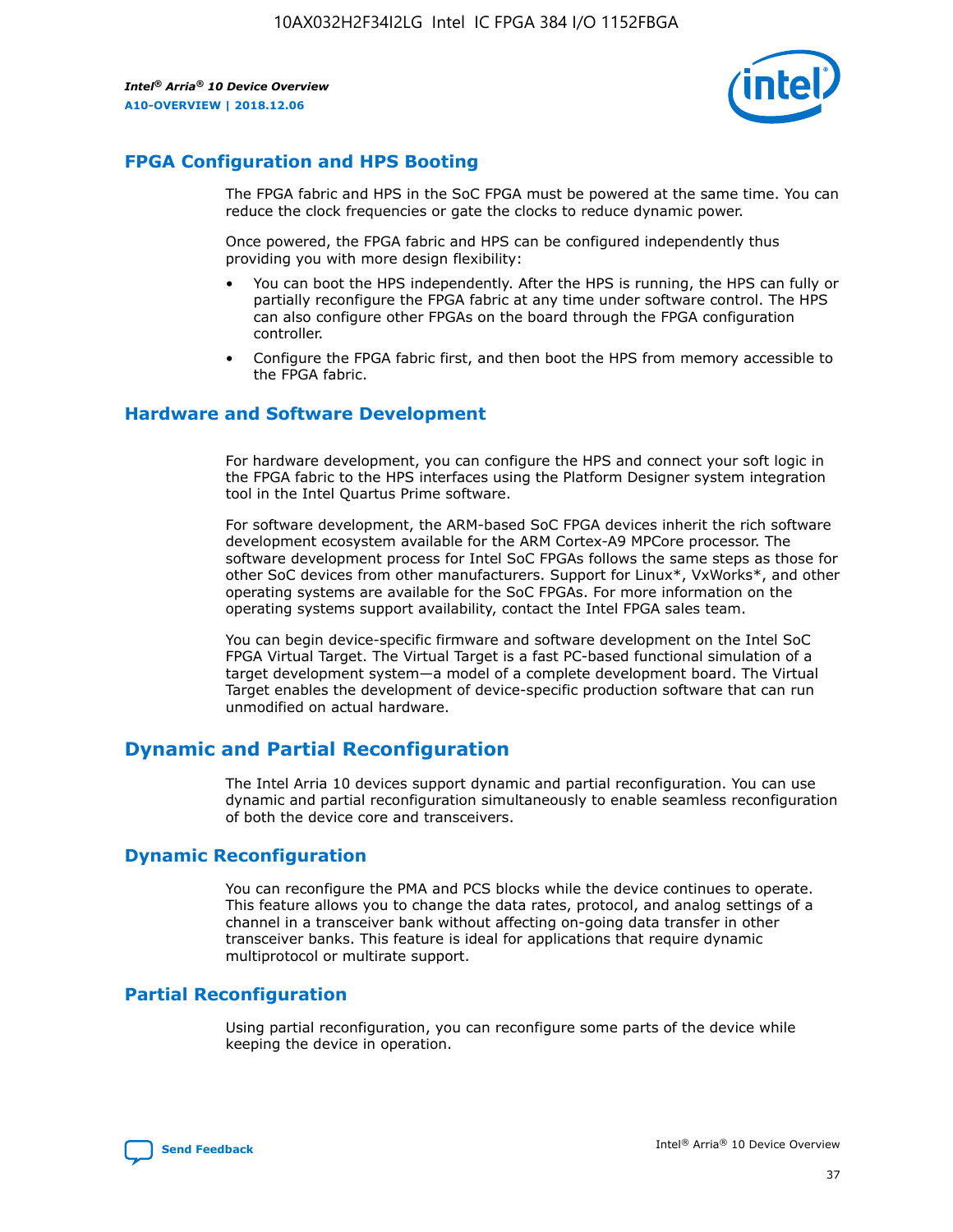## FPGA Configuration and HPS Booting

The FPGA fabric and HPS in the SoC FPGA must be powered at the same time. You can reduce the clock frequencies or gate the clocks to reduce dynamic power.

Once powered, the FPGA fabric and HPS can be configured independently thus providing you with more design flexibility:

- You can boot the HPS independently. After the HPS is running, the HPS can fully or partially reconfigure the FPGA fabric at any time under software control. The HPS can also configure other FPGAs on the board through the FPGA configuration controller.
- Configure the FPGA fabric first, and then boot the HPS from memory accessible to the FPGA fabric.

## Hardware and Software Development

For hardware development, you can configure the HPS and connect your soft logic in the FPGA fabric to the HPS interfaces using the Platform Designer system integration tool in the Intel Quartus Prime software.

For software development, the ARM-based SoC FPGA devices inherit the rich software development ecosystem available for the ARM Cortex-A9 MPCore processor. The software development process for Intel SoC FPGAs follows the same steps as those for other SoC devices from other manufacturers. Support for Linux*, VxWorks*, and other operating systems are available for the SoC FPGAs. For more information on the operating systems support availability, contact the Intel FPGA sales team.

You can begin device-specific firmware and software development on the Intel SoC FPGA Virtual Target. The Virtual Target is a fast PC-based functional simulation of a target development system—a model of a complete development board. The Virtual Target enables the development of device-specific production software that can run unmodified on actual hardware.

# Dynamic and Partial Reconfiguration

The Intel Arria 10 devices support dynamic and partial reconfiguration. You can use dynamic and partial reconfiguration simultaneously to enable seamless reconfiguration of both the device core and transceivers.

## Dynamic Reconfiguration

You can reconfigure the PMA and PCS blocks while the device continues to operate. This feature allows you to change the data rates, protocol, and analog settings of a channel in a transceiver bank without affecting on-going data transfer in other transceiver banks. This feature is ideal for applications that require dynamic multiprotocol or multirate support.

## Partial Reconfiguration

Using partial reconfiguration, you can reconfigure some parts of the device while keeping the device in operation.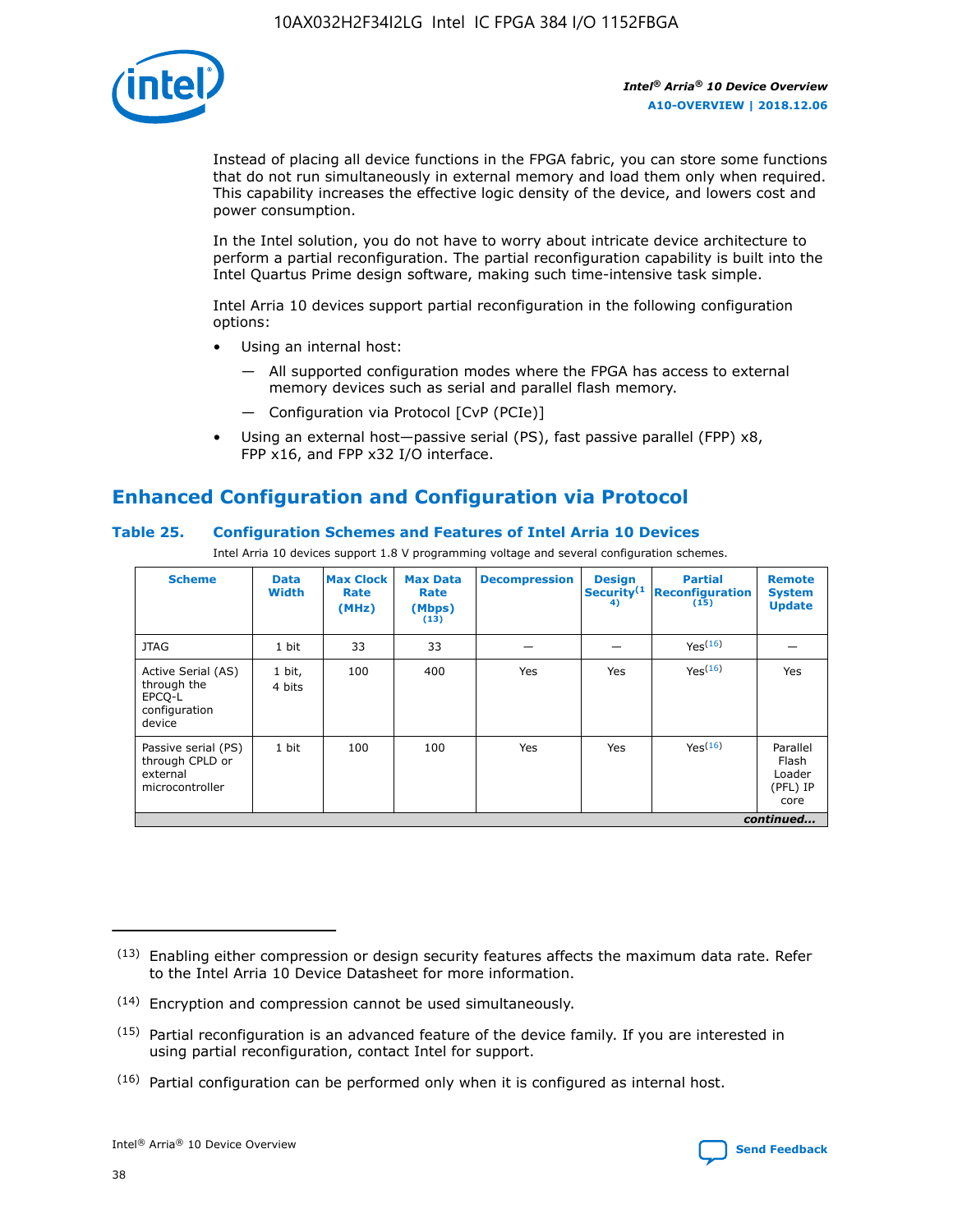Instead of placing all device functions in the FPGA fabric, you can store some functions that do not run simultaneously in external memory and load them only when required. This capability increases the effective logic density of the device, and lowers cost and power consumption.

In the Intel solution, you do not have to worry about intricate device architecture to perform a partial reconfiguration. The partial reconfiguration capability is built into the Intel Quartus Prime design software, making such time-intensive task simple.

Intel Arria 10 devices support partial reconfiguration in the following configuration options:

- Using an internal host:
  — All supported configuration modes where the FPGA has access to external memory devices such as serial and parallel flash memory.
  — Configuration via Protocol [CvP (PCIe)]
- Using an external host—passive serial (PS), fast passive parallel (FPP) x8, FPP x16, and FPP x32 I/O interface.

## Enhanced Configuration and Configuration via Protocol

### Table 25. Configuration Schemes and Features of Intel Arria 10 Devices

Intel Arria 10 devices support 1.8 V programming voltage and several configuration schemes.

| Scheme | Data Width | Max Clock Rate (MHz) | Max Data Rate (Mbps) (13) | Decompression | Design Security(14) | Partial Reconfiguration (15) | Remote System Update |
|---|---|---|---|---|---|---|---|
| JTAG | 1 bit | 33 | 33 | — | — | Yes(16) | — |
| Active Serial (AS) through the EPCQ-L configuration device | 1 bit, 4 bits | 100 | 400 | Yes | Yes | Yes(16) | Yes |
| Passive serial (PS) through CPLD or external microcontroller | 1 bit | 100 | 100 | Yes | Yes | Yes(16) | Parallel Flash Loader (PFL) IP core |

*continued...*

(13) Enabling either compression or design security features affects the maximum data rate. Refer to the Intel Arria 10 Device Datasheet for more information.

(14) Encryption and compression cannot be used simultaneously.

(15) Partial reconfiguration is an advanced feature of the device family. If you are interested in using partial reconfiguration, contact Intel for support.

(16) Partial configuration can be performed only when it is configured as internal host.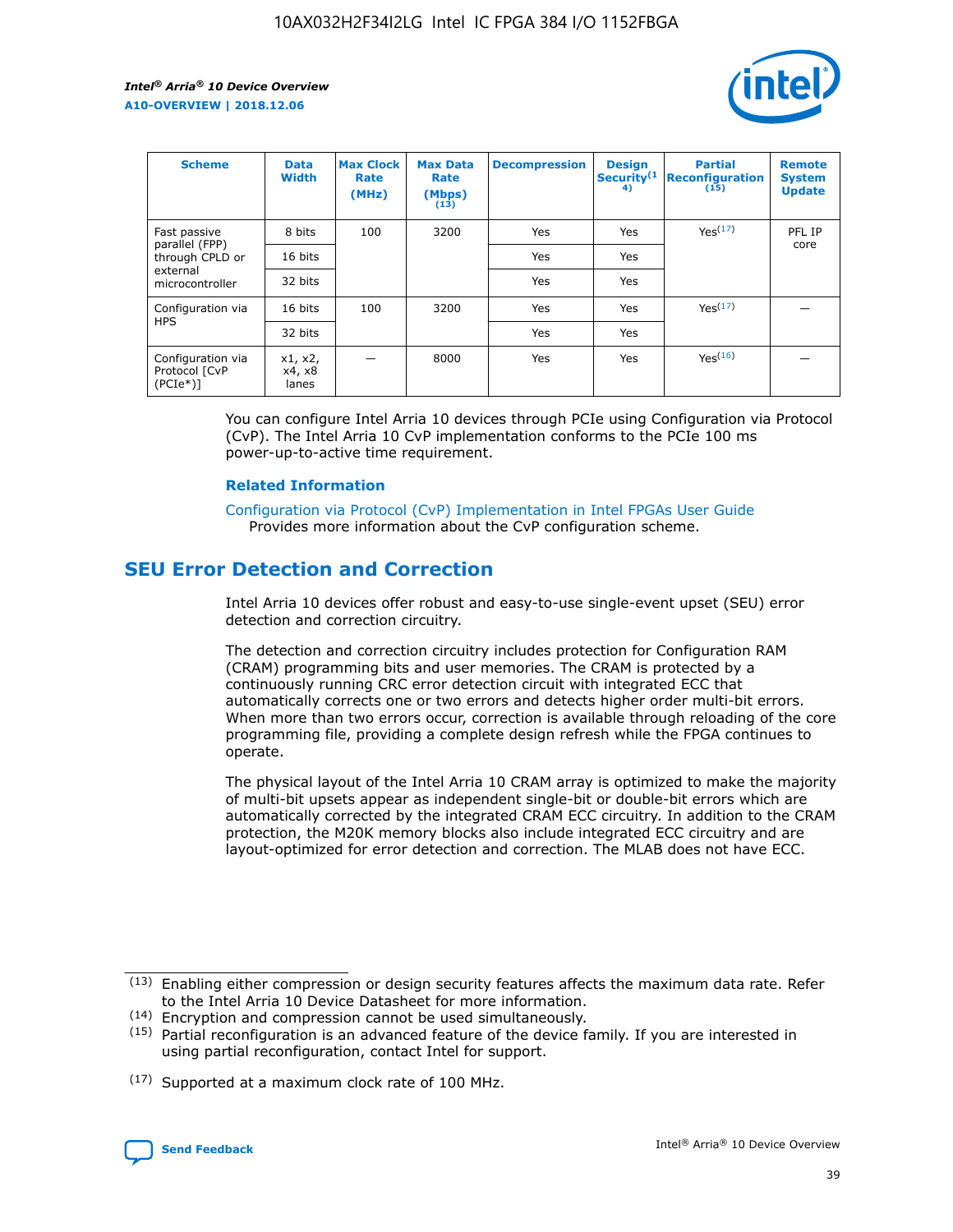| Scheme | Data Width | Max Clock Rate (MHz) | Max Data Rate (Mbps) (13) | Decompression | Design Security(14) | Partial Reconfiguration (15) | Remote System Update |
| --- | --- | --- | --- | --- | --- | --- | --- |
| Fast passive parallel (FPP) through CPLD or external microcontroller | 8 bits | 100 | 3200 | Yes | Yes | Yes(17) | PFL IP core |
| | 16 bits | | | Yes | Yes | | |
| | 32 bits | | | Yes | Yes | | |
| Configuration via HPS | 16 bits | 100 | 3200 | Yes | Yes | Yes(17) | — |
| | 32 bits | | | Yes | Yes | | |
| Configuration via Protocol [CvP (PCIe*)] | x1, x2, x4, x8 lanes | — | 8000 | Yes | Yes | Yes(16) | — |

You can configure Intel Arria 10 devices through PCIe using Configuration via Protocol (CvP). The Intel Arria 10 CvP implementation conforms to the PCIe 100 ms power-up-to-active time requirement.

### Related Information

Configuration via Protocol (CvP) Implementation in Intel FPGAs User Guide
Provides more information about the CvP configuration scheme.

## SEU Error Detection and Correction

Intel Arria 10 devices offer robust and easy-to-use single-event upset (SEU) error detection and correction circuitry.

The detection and correction circuitry includes protection for Configuration RAM (CRAM) programming bits and user memories. The CRAM is protected by a continuously running CRC error detection circuit with integrated ECC that automatically corrects one or two errors and detects higher order multi-bit errors. When more than two errors occur, correction is available through reloading of the core programming file, providing a complete design refresh while the FPGA continues to operate.

The physical layout of the Intel Arria 10 CRAM array is optimized to make the majority of multi-bit upsets appear as independent single-bit or double-bit errors which are automatically corrected by the integrated CRAM ECC circuitry. In addition to the CRAM protection, the M20K memory blocks also include integrated ECC circuitry and are layout-optimized for error detection and correction. The MLAB does not have ECC.

(13) Enabling either compression or design security features affects the maximum data rate. Refer to the Intel Arria 10 Device Datasheet for more information.

(14) Encryption and compression cannot be used simultaneously.

(15) Partial reconfiguration is an advanced feature of the device family. If you are interested in using partial reconfiguration, contact Intel for support.

(17) Supported at a maximum clock rate of 100 MHz.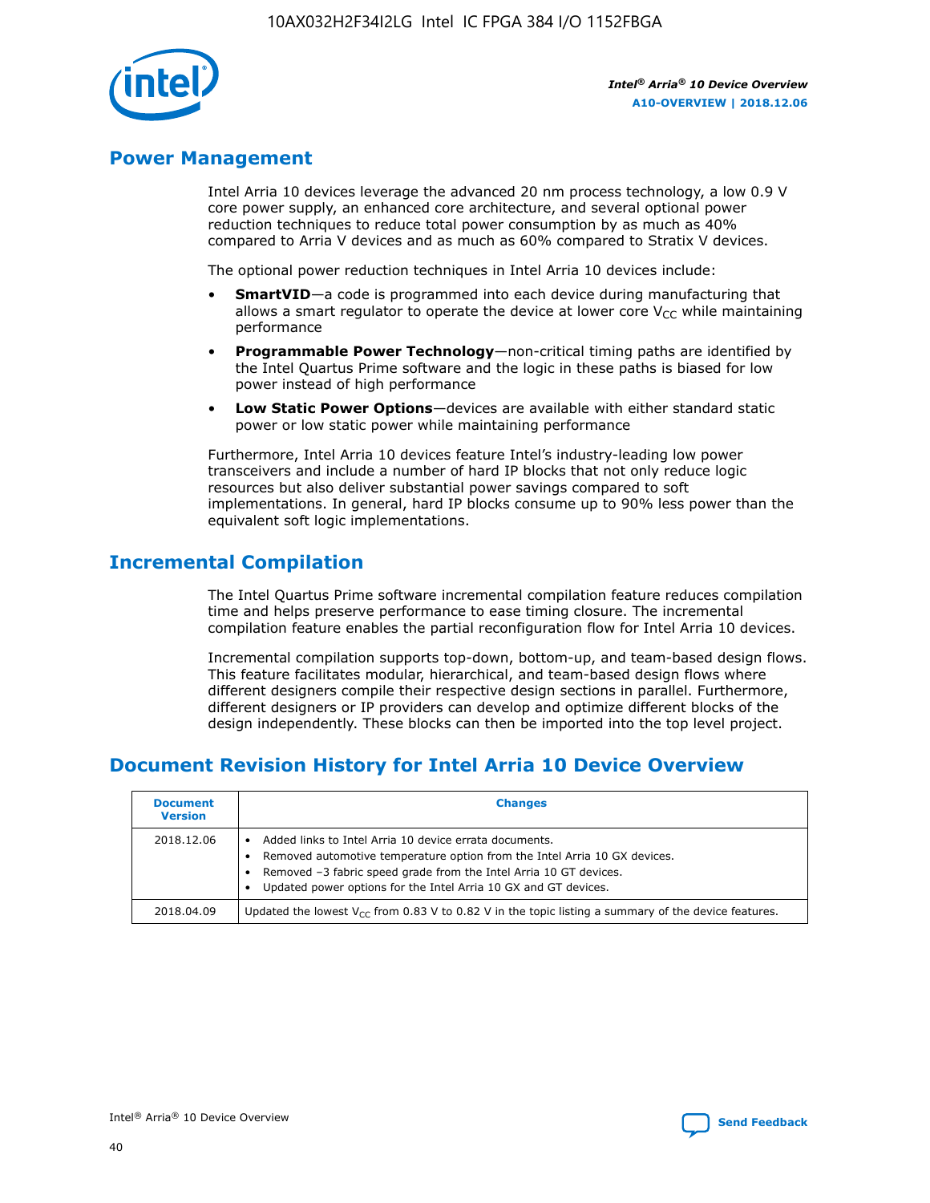## Power Management

Intel Arria 10 devices leverage the advanced 20 nm process technology, a low 0.9 V core power supply, an enhanced core architecture, and several optional power reduction techniques to reduce total power consumption by as much as 40% compared to Arria V devices and as much as 60% compared to Stratix V devices.

The optional power reduction techniques in Intel Arria 10 devices include:

- **SmartVID**—a code is programmed into each device during manufacturing that allows a smart regulator to operate the device at lower core $V_{CC}$ while maintaining performance
- **Programmable Power Technology**—non-critical timing paths are identified by the Intel Quartus Prime software and the logic in these paths is biased for low power instead of high performance
- **Low Static Power Options**—devices are available with either standard static power or low static power while maintaining performance

Furthermore, Intel Arria 10 devices feature Intel's industry-leading low power transceivers and include a number of hard IP blocks that not only reduce logic resources but also deliver substantial power savings compared to soft implementations. In general, hard IP blocks consume up to 90% less power than the equivalent soft logic implementations.

## Incremental Compilation

The Intel Quartus Prime software incremental compilation feature reduces compilation time and helps preserve performance to ease timing closure. The incremental compilation feature enables the partial reconfiguration flow for Intel Arria 10 devices.

Incremental compilation supports top-down, bottom-up, and team-based design flows. This feature facilitates modular, hierarchical, and team-based design flows where different designers compile their respective design sections in parallel. Furthermore, different designers or IP providers can develop and optimize different blocks of the design independently. These blocks can then be imported into the top level project.

## Document Revision History for Intel Arria 10 Device Overview

| Document Version | Changes |
| --- | --- |
| 2018.12.06 | • Added links to Intel Arria 10 device errata documents.<br>• Removed automotive temperature option from the Intel Arria 10 GX devices.<br>• Removed –3 fabric speed grade from the Intel Arria 10 GT devices.<br>• Updated power options for the Intel Arria 10 GX and GT devices. |
| 2018.04.09 | Updated the lowest $V_{CC}$ from 0.83 V to 0.82 V in the topic listing a summary of the device features. |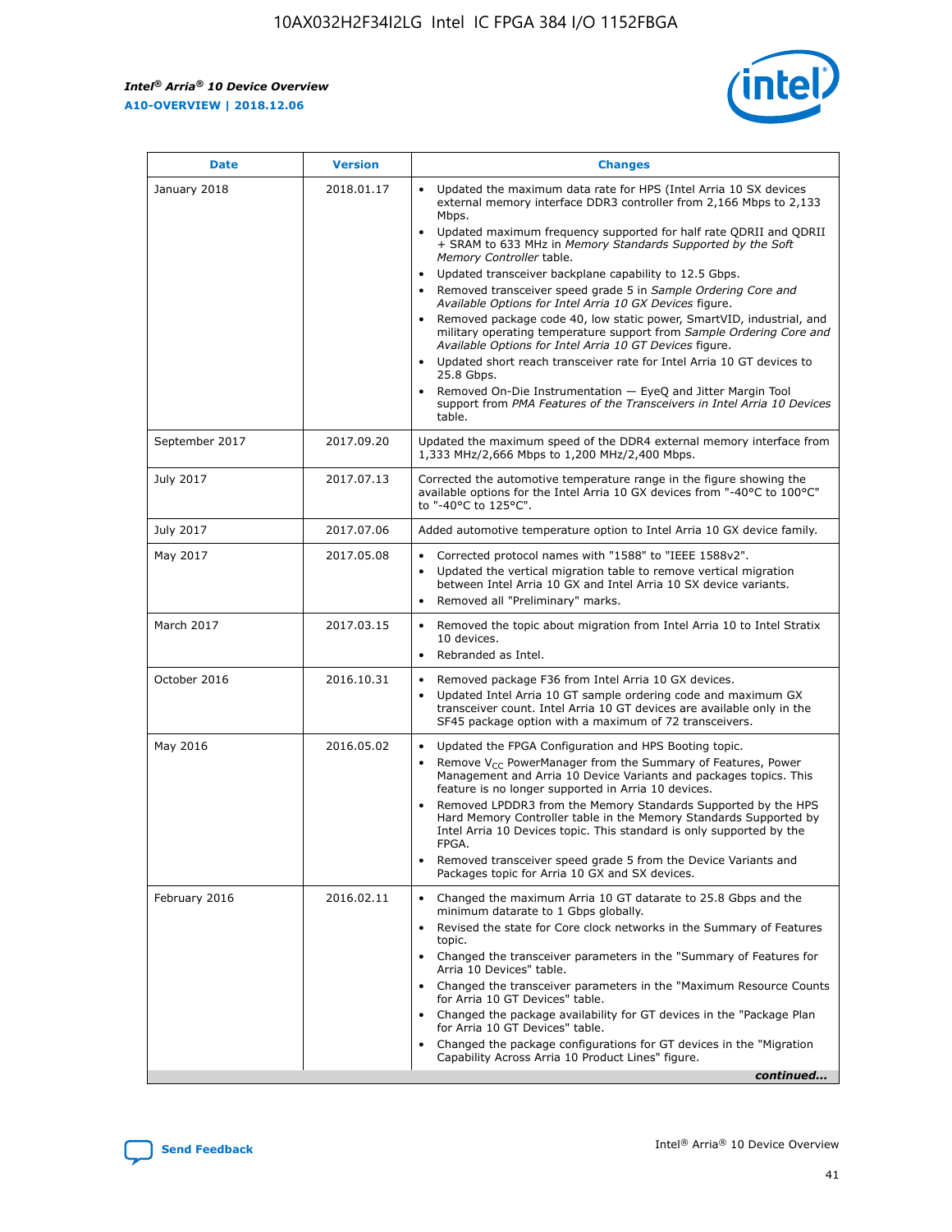| Date | Version | Changes |
| --- | --- | --- |
| January 2018 | 2018.01.17 | • Updated the maximum data rate for HPS (Intel Arria 10 SX devices external memory interface DDR3 controller from 2,166 Mbps to 2,133 Mbps.<br>• Updated maximum frequency supported for half rate QDRII and QDRII + SRAM to 633 MHz in *Memory Standards Supported by the Soft Memory Controller* table.<br>• Updated transceiver backplane capability to 12.5 Gbps.<br>• Removed transceiver speed grade 5 in *Sample Ordering Core and Available Options for Intel Arria 10 GX Devices* figure.<br>• Removed package code 40, low static power, SmartVID, industrial, and military operating temperature support from *Sample Ordering Core and Available Options for Intel Arria 10 GT Devices* figure.<br>• Updated short reach transceiver rate for Intel Arria 10 GT devices to 25.8 Gbps.<br>• Removed On-Die Instrumentation — EyeQ and Jitter Margin Tool support from *PMA Features of the Transceivers in Intel Arria 10 Devices* table. |
| September 2017 | 2017.09.20 | Updated the maximum speed of the DDR4 external memory interface from 1,333 MHz/2,666 Mbps to 1,200 MHz/2,400 Mbps. |
| July 2017 | 2017.07.13 | Corrected the automotive temperature range in the figure showing the available options for the Intel Arria 10 GX devices from "-40°C to 100°C" to "-40°C to 125°C". |
| July 2017 | 2017.07.06 | Added automotive temperature option to Intel Arria 10 GX device family. |
| May 2017 | 2017.05.08 | • Corrected protocol names with "1588" to "IEEE 1588v2".<br>• Updated the vertical migration table to remove vertical migration between Intel Arria 10 GX and Intel Arria 10 SX device variants.<br>• Removed all "Preliminary" marks. |
| March 2017 | 2017.03.15 | • Removed the topic about migration from Intel Arria 10 to Intel Stratix 10 devices.<br>• Rebranded as Intel. |
| October 2016 | 2016.10.31 | • Removed package F36 from Intel Arria 10 GX devices.<br>• Updated Intel Arria 10 GT sample ordering code and maximum GX transceiver count. Intel Arria 10 GT devices are available only in the SF45 package option with a maximum of 72 transceivers. |
| May 2016 | 2016.05.02 | • Updated the FPGA Configuration and HPS Booting topic.<br>• Remove $V_{CC}$ PowerManager from the Summary of Features, Power Management and Arria 10 Device Variants and packages topics. This feature is no longer supported in Arria 10 devices.<br>• Removed LPDDR3 from the Memory Standards Supported by the HPS Hard Memory Controller table in the Memory Standards Supported by Intel Arria 10 Devices topic. This standard is only supported by the FPGA.<br>• Removed transceiver speed grade 5 from the Device Variants and Packages topic for Arria 10 GX and SX devices. |
| February 2016 | 2016.02.11 | • Changed the maximum Arria 10 GT datarate to 25.8 Gbps and the minimum datarate to 1 Gbps globally.<br>• Revised the state for Core clock networks in the Summary of Features topic.<br>• Changed the transceiver parameters in the "Summary of Features for Arria 10 Devices" table.<br>• Changed the transceiver parameters in the "Maximum Resource Counts for Arria 10 GT Devices" table.<br>• Changed the package availability for GT devices in the "Package Plan for Arria 10 GT Devices" table.<br>• Changed the package configurations for GT devices in the "Migration Capability Across Arria 10 Product Lines" figure. |

*continued...*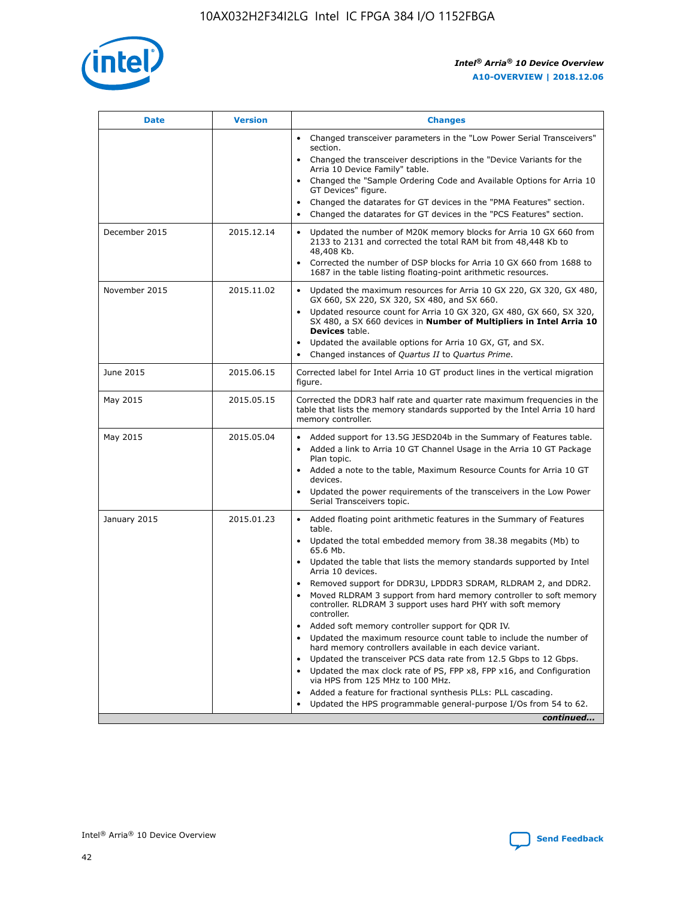| Date | Version | Changes |
| --- | --- | --- |
| | | • Changed transceiver parameters in the "Low Power Serial Transceivers" section.<br>• Changed the transceiver descriptions in the "Device Variants for the Arria 10 Device Family" table.<br>• Changed the "Sample Ordering Code and Available Options for Arria 10 GT Devices" figure.<br>• Changed the datarates for GT devices in the "PMA Features" section.<br>• Changed the datarates for GT devices in the "PCS Features" section. |
| December 2015 | 2015.12.14 | • Updated the number of M20K memory blocks for Arria 10 GX 660 from 2133 to 2131 and corrected the total RAM bit from 48,448 Kb to 48,408 Kb.<br>• Corrected the number of DSP blocks for Arria 10 GX 660 from 1688 to 1687 in the table listing floating-point arithmetic resources. |
| November 2015 | 2015.11.02 | • Updated the maximum resources for Arria 10 GX 220, GX 320, GX 480, GX 660, SX 220, SX 320, SX 480, and SX 660.<br>• Updated resource count for Arria 10 GX 320, GX 480, GX 660, SX 320, SX 480, a SX 660 devices in **Number of Multipliers in Intel Arria 10 Devices** table.<br>• Updated the available options for Arria 10 GX, GT, and SX.<br>• Changed instances of *Quartus II* to *Quartus Prime*. |
| June 2015 | 2015.06.15 | Corrected label for Intel Arria 10 GT product lines in the vertical migration figure. |
| May 2015 | 2015.05.15 | Corrected the DDR3 half rate and quarter rate maximum frequencies in the table that lists the memory standards supported by the Intel Arria 10 hard memory controller. |
| May 2015 | 2015.05.04 | • Added support for 13.5G JESD204b in the Summary of Features table.<br>• Added a link to Arria 10 GT Channel Usage in the Arria 10 GT Package Plan topic.<br>• Added a note to the table, Maximum Resource Counts for Arria 10 GT devices.<br>• Updated the power requirements of the transceivers in the Low Power Serial Transceivers topic. |
| January 2015 | 2015.01.23 | • Added floating point arithmetic features in the Summary of Features table.<br>• Updated the total embedded memory from 38.38 megabits (Mb) to 65.6 Mb.<br>• Updated the table that lists the memory standards supported by Intel Arria 10 devices.<br>• Removed support for DDR3U, LPDDR3 SDRAM, RLDRAM 2, and DDR2.<br>• Moved RLDRAM 3 support from hard memory controller to soft memory controller. RLDRAM 3 support uses hard PHY with soft memory controller.<br>• Added soft memory controller support for QDR IV.<br>• Updated the maximum resource count table to include the number of hard memory controllers available in each device variant.<br>• Updated the transceiver PCS data rate from 12.5 Gbps to 12 Gbps.<br>• Updated the max clock rate of PS, FPP x8, FPP x16, and Configuration via HPS from 125 MHz to 100 MHz.<br>• Added a feature for fractional synthesis PLLs: PLL cascading.<br>• Updated the HPS programmable general-purpose I/Os from 54 to 62. |

*continued...*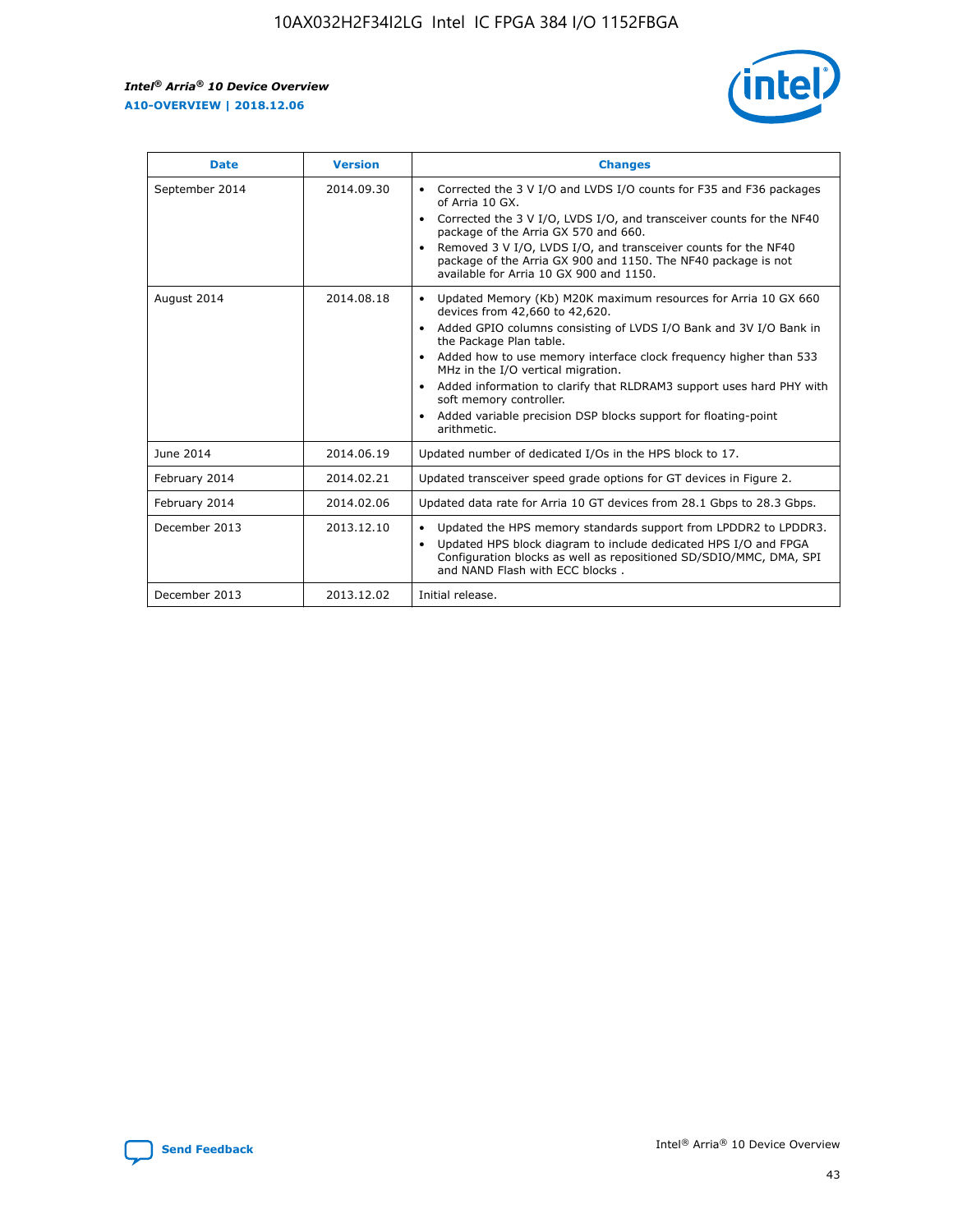| Date | Version | Changes |
| --- | --- | --- |
| September 2014 | 2014.09.30 | • Corrected the 3 V I/O and LVDS I/O counts for F35 and F36 packages of Arria 10 GX. • Corrected the 3 V I/O, LVDS I/O, and transceiver counts for the NF40 package of the Arria GX 570 and 660. • Removed 3 V I/O, LVDS I/O, and transceiver counts for the NF40 package of the Arria GX 900 and 1150. The NF40 package is not available for Arria 10 GX 900 and 1150. |
| August 2014 | 2014.08.18 | • Updated Memory (Kb) M20K maximum resources for Arria 10 GX 660 devices from 42,660 to 42,620. • Added GPIO columns consisting of LVDS I/O Bank and 3V I/O Bank in the Package Plan table. • Added how to use memory interface clock frequency higher than 533 MHz in the I/O vertical migration. • Added information to clarify that RLDRAM3 support uses hard PHY with soft memory controller. • Added variable precision DSP blocks support for floating-point arithmetic. |
| June 2014 | 2014.06.19 | Updated number of dedicated I/Os in the HPS block to 17. |
| February 2014 | 2014.02.21 | Updated transceiver speed grade options for GT devices in Figure 2. |
| February 2014 | 2014.02.06 | Updated data rate for Arria 10 GT devices from 28.1 Gbps to 28.3 Gbps. |
| December 2013 | 2013.12.10 | • Updated the HPS memory standards support from LPDDR2 to LPDDR3. • Updated HPS block diagram to include dedicated HPS I/O and FPGA Configuration blocks as well as repositioned SD/SDIO/MMC, DMA, SPI and NAND Flash with ECC blocks . |
| December 2013 | 2013.12.02 | Initial release. |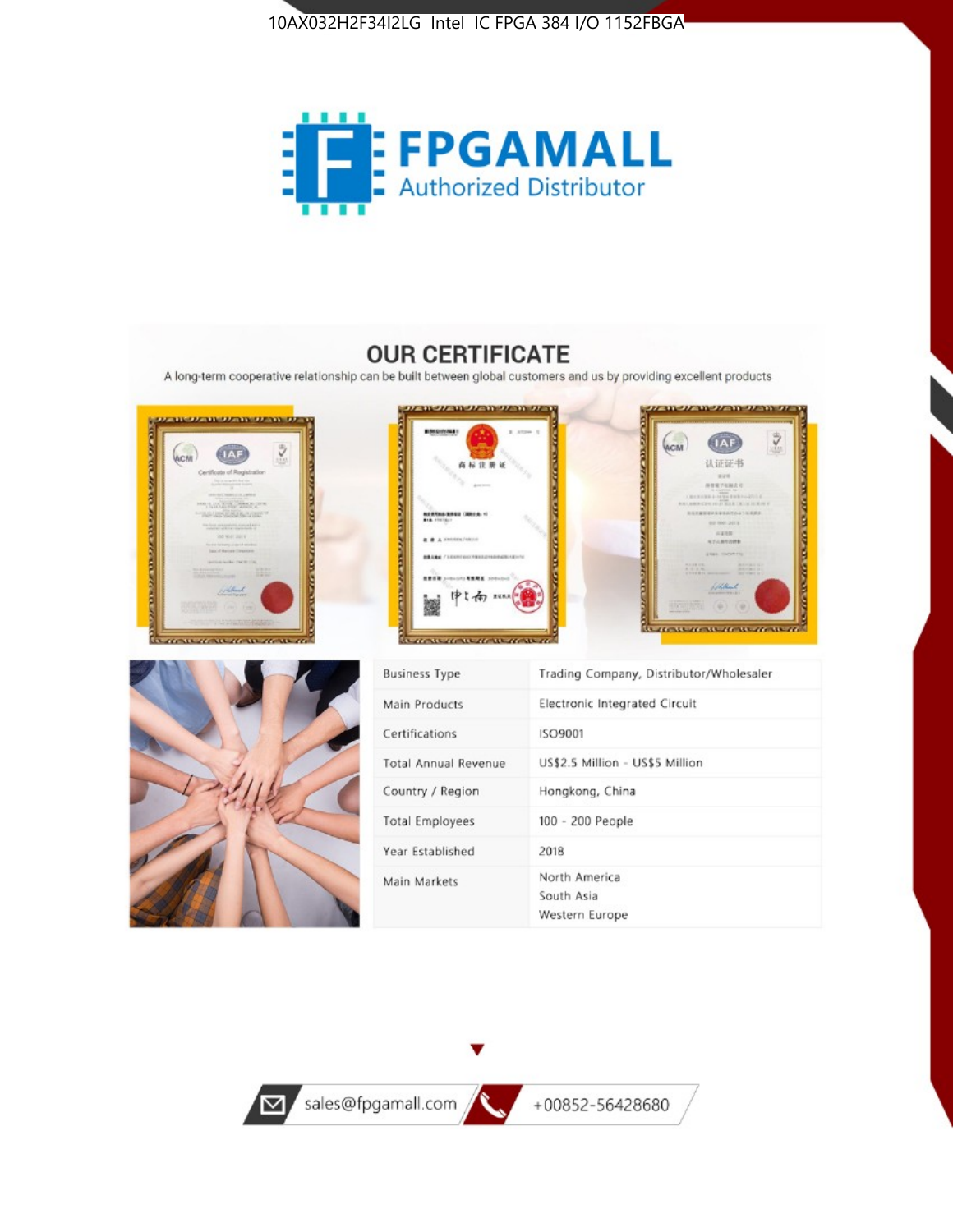FPGAMALL
Authorized Distributor

## OUR CERTIFICATE

A long-term cooperative relationship can be built between global customers and us by providing excellent products

| | |
|---|---|
| Business Type | Trading Company, Distributor/Wholesaler |
| Main Products | Electronic Integrated Circuit |
| Certifications | ISO9001 |
| Total Annual Revenue | US$2.5 Million - US$5 Million |
| Country / Region | Hongkong, China |
| Total Employees | 100 - 200 People |
| Year Established | 2018 |
| Main Markets | North America<br>South Asia<br>Western Europe |

sales@fpgamall.com +00852-56428680